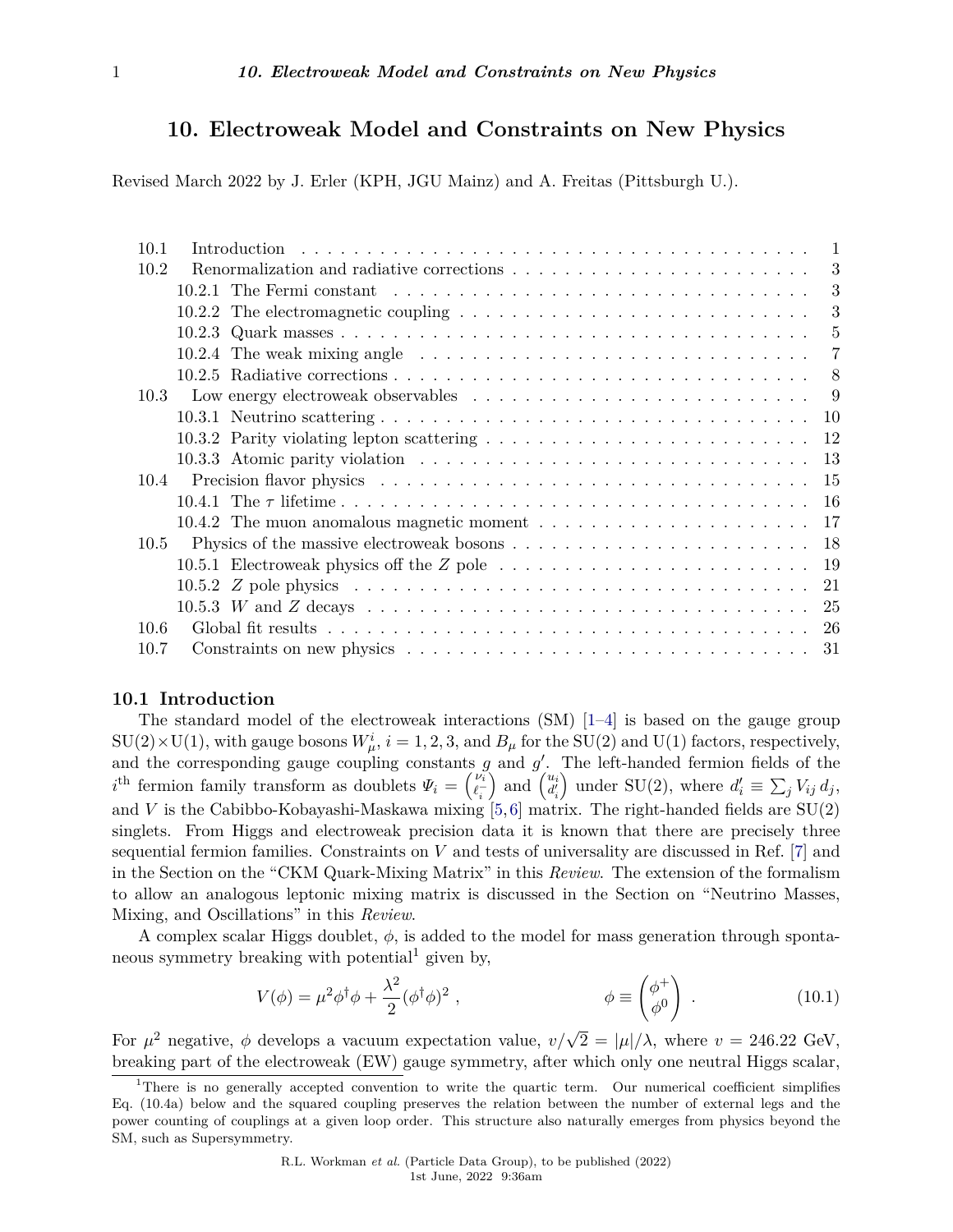# 10. Electroweak Model and Constraints on New Physics

Revised March 2022 by J. Erler (KPH, JGU Mainz) and A. Freitas (Pittsburgh U.).

| | | |
|---|---|---|
| 10.1 | Introduction | 1 |
| 10.2 | Renormalization and radiative corrections | 3 |
| | 10.2.1 The Fermi constant | 3 |
| | 10.2.2 The electromagnetic coupling | 3 |
| | 10.2.3 Quark masses | 5 |
| | 10.2.4 The weak mixing angle | 7 |
| | 10.2.5 Radiative corrections | 8 |
| 10.3 | Low energy electroweak observables | 9 |
| | 10.3.1 Neutrino scattering | 10 |
| | 10.3.2 Parity violating lepton scattering | 12 |
| | 10.3.3 Atomic parity violation | 13 |
| 10.4 | Precision flavor physics | 15 |
| | 10.4.1 The $\tau$ lifetime | 16 |
| | 10.4.2 The muon anomalous magnetic moment | 17 |
| 10.5 | Physics of the massive electroweak bosons | 18 |
| | 10.5.1 Electroweak physics off the $Z$ pole | 19 |
| | 10.5.2 $Z$ pole physics | 21 |
| | 10.5.3 $W$ and $Z$ decays | 25 |
| 10.6 | Global fit results | 26 |
| 10.7 | Constraints on new physics | 31 |

## 10.1 Introduction

The standard model of the electroweak interactions (SM) [1–4] is based on the gauge group $SU(2)\times U(1)$, with gauge bosons $W_\mu^i$, $i=1,2,3$, and $B_\mu$ for the SU(2) and U(1) factors, respectively, and the corresponding gauge coupling constants $g$ and $g'$. The left-handed fermion fields of the $i^{\text{th}}$ fermion family transform as doublets $\Psi_i = \binom{\nu_i}{\ell_i^-}$ and $\binom{u_i}{d_i'}$ under SU(2), where $d_i' \equiv \sum_j V_{ij}\, d_j$, and $V$ is the Cabibbo-Kobayashi-Maskawa mixing [5,6] matrix. The right-handed fields are SU(2) singlets. From Higgs and electroweak precision data it is known that there are precisely three sequential fermion families. Constraints on $V$ and tests of universality are discussed in Ref. [7] and in the Section on the "CKM Quark-Mixing Matrix" in this *Review*. The extension of the formalism to allow an analogous leptonic mixing matrix is discussed in the Section on "Neutrino Masses, Mixing, and Oscillations" in this *Review*.

A complex scalar Higgs doublet, $\phi$, is added to the model for mass generation through spontaneous symmetry breaking with potential[1] given by,

$$V(\phi) = \mu^2 \phi^\dagger \phi + \frac{\lambda^2}{2}(\phi^\dagger\phi)^2 \, , \qquad\qquad \phi \equiv \begin{pmatrix} \phi^+ \\ \phi^0 \end{pmatrix} \, . \tag{10.1}$$

For $\mu^2$ negative, $\phi$ develops a vacuum expectation value, $v/\sqrt{2} = |\mu|/\lambda$, where $v = 246.22$ GeV, breaking part of the electroweak (EW) gauge symmetry, after which only one neutral Higgs scalar,

[1] There is no generally accepted convention to write the quartic term. Our numerical coefficient simplifies Eq. (10.4a) below and the squared coupling preserves the relation between the number of external legs and the power counting of couplings at a given loop order. This structure also naturally emerges from physics beyond the SM, such as Supersymmetry.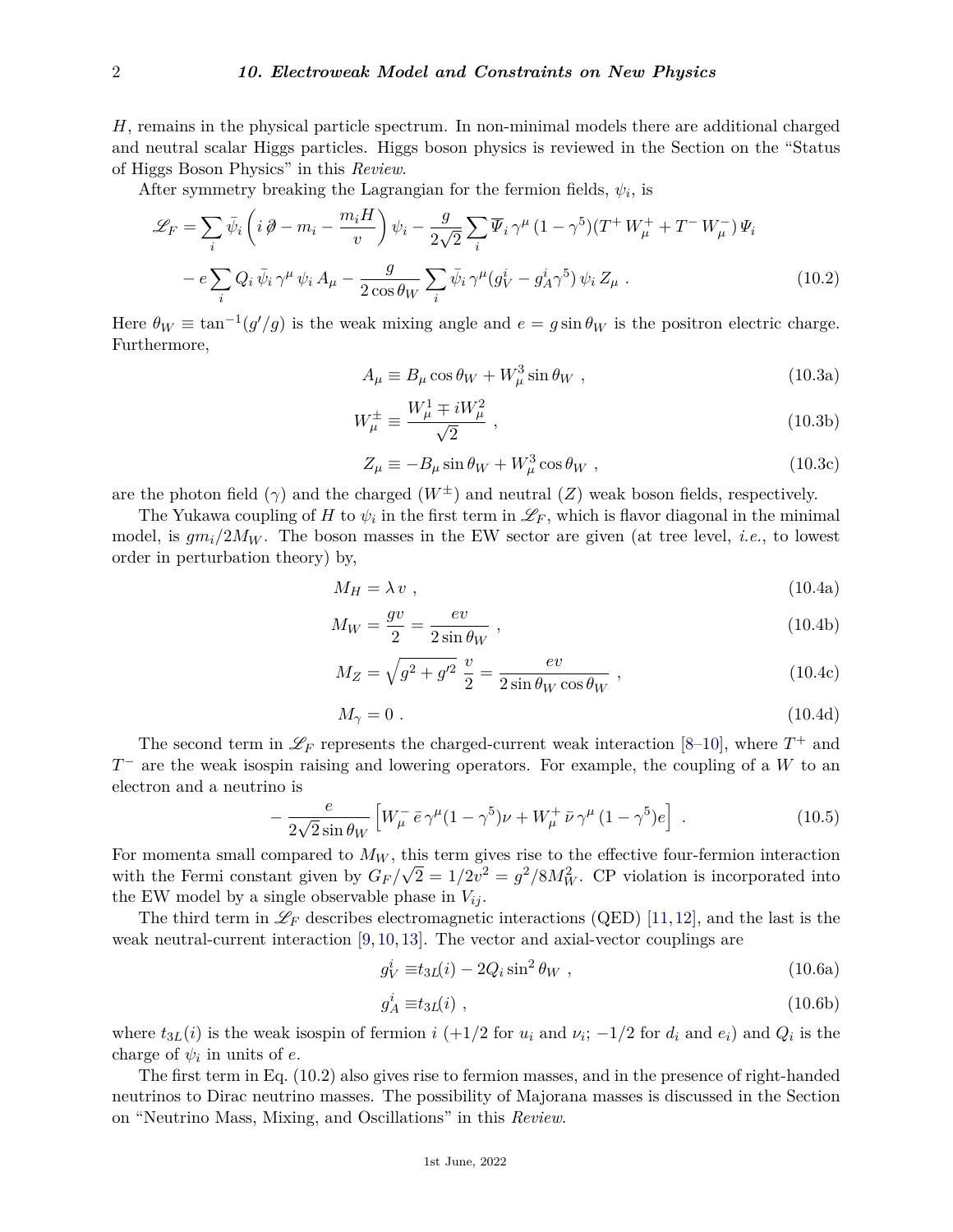$H$, remains in the physical particle spectrum. In non-minimal models there are additional charged and neutral scalar Higgs particles. Higgs boson physics is reviewed in the Section on the "Status of Higgs Boson Physics" in this *Review*.

After symmetry breaking the Lagrangian for the fermion fields, $\psi_i$, is

$$
\begin{aligned}
\mathscr{L}_F = & \sum_i \bar{\psi}_i \left( i \not{\partial} - m_i - \frac{m_i H}{v} \right) \psi_i - \frac{g}{2\sqrt{2}} \sum_i \overline{\Psi}_i \, \gamma^\mu \, (1 - \gamma^5)(T^+ \, W_\mu^+ + T^- \, W_\mu^-) \, \Psi_i \\
& - e \sum_i Q_i \, \bar{\psi}_i \, \gamma^\mu \, \psi_i \, A_\mu - \frac{g}{2 \cos \theta_W} \sum_i \bar{\psi}_i \, \gamma^\mu (g_V^i - g_A^i \gamma^5) \, \psi_i \, Z_\mu \; . \qquad (10.2)
\end{aligned}
$$

Here $\theta_W \equiv \tan^{-1}(g'/g)$ is the weak mixing angle and $e = g \sin \theta_W$ is the positron electric charge. Furthermore,

$$A_\mu \equiv B_\mu \cos \theta_W + W_\mu^3 \sin \theta_W \; , \qquad (10.3a)$$

$$W_\mu^\pm \equiv \frac{W_\mu^1 \mp i W_\mu^2}{\sqrt{2}} \; , \qquad (10.3b)$$

$$Z_\mu \equiv -B_\mu \sin \theta_W + W_\mu^3 \cos \theta_W \; , \qquad (10.3c)$$

are the photon field ($\gamma$) and the charged ($W^\pm$) and neutral ($Z$) weak boson fields, respectively.

The Yukawa coupling of $H$ to $\psi_i$ in the first term in $\mathscr{L}_F$, which is flavor diagonal in the minimal model, is $g m_i / 2 M_W$. The boson masses in the EW sector are given (at tree level, *i.e.*, to lowest order in perturbation theory) by,

$$M_H = \lambda \, v \; , \qquad (10.4a)$$

$$M_W = \frac{g v}{2} = \frac{e v}{2 \sin \theta_W} \; , \qquad (10.4b)$$

$$M_Z = \sqrt{g^2 + g'^2} \; \frac{v}{2} = \frac{e v}{2 \sin \theta_W \cos \theta_W} \; , \qquad (10.4c)$$

$$M_\gamma = 0 \; . \qquad (10.4d)$$

The second term in $\mathscr{L}_F$ represents the charged-current weak interaction [8–10], where $T^+$ and $T^-$ are the weak isospin raising and lowering operators. For example, the coupling of a $W$ to an electron and a neutrino is

$$- \frac{e}{2\sqrt{2} \sin \theta_W} \left[ W_\mu^- \, \bar{e} \, \gamma^\mu (1 - \gamma^5) \nu + W_\mu^+ \, \bar{\nu} \, \gamma^\mu \, (1 - \gamma^5) e \right] \; . \qquad (10.5)$$

For momenta small compared to $M_W$, this term gives rise to the effective four-fermion interaction with the Fermi constant given by $G_F / \sqrt{2} = 1/2v^2 = g^2 / 8 M_W^2$. CP violation is incorporated into the EW model by a single observable phase in $V_{ij}$.

The third term in $\mathscr{L}_F$ describes electromagnetic interactions (QED) [11, 12], and the last is the weak neutral-current interaction [9, 10, 13]. The vector and axial-vector couplings are

$$g_V^i \equiv t_{3L}(i) - 2 Q_i \sin^2 \theta_W \; , \qquad (10.6a)$$

$$g_A^i \equiv t_{3L}(i) \; , \qquad (10.6b)$$

where $t_{3L}(i)$ is the weak isospin of fermion $i$ ($+1/2$ for $u_i$ and $\nu_i$; $-1/2$ for $d_i$ and $e_i$) and $Q_i$ is the charge of $\psi_i$ in units of $e$.

The first term in Eq. (10.2) also gives rise to fermion masses, and in the presence of right-handed neutrinos to Dirac neutrino masses. The possibility of Majorana masses is discussed in the Section on "Neutrino Mass, Mixing, and Oscillations" in this *Review*.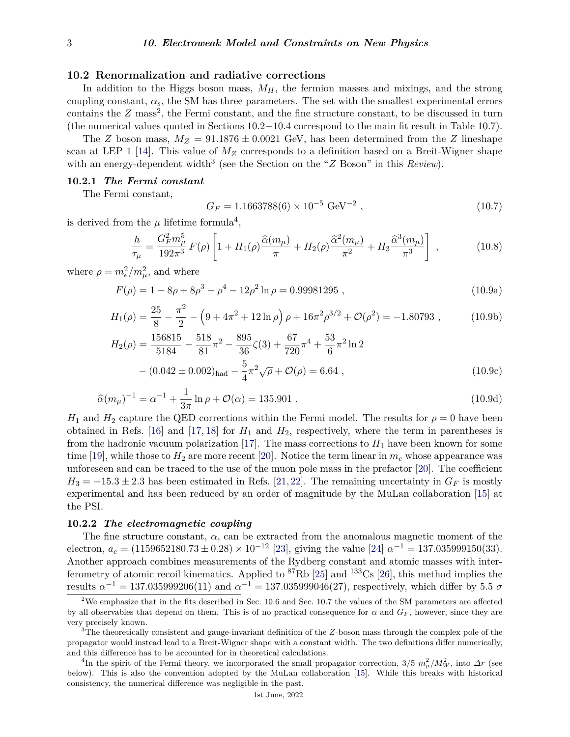## 10.2 Renormalization and radiative corrections

In addition to the Higgs boson mass, $M_H$, the fermion masses and mixings, and the strong coupling constant, $\alpha_s$, the SM has three parameters. The set with the smallest experimental errors contains the $Z$ mass[2], the Fermi constant, and the fine structure constant, to be discussed in turn (the numerical values quoted in Sections 10.2−10.4 correspond to the main fit result in Table 10.7).

The $Z$ boson mass, $M_Z = 91.1876 \pm 0.0021$ GeV, has been determined from the $Z$ lineshape scan at LEP 1 [14]. This value of $M_Z$ corresponds to a definition based on a Breit-Wigner shape with an energy-dependent width[3] (see the Section on the "$Z$ Boson" in this *Review*).

### 10.2.1 *The Fermi constant*

The Fermi constant,

$$G_F = 1.1663788(6) \times 10^{-5} \text{ GeV}^{-2} , \tag{10.7}$$

is derived from the $\mu$ lifetime formula[4],

$$\frac{\hbar}{\tau_\mu} = \frac{G_F^2 m_\mu^5}{192\pi^3} F(\rho) \left[ 1 + H_1(\rho) \frac{\widehat{\alpha}(m_\mu)}{\pi} + H_2(\rho) \frac{\widehat{\alpha}^2(m_\mu)}{\pi^2} + H_3 \frac{\widehat{\alpha}^3(m_\mu)}{\pi^3} \right] , \tag{10.8}$$

where $\rho = m_e^2/m_\mu^2$, and where

$$F(\rho) = 1 - 8\rho + 8\rho^3 - \rho^4 - 12\rho^2 \ln\rho = 0.99981295 , \tag{10.9a}$$

$$H_1(\rho) = \frac{25}{8} - \frac{\pi^2}{2} - \left(9 + 4\pi^2 + 12\ln\rho\right)\rho + 16\pi^2\rho^{3/2} + \mathcal{O}(\rho^2) = -1.80793 , \tag{10.9b}$$

$$H_2(\rho) = \frac{156815}{5184} - \frac{518}{81}\pi^2 - \frac{895}{36}\zeta(3) + \frac{67}{720}\pi^4 + \frac{53}{6}\pi^2 \ln 2 - (0.042 \pm 0.002)_{\text{had}} - \frac{5}{4}\pi^2\sqrt{\rho} + \mathcal{O}(\rho) = 6.64 , \tag{10.9c}$$

$$\widehat{\alpha}(m_\mu)^{-1} = \alpha^{-1} + \frac{1}{3\pi}\ln\rho + \mathcal{O}(\alpha) = 135.901 . \tag{10.9d}$$

$H_1$ and $H_2$ capture the QED corrections within the Fermi model. The results for $\rho = 0$ have been obtained in Refs. [16] and [17, 18] for $H_1$ and $H_2$, respectively, where the term in parentheses is from the hadronic vacuum polarization [17]. The mass corrections to $H_1$ have been known for some time [19], while those to $H_2$ are more recent [20]. Notice the term linear in $m_e$ whose appearance was unforeseen and can be traced to the use of the muon pole mass in the prefactor [20]. The coefficient $H_3 = -15.3 \pm 2.3$ has been estimated in Refs. [21, 22]. The remaining uncertainty in $G_F$ is mostly experimental and has been reduced by an order of magnitude by the MuLan collaboration [15] at the PSI.

### 10.2.2 *The electromagnetic coupling*

The fine structure constant, $\alpha$, can be extracted from the anomalous magnetic moment of the electron, $a_e = (1159652180.73 \pm 0.28) \times 10^{-12}$ [23], giving the value [24] $\alpha^{-1} = 137.035999150(33)$. Another approach combines measurements of the Rydberg constant and atomic masses with interferometry of atomic recoil kinematics. Applied to $^{87}$Rb [25] and $^{133}$Cs [26], this method implies the results $\alpha^{-1} = 137.035999206(11)$ and $\alpha^{-1} = 137.035999046(27)$, respectively, which differ by 5.5 $\sigma$

---

[2] We emphasize that in the fits described in Sec. 10.6 and Sec. 10.7 the values of the SM parameters are affected by all observables that depend on them. This is of no practical consequence for $\alpha$ and $G_F$, however, since they are very precisely known.

[3] The theoretically consistent and gauge-invariant definition of the $Z$-boson mass through the complex pole of the propagator would instead lead to a Breit-Wigner shape with a constant width. The two definitions differ numerically, and this difference has to be accounted for in theoretical calculations.

[4] In the spirit of the Fermi theory, we incorporated the small propagator correction, $3/5\ m_\mu^2/M_W^2$, into $\Delta r$ (see below). This is also the convention adopted by the MuLan collaboration [15]. While this breaks with historical consistency, the numerical difference was negligible in the past.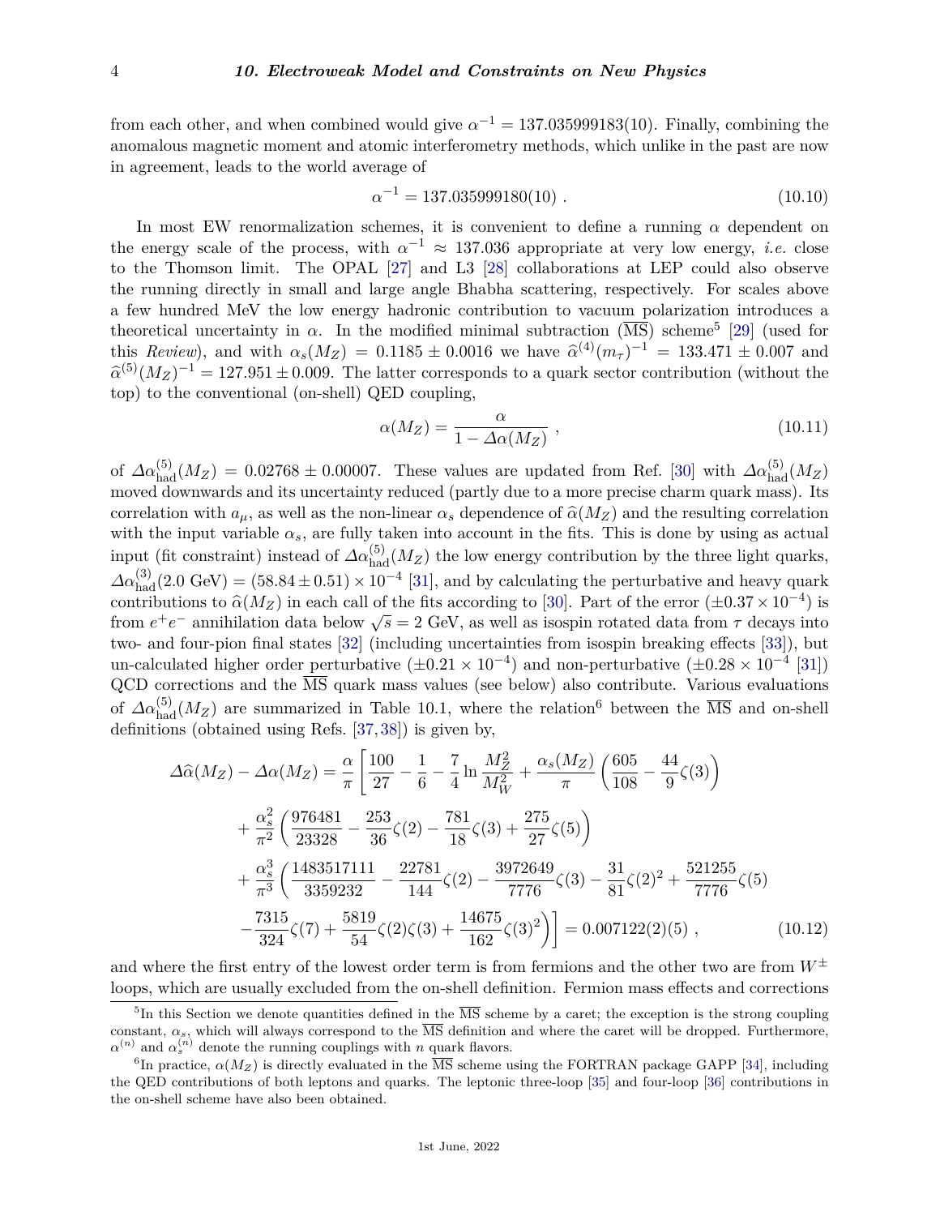from each other, and when combined would give $\alpha^{-1} = 137.035999183(10)$. Finally, combining the anomalous magnetic moment and atomic interferometry methods, which unlike in the past are now in agreement, leads to the world average of

$$\alpha^{-1} = 137.035999180(10) \; . \tag{10.10}$$

In most EW renormalization schemes, it is convenient to define a running $\alpha$ dependent on the energy scale of the process, with $\alpha^{-1} \approx 137.036$ appropriate at very low energy, *i.e.* close to the Thomson limit. The OPAL [27] and L3 [28] collaborations at LEP could also observe the running directly in small and large angle Bhabha scattering, respectively. For scales above a few hundred MeV the low energy hadronic contribution to vacuum polarization introduces a theoretical uncertainty in $\alpha$. In the modified minimal subtraction ($\overline{\text{MS}}$) scheme[5] [29] (used for this *Review*), and with $\alpha_s(M_Z) = 0.1185 \pm 0.0016$ we have $\widehat{\alpha}^{(4)}(m_\tau)^{-1} = 133.471 \pm 0.007$ and $\widehat{\alpha}^{(5)}(M_Z)^{-1} = 127.951 \pm 0.009$. The latter corresponds to a quark sector contribution (without the top) to the conventional (on-shell) QED coupling,

$$\alpha(M_Z) = \frac{\alpha}{1 - \Delta\alpha(M_Z)} \; , \tag{10.11}$$

of $\Delta\alpha^{(5)}_{\text{had}}(M_Z) = 0.02768 \pm 0.00007$. These values are updated from Ref. [30] with $\Delta\alpha^{(5)}_{\text{had}}(M_Z)$ moved downwards and its uncertainty reduced (partly due to a more precise charm quark mass). Its correlation with $a_\mu$, as well as the non-linear $\alpha_s$ dependence of $\widehat{\alpha}(M_Z)$ and the resulting correlation with the input variable $\alpha_s$, are fully taken into account in the fits. This is done by using as actual input (fit constraint) instead of $\Delta\alpha^{(5)}_{\text{had}}(M_Z)$ the low energy contribution by the three light quarks, $\Delta\alpha^{(3)}_{\text{had}}(2.0\text{ GeV}) = (58.84 \pm 0.51) \times 10^{-4}$ [31], and by calculating the perturbative and heavy quark contributions to $\widehat{\alpha}(M_Z)$ in each call of the fits according to [30]. Part of the error ($\pm 0.37 \times 10^{-4}$) is from $e^+e^-$ annihilation data below $\sqrt{s} = 2$ GeV, as well as isospin rotated data from $\tau$ decays into two- and four-pion final states [32] (including uncertainties from isospin breaking effects [33]), but un-calculated higher order perturbative ($\pm 0.21 \times 10^{-4}$) and non-perturbative ($\pm 0.28 \times 10^{-4}$ [31]) QCD corrections and the $\overline{\text{MS}}$ quark mass values (see below) also contribute. Various evaluations of $\Delta\alpha^{(5)}_{\text{had}}(M_Z)$ are summarized in Table 10.1, where the relation[6] between the $\overline{\text{MS}}$ and on-shell definitions (obtained using Refs. [37, 38]) is given by,

$$\begin{aligned}
\Delta\widehat{\alpha}(M_Z) - \Delta\alpha(M_Z) = \frac{\alpha}{\pi}\Bigg[ & \frac{100}{27} - \frac{1}{6} - \frac{7}{4}\ln\frac{M_Z^2}{M_W^2} + \frac{\alpha_s(M_Z)}{\pi}\left(\frac{605}{108} - \frac{44}{9}\zeta(3)\right) \\
& + \frac{\alpha_s^2}{\pi^2}\left(\frac{976481}{23328} - \frac{253}{36}\zeta(2) - \frac{781}{18}\zeta(3) + \frac{275}{27}\zeta(5)\right) \\
& + \frac{\alpha_s^3}{\pi^3}\left(\frac{1483517111}{3359232} - \frac{22781}{144}\zeta(2) - \frac{3972649}{7776}\zeta(3) - \frac{31}{81}\zeta(2)^2 + \frac{521255}{7776}\zeta(5)\right. \\
& \left. - \frac{7315}{324}\zeta(7) + \frac{5819}{54}\zeta(2)\zeta(3) + \frac{14675}{162}\zeta(3)^2\right)\Bigg] = 0.007122(2)(5) \; ,
\end{aligned} \tag{10.12}$$

and where the first entry of the lowest order term is from fermions and the other two are from $W^\pm$ loops, which are usually excluded from the on-shell definition. Fermion mass effects and corrections

---

[5] In this Section we denote quantities defined in the $\overline{\text{MS}}$ scheme by a caret; the exception is the strong coupling constant, $\alpha_s$, which will always correspond to the $\overline{\text{MS}}$ definition and where the caret will be dropped. Furthermore, $\alpha^{(n)}$ and $\alpha_s^{(n)}$ denote the running couplings with $n$ quark flavors.

[6] In practice, $\alpha(M_Z)$ is directly evaluated in the $\overline{\text{MS}}$ scheme using the FORTRAN package GAPP [34], including the QED contributions of both leptons and quarks. The leptonic three-loop [35] and four-loop [36] contributions in the on-shell scheme have also been obtained.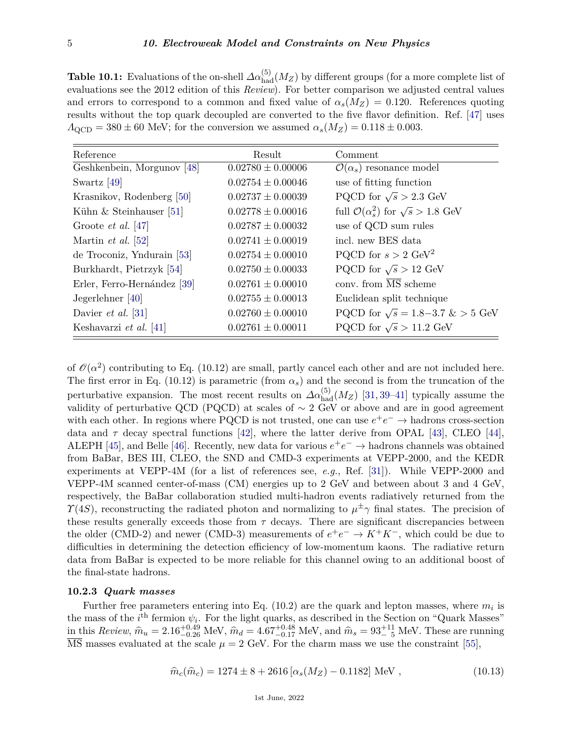**Table 10.1:** Evaluations of the on-shell $\Delta\alpha^{(5)}_{\rm had}(M_Z)$ by different groups (for a more complete list of evaluations see the 2012 edition of this *Review*). For better comparison we adjusted central values and errors to correspond to a common and fixed value of $\alpha_s(M_Z) = 0.120$. References quoting results without the top quark decoupled are converted to the five flavor definition. Ref. [47] uses $\Lambda_{\rm QCD} = 380 \pm 60$ MeV; for the conversion we assumed $\alpha_s(M_Z) = 0.118 \pm 0.003$.

| Reference | Result | Comment |
|---|---|---|
| Geshkenbein, Morgunov [48] | $0.02780 \pm 0.00006$ | $\mathcal{O}(\alpha_s)$ resonance model |
| Swartz [49] | $0.02754 \pm 0.00046$ | use of fitting function |
| Krasnikov, Rodenberg [50] | $0.02737 \pm 0.00039$ | PQCD for $\sqrt{s} > 2.3$ GeV |
| Kühn & Steinhauser [51] | $0.02778 \pm 0.00016$ | full $\mathcal{O}(\alpha_s^2)$ for $\sqrt{s} > 1.8$ GeV |
| Groote *et al.* [47] | $0.02787 \pm 0.00032$ | use of QCD sum rules |
| Martin *et al.* [52] | $0.02741 \pm 0.00019$ | incl. new BES data |
| de Troconiz, Yndurain [53] | $0.02754 \pm 0.00010$ | PQCD for $s > 2$ GeV$^2$ |
| Burkhardt, Pietrzyk [54] | $0.02750 \pm 0.00033$ | PQCD for $\sqrt{s} > 12$ GeV |
| Erler, Ferro-Hernández [39] | $0.02761 \pm 0.00010$ | conv. from $\overline{\rm MS}$ scheme |
| Jegerlehner [40] | $0.02755 \pm 0.00013$ | Euclidean split technique |
| Davier *et al.* [31] | $0.02760 \pm 0.00010$ | PQCD for $\sqrt{s} = 1.8-3.7$ & $> 5$ GeV |
| Keshavarzi *et al.* [41] | $0.02761 \pm 0.00011$ | PQCD for $\sqrt{s} > 11.2$ GeV |

of $\mathcal{O}(\alpha^2)$ contributing to Eq. (10.12) are small, partly cancel each other and are not included here. The first error in Eq. (10.12) is parametric (from $\alpha_s$) and the second is from the truncation of the perturbative expansion. The most recent results on $\Delta\alpha^{(5)}_{\rm had}(M_Z)$ [31, 39–41] typically assume the validity of perturbative QCD (PQCD) at scales of $\sim 2$ GeV or above and are in good agreement with each other. In regions where PQCD is not trusted, one can use $e^+e^- \to$ hadrons cross-section data and $\tau$ decay spectral functions [42], where the latter derive from OPAL [43], CLEO [44], ALEPH [45], and Belle [46]. Recently, new data for various $e^+e^- \to$ hadrons channels was obtained from BaBar, BES III, CLEO, the SND and CMD-3 experiments at VEPP-2000, and the KEDR experiments at VEPP-4M (for a list of references see, *e.g.*, Ref. [31]). While VEPP-2000 and VEPP-4M scanned center-of-mass (CM) energies up to 2 GeV and between about 3 and 4 GeV, respectively, the BaBar collaboration studied multi-hadron events radiatively returned from the $\Upsilon(4S)$, reconstructing the radiated photon and normalizing to $\mu^\pm\gamma$ final states. The precision of these results generally exceeds those from $\tau$ decays. There are significant discrepancies between the older (CMD-2) and newer (CMD-3) measurements of $e^+e^- \to K^+K^-$, which could be due to difficulties in determining the detection efficiency of low-momentum kaons. The radiative return data from BaBar is expected to be more reliable for this channel owing to an additional boost of the final-state hadrons.

### 10.2.3 *Quark masses*

Further free parameters entering into Eq. (10.2) are the quark and lepton masses, where $m_i$ is the mass of the $i^{\rm th}$ fermion $\psi_i$. For the light quarks, as described in the Section on "Quark Masses" in this *Review*, $\widehat{m}_u = 2.16^{+0.49}_{-0.26}$ MeV, $\widehat{m}_d = 4.67^{+0.48}_{-0.17}$ MeV, and $\widehat{m}_s = 93^{+11}_{-\ 5}$ MeV. These are running $\overline{\rm MS}$ masses evaluated at the scale $\mu = 2$ GeV. For the charm mass we use the constraint [55],

$$\widehat{m}_c(\widehat{m}_c) = 1274 \pm 8 + 2616\,[\alpha_s(M_Z) - 0.1182]\ \text{MeV}\ , \tag{10.13}$$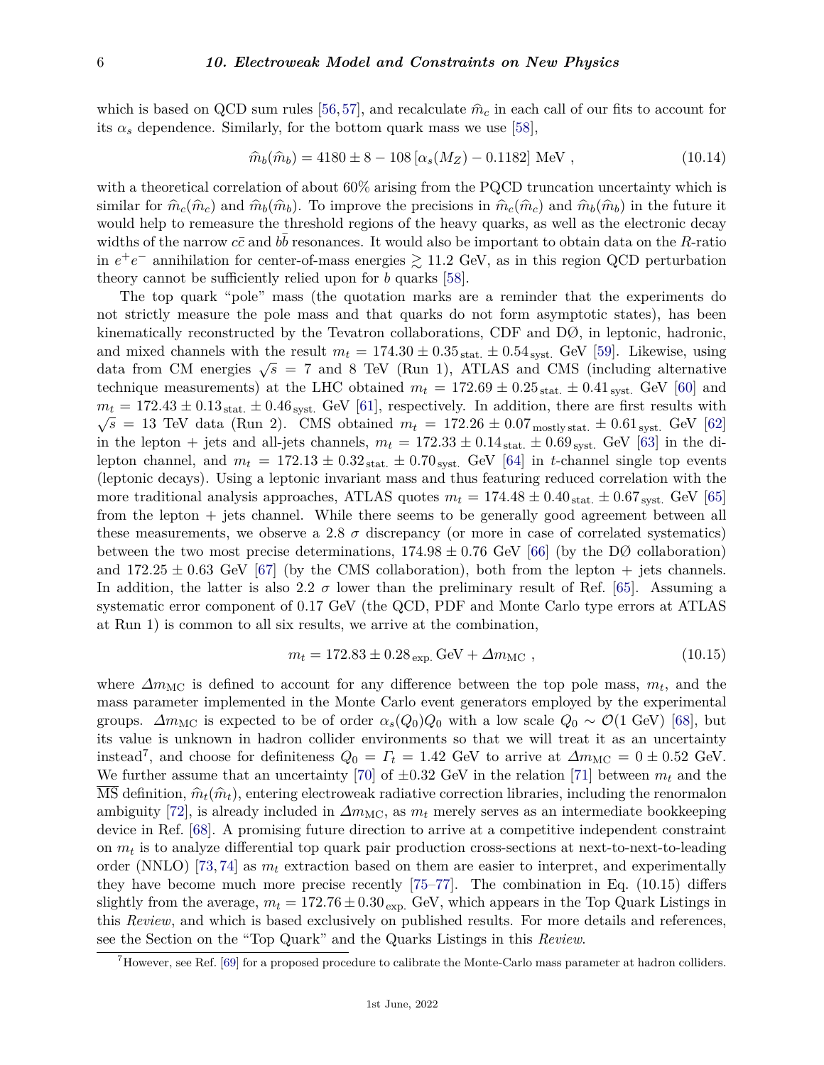which is based on QCD sum rules [56, 57], and recalculate $\widehat{m}_c$ in each call of our fits to account for its $\alpha_s$ dependence. Similarly, for the bottom quark mass we use [58],

$$\widehat{m}_b(\widehat{m}_b) = 4180 \pm 8 - 108\,[\alpha_s(M_Z) - 0.1182]\ \text{MeV}\ , \tag{10.14}$$

with a theoretical correlation of about 60% arising from the PQCD truncation uncertainty which is similar for $\widehat{m}_c(\widehat{m}_c)$ and $\widehat{m}_b(\widehat{m}_b)$. To improve the precisions in $\widehat{m}_c(\widehat{m}_c)$ and $\widehat{m}_b(\widehat{m}_b)$ in the future it would help to remeasure the threshold regions of the heavy quarks, as well as the electronic decay widths of the narrow $c\bar{c}$ and $b\bar{b}$ resonances. It would also be important to obtain data on the $R$-ratio in $e^+e^-$ annihilation for center-of-mass energies $\gtrsim 11.2$ GeV, as in this region QCD perturbation theory cannot be sufficiently relied upon for $b$ quarks [58].

The top quark "pole" mass (the quotation marks are a reminder that the experiments do not strictly measure the pole mass and that quarks do not form asymptotic states), has been kinematically reconstructed by the Tevatron collaborations, CDF and DØ, in leptonic, hadronic, and mixed channels with the result $m_t = 174.30 \pm 0.35_{\text{stat.}} \pm 0.54_{\text{syst.}}$ GeV [59]. Likewise, using data from CM energies $\sqrt{s} = 7$ and 8 TeV (Run 1), ATLAS and CMS (including alternative technique measurements) at the LHC obtained $m_t = 172.69 \pm 0.25_{\text{stat.}} \pm 0.41_{\text{syst.}}$ GeV [60] and $m_t = 172.43 \pm 0.13_{\text{stat.}} \pm 0.46_{\text{syst.}}$ GeV [61], respectively. In addition, there are first results with $\sqrt{s} = 13$ TeV data (Run 2). CMS obtained $m_t = 172.26 \pm 0.07_{\text{mostly stat.}} \pm 0.61_{\text{syst.}}$ GeV [62] in the lepton + jets and all-jets channels, $m_t = 172.33 \pm 0.14_{\text{stat.}} \pm 0.69_{\text{syst.}}$ GeV [63] in the di-lepton channel, and $m_t = 172.13 \pm 0.32_{\text{stat.}} \pm 0.70_{\text{syst.}}$ GeV [64] in $t$-channel single top events (leptonic decays). Using a leptonic invariant mass and thus featuring reduced correlation with the more traditional analysis approaches, ATLAS quotes $m_t = 174.48 \pm 0.40_{\text{stat.}} \pm 0.67_{\text{syst.}}$ GeV [65] from the lepton + jets channel. While there seems to be generally good agreement between all these measurements, we observe a 2.8 $\sigma$ discrepancy (or more in case of correlated systematics) between the two most precise determinations, $174.98 \pm 0.76$ GeV [66] (by the DØ collaboration) and $172.25 \pm 0.63$ GeV [67] (by the CMS collaboration), both from the lepton + jets channels. In addition, the latter is also 2.2 $\sigma$ lower than the preliminary result of Ref. [65]. Assuming a systematic error component of 0.17 GeV (the QCD, PDF and Monte Carlo type errors at ATLAS at Run 1) is common to all six results, we arrive at the combination,

$$m_t = 172.83 \pm 0.28_{\text{exp.}}\,\text{GeV} + \Delta m_{\text{MC}}\ , \tag{10.15}$$

where $\Delta m_{\text{MC}}$ is defined to account for any difference between the top pole mass, $m_t$, and the mass parameter implemented in the Monte Carlo event generators employed by the experimental groups. $\Delta m_{\text{MC}}$ is expected to be of order $\alpha_s(Q_0)Q_0$ with a low scale $Q_0 \sim \mathcal{O}(1\ \text{GeV})$ [68], but its value is unknown in hadron collider environments so that we will treat it as an uncertainty instead[7], and choose for definiteness $Q_0 = \Gamma_t = 1.42$ GeV to arrive at $\Delta m_{\text{MC}} = 0 \pm 0.52$ GeV. We further assume that an uncertainty [70] of $\pm 0.32$ GeV in the relation [71] between $m_t$ and the $\overline{\text{MS}}$ definition, $\widehat{m}_t(\widehat{m}_t)$, entering electroweak radiative correction libraries, including the renormalon ambiguity [72], is already included in $\Delta m_{\text{MC}}$, as $m_t$ merely serves as an intermediate bookkeeping device in Ref. [68]. A promising future direction to arrive at a competitive independent constraint on $m_t$ is to analyze differential top quark pair production cross-sections at next-to-next-to-leading order (NNLO) [73, 74] as $m_t$ extraction based on them are easier to interpret, and experimentally they have become much more precise recently [75–77]. The combination in Eq. (10.15) differs slightly from the average, $m_t = 172.76 \pm 0.30_{\text{exp.}}$ GeV, which appears in the Top Quark Listings in this *Review*, and which is based exclusively on published results. For more details and references, see the Section on the "Top Quark" and the Quarks Listings in this *Review*.

[7] However, see Ref. [69] for a proposed procedure to calibrate the Monte-Carlo mass parameter at hadron colliders.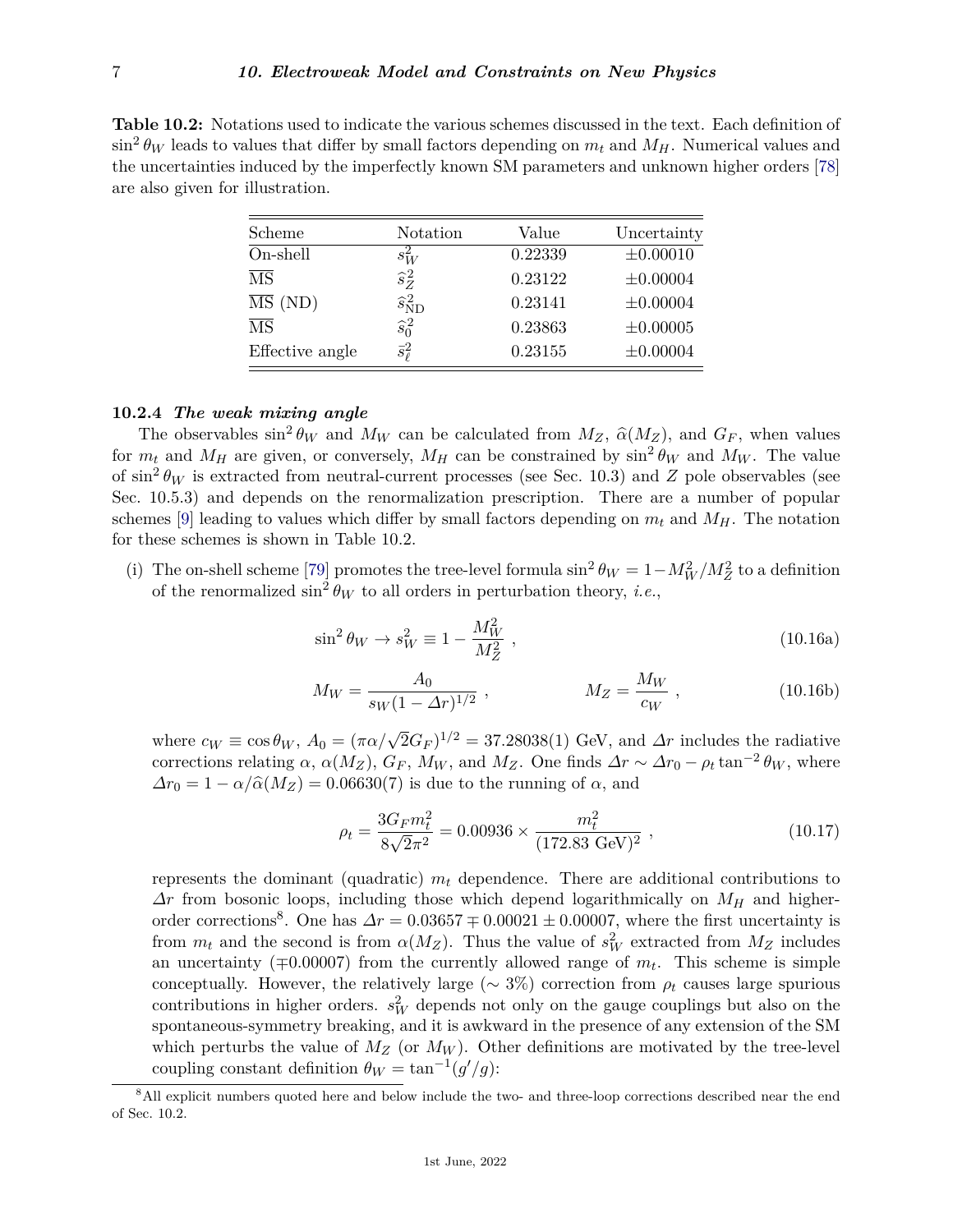**Table 10.2:** Notations used to indicate the various schemes discussed in the text. Each definition of $\sin^2\theta_W$ leads to values that differ by small factors depending on $m_t$ and $M_H$. Numerical values and the uncertainties induced by the imperfectly known SM parameters and unknown higher orders [78] are also given for illustration.

| Scheme | Notation | Value | Uncertainty |
|---|---|---|---|
| On-shell | $s_W^2$ | 0.22339 | $\pm 0.00010$ |
| $\overline{\text{MS}}$ | $\widehat{s}_Z^2$ | 0.23122 | $\pm 0.00004$ |
| $\overline{\text{MS}}$ (ND) | $\widehat{s}_{\text{ND}}^2$ | 0.23141 | $\pm 0.00004$ |
| $\overline{\text{MS}}$ | $\widehat{s}_0^2$ | 0.23863 | $\pm 0.00005$ |
| Effective angle | $\bar{s}_\ell^2$ | 0.23155 | $\pm 0.00004$ |

### 10.2.4 *The weak mixing angle*

The observables $\sin^2\theta_W$ and $M_W$ can be calculated from $M_Z$, $\widehat{\alpha}(M_Z)$, and $G_F$, when values for $m_t$ and $M_H$ are given, or conversely, $M_H$ can be constrained by $\sin^2\theta_W$ and $M_W$. The value of $\sin^2\theta_W$ is extracted from neutral-current processes (see Sec. 10.3) and $Z$ pole observables (see Sec. 10.5.3) and depends on the renormalization prescription. There are a number of popular schemes [9] leading to values which differ by small factors depending on $m_t$ and $M_H$. The notation for these schemes is shown in Table 10.2.

(i) The on-shell scheme [79] promotes the tree-level formula $\sin^2\theta_W = 1 - M_W^2/M_Z^2$ to a definition of the renormalized $\sin^2\theta_W$ to all orders in perturbation theory, *i.e.*,

$$\sin^2\theta_W \to s_W^2 \equiv 1 - \frac{M_W^2}{M_Z^2} \ , \tag{10.16a}$$

$$M_W = \frac{A_0}{s_W(1-\Delta r)^{1/2}} \ , \qquad\qquad M_Z = \frac{M_W}{c_W} \ , \tag{10.16b}$$

where $c_W \equiv \cos\theta_W$, $A_0 = (\pi\alpha/\sqrt{2}G_F)^{1/2} = 37.28038(1)$ GeV, and $\Delta r$ includes the radiative corrections relating $\alpha$, $\alpha(M_Z)$, $G_F$, $M_W$, and $M_Z$. One finds $\Delta r \sim \Delta r_0 - \rho_t \tan^{-2}\theta_W$, where $\Delta r_0 = 1 - \alpha/\widehat{\alpha}(M_Z) = 0.06630(7)$ is due to the running of $\alpha$, and

$$\rho_t = \frac{3G_F m_t^2}{8\sqrt{2}\pi^2} = 0.00936 \times \frac{m_t^2}{(172.83 \text{ GeV})^2} \ , \tag{10.17}$$

represents the dominant (quadratic) $m_t$ dependence. There are additional contributions to $\Delta r$ from bosonic loops, including those which depend logarithmically on $M_H$ and higher-order corrections[8]. One has $\Delta r = 0.03657 \mp 0.00021 \pm 0.00007$, where the first uncertainty is from $m_t$ and the second is from $\alpha(M_Z)$. Thus the value of $s_W^2$ extracted from $M_Z$ includes an uncertainty ($\mp 0.00007$) from the currently allowed range of $m_t$. This scheme is simple conceptually. However, the relatively large ($\sim 3\%$) correction from $\rho_t$ causes large spurious contributions in higher orders. $s_W^2$ depends not only on the gauge couplings but also on the spontaneous-symmetry breaking, and it is awkward in the presence of any extension of the SM which perturbs the value of $M_Z$ (or $M_W$). Other definitions are motivated by the tree-level coupling constant definition $\theta_W = \tan^{-1}(g'/g)$:

[8] All explicit numbers quoted here and below include the two- and three-loop corrections described near the end of Sec. 10.2.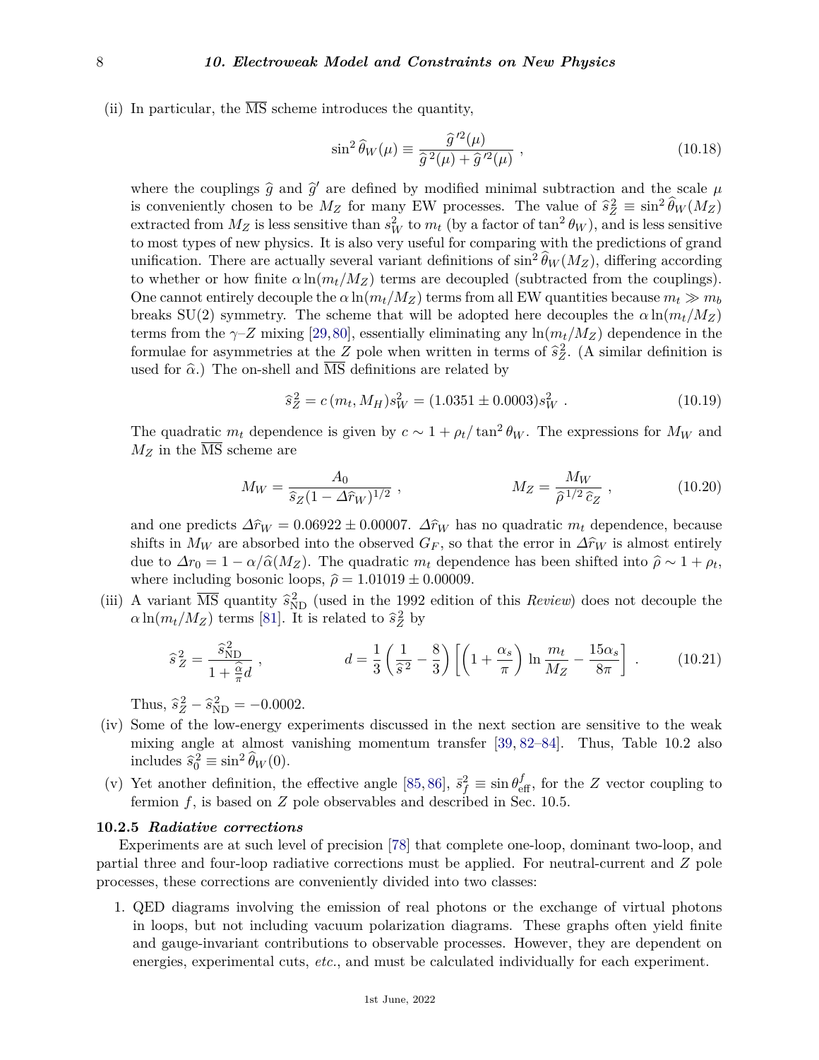(ii) In particular, the $\overline{\rm MS}$ scheme introduces the quantity,

$$\sin^2 \widehat{\theta}_W(\mu) \equiv \frac{\widehat{g}'^2(\mu)}{\widehat{g}^{\,2}(\mu) + \widehat{g}'^2(\mu)} \ , \tag{10.18}$$

where the couplings $\widehat{g}$ and $\widehat{g}'$ are defined by modified minimal subtraction and the scale $\mu$ is conveniently chosen to be $M_Z$ for many EW processes. The value of $\widehat{s}^{\,2}_Z \equiv \sin^2 \widehat{\theta}_W(M_Z)$ extracted from $M_Z$ is less sensitive than $s^2_W$ to $m_t$ (by a factor of $\tan^2 \theta_W$), and is less sensitive to most types of new physics. It is also very useful for comparing with the predictions of grand unification. There are actually several variant definitions of $\sin^2 \widehat{\theta}_W(M_Z)$, differing according to whether or how finite $\alpha \ln(m_t/M_Z)$ terms are decoupled (subtracted from the couplings). One cannot entirely decouple the $\alpha \ln(m_t/M_Z)$ terms from all EW quantities because $m_t \gg m_b$ breaks SU(2) symmetry. The scheme that will be adopted here decouples the $\alpha \ln(m_t/M_Z)$ terms from the $\gamma$–$Z$ mixing [29,80], essentially eliminating any $\ln(m_t/M_Z)$ dependence in the formulae for asymmetries at the $Z$ pole when written in terms of $\widehat{s}^{\,2}_Z$. (A similar definition is used for $\widehat{\alpha}$.) The on-shell and $\overline{\rm MS}$ definitions are related by

$$\widehat{s}^{\,2}_Z = c\,(m_t, M_H) s^2_W = (1.0351 \pm 0.0003) s^2_W \ . \tag{10.19}$$

The quadratic $m_t$ dependence is given by $c \sim 1 + \rho_t / \tan^2 \theta_W$. The expressions for $M_W$ and $M_Z$ in the $\overline{\rm MS}$ scheme are

$$M_W = \frac{A_0}{\widehat{s}_Z (1 - \Delta\widehat{r}_W)^{1/2}} \ , \qquad\qquad M_Z = \frac{M_W}{\widehat{\rho}^{\,1/2}\, \widehat{c}_Z} \ , \tag{10.20}$$

and one predicts $\Delta\widehat{r}_W = 0.06922 \pm 0.00007$. $\Delta\widehat{r}_W$ has no quadratic $m_t$ dependence, because shifts in $M_W$ are absorbed into the observed $G_F$, so that the error in $\Delta\widehat{r}_W$ is almost entirely due to $\Delta r_0 = 1 - \alpha/\widehat{\alpha}(M_Z)$. The quadratic $m_t$ dependence has been shifted into $\widehat{\rho} \sim 1 + \rho_t$, where including bosonic loops, $\widehat{\rho} = 1.01019 \pm 0.00009$.

(iii) A variant $\overline{\rm MS}$ quantity $\widehat{s}^{\,2}_{\rm ND}$ (used in the 1992 edition of this *Review*) does not decouple the $\alpha \ln(m_t/M_Z)$ terms [81]. It is related to $\widehat{s}^{\,2}_Z$ by

$$\widehat{s}^{\,2}_Z = \frac{\widehat{s}^{\,2}_{\rm ND}}{1 + \frac{\widehat{\alpha}}{\pi} d} \ , \qquad\qquad d = \frac{1}{3}\left(\frac{1}{\widehat{s}^{\,2}} - \frac{8}{3}\right)\left[\left(1 + \frac{\alpha_s}{\pi}\right) \ln \frac{m_t}{M_Z} - \frac{15\alpha_s}{8\pi}\right] \ . \tag{10.21}$$

Thus, $\widehat{s}^{\,2}_Z - \widehat{s}^{\,2}_{\rm ND} = -0.0002$.

(iv) Some of the low-energy experiments discussed in the next section are sensitive to the weak mixing angle at almost vanishing momentum transfer [39, 82–84]. Thus, Table 10.2 also includes $\widehat{s}^{\,2}_0 \equiv \sin^2 \widehat{\theta}_W(0)$.

(v) Yet another definition, the effective angle [85, 86], $\bar{s}^{\,2}_f \equiv \sin \theta^f_{\rm eff}$, for the $Z$ vector coupling to fermion $f$, is based on $Z$ pole observables and described in Sec. 10.5.

### 10.2.5 *Radiative corrections*

Experiments are at such level of precision [78] that complete one-loop, dominant two-loop, and partial three and four-loop radiative corrections must be applied. For neutral-current and $Z$ pole processes, these corrections are conveniently divided into two classes:

1. QED diagrams involving the emission of real photons or the exchange of virtual photons in loops, but not including vacuum polarization diagrams. These graphs often yield finite and gauge-invariant contributions to observable processes. However, they are dependent on energies, experimental cuts, *etc.*, and must be calculated individually for each experiment.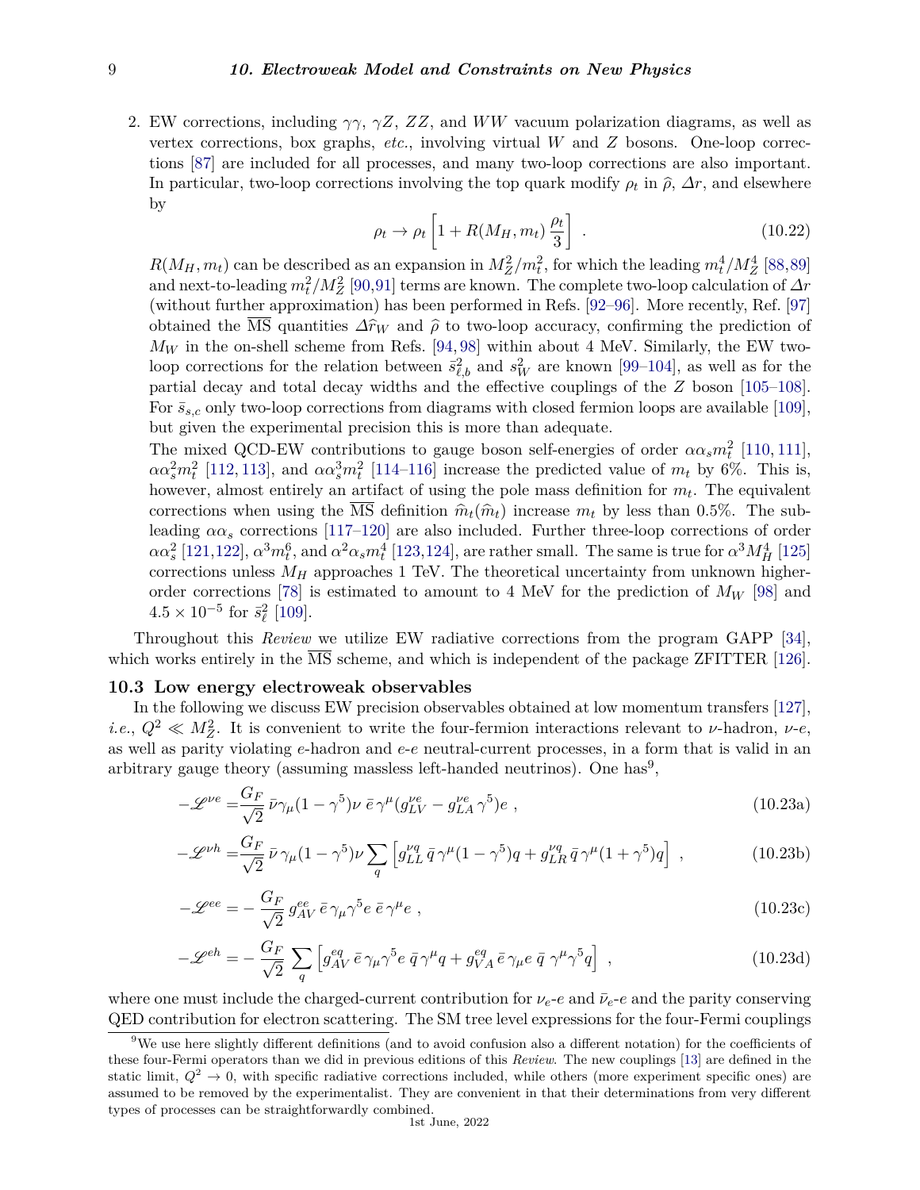2. EW corrections, including $\gamma\gamma$, $\gamma Z$, $ZZ$, and $WW$ vacuum polarization diagrams, as well as vertex corrections, box graphs, *etc.*, involving virtual $W$ and $Z$ bosons. One-loop corrections [87] are included for all processes, and many two-loop corrections are also important. In particular, two-loop corrections involving the top quark modify $\rho_t$ in $\widehat{\rho}$, $\Delta r$, and elsewhere by

$$\rho_t \to \rho_t \left[1 + R(M_H, m_t)\,\frac{\rho_t}{3}\right] \;. \tag{10.22}$$

$R(M_H, m_t)$ can be described as an expansion in $M_Z^2/m_t^2$, for which the leading $m_t^4/M_Z^4$ [88,89] and next-to-leading $m_t^2/M_Z^2$ [90,91] terms are known. The complete two-loop calculation of $\Delta r$ (without further approximation) has been performed in Refs. [92–96]. More recently, Ref. [97] obtained the $\overline{\text{MS}}$ quantities $\Delta\widehat{r}_W$ and $\widehat{\rho}$ to two-loop accuracy, confirming the prediction of $M_W$ in the on-shell scheme from Refs. [94, 98] within about 4 MeV. Similarly, the EW two-loop corrections for the relation between $\bar{s}^2_{\ell,b}$ and $s^2_W$ are known [99–104], as well as for the partial decay and total decay widths and the effective couplings of the $Z$ boson [105–108]. For $\bar{s}_{s,c}$ only two-loop corrections from diagrams with closed fermion loops are available [109], but given the experimental precision this is more than adequate.

The mixed QCD-EW contributions to gauge boson self-energies of order $\alpha\alpha_s m_t^2$ [110, 111], $\alpha\alpha_s^2 m_t^2$ [112, 113], and $\alpha\alpha_s^3 m_t^2$ [114–116] increase the predicted value of $m_t$ by 6%. This is, however, almost entirely an artifact of using the pole mass definition for $m_t$. The equivalent corrections when using the $\overline{\text{MS}}$ definition $\widehat{m}_t(\widehat{m}_t)$ increase $m_t$ by less than 0.5%. The subleading $\alpha\alpha_s$ corrections [117–120] are also included. Further three-loop corrections of order $\alpha\alpha_s^2$ [121,122], $\alpha^3 m_t^6$, and $\alpha^2\alpha_s m_t^4$ [123,124], are rather small. The same is true for $\alpha^3 M_H^4$ [125] corrections unless $M_H$ approaches 1 TeV. The theoretical uncertainty from unknown higher-order corrections [78] is estimated to amount to 4 MeV for the prediction of $M_W$ [98] and $4.5 \times 10^{-5}$ for $\bar{s}^2_\ell$ [109].

Throughout this *Review* we utilize EW radiative corrections from the program GAPP [34], which works entirely in the $\overline{\text{MS}}$ scheme, and which is independent of the package ZFITTER [126].

### 10.3 Low energy electroweak observables

In the following we discuss EW precision observables obtained at low momentum transfers [127], *i.e.*, $Q^2 \ll M_Z^2$. It is convenient to write the four-fermion interactions relevant to $\nu$-hadron, $\nu$-$e$, as well as parity violating $e$-hadron and $e$-$e$ neutral-current processes, in a form that is valid in an arbitrary gauge theory (assuming massless left-handed neutrinos). One has[9],

$$-\mathscr{L}^{\nu e} = \frac{G_F}{\sqrt{2}}\,\bar{\nu}\gamma_\mu(1-\gamma^5)\nu\;\bar{e}\,\gamma^\mu(g_{LV}^{\nu e} - g_{LA}^{\nu e}\,\gamma^5)e\;, \tag{10.23a}$$

$$-\mathscr{L}^{\nu h} = \frac{G_F}{\sqrt{2}}\,\bar{\nu}\,\gamma_\mu(1-\gamma^5)\nu\sum_q \left[g_{LL}^{\nu q}\,\bar{q}\,\gamma^\mu(1-\gamma^5)q + g_{LR}^{\nu q}\,\bar{q}\,\gamma^\mu(1+\gamma^5)q\right]\;, \tag{10.23b}$$

$$-\mathscr{L}^{ee} = -\frac{G_F}{\sqrt{2}}\,g_{AV}^{ee}\,\bar{e}\,\gamma_\mu\gamma^5 e\;\bar{e}\,\gamma^\mu e\;, \tag{10.23c}$$

$$-\mathscr{L}^{eh} = -\frac{G_F}{\sqrt{2}}\sum_q \left[g_{AV}^{eq}\,\bar{e}\,\gamma_\mu\gamma^5 e\;\bar{q}\,\gamma^\mu q + g_{VA}^{eq}\,\bar{e}\,\gamma_\mu e\;\bar{q}\;\gamma^\mu\gamma^5 q\right]\;, \tag{10.23d}$$

where one must include the charged-current contribution for $\nu_e$-$e$ and $\bar{\nu}_e$-$e$ and the parity conserving QED contribution for electron scattering. The SM tree level expressions for the four-Fermi couplings

[9] We use here slightly different definitions (and to avoid confusion also a different notation) for the coefficients of these four-Fermi operators than we did in previous editions of this *Review*. The new couplings [13] are defined in the static limit, $Q^2 \to 0$, with specific radiative corrections included, while others (more experiment specific ones) are assumed to be removed by the experimentalist. They are convenient in that their determinations from very different types of processes can be straightforwardly combined.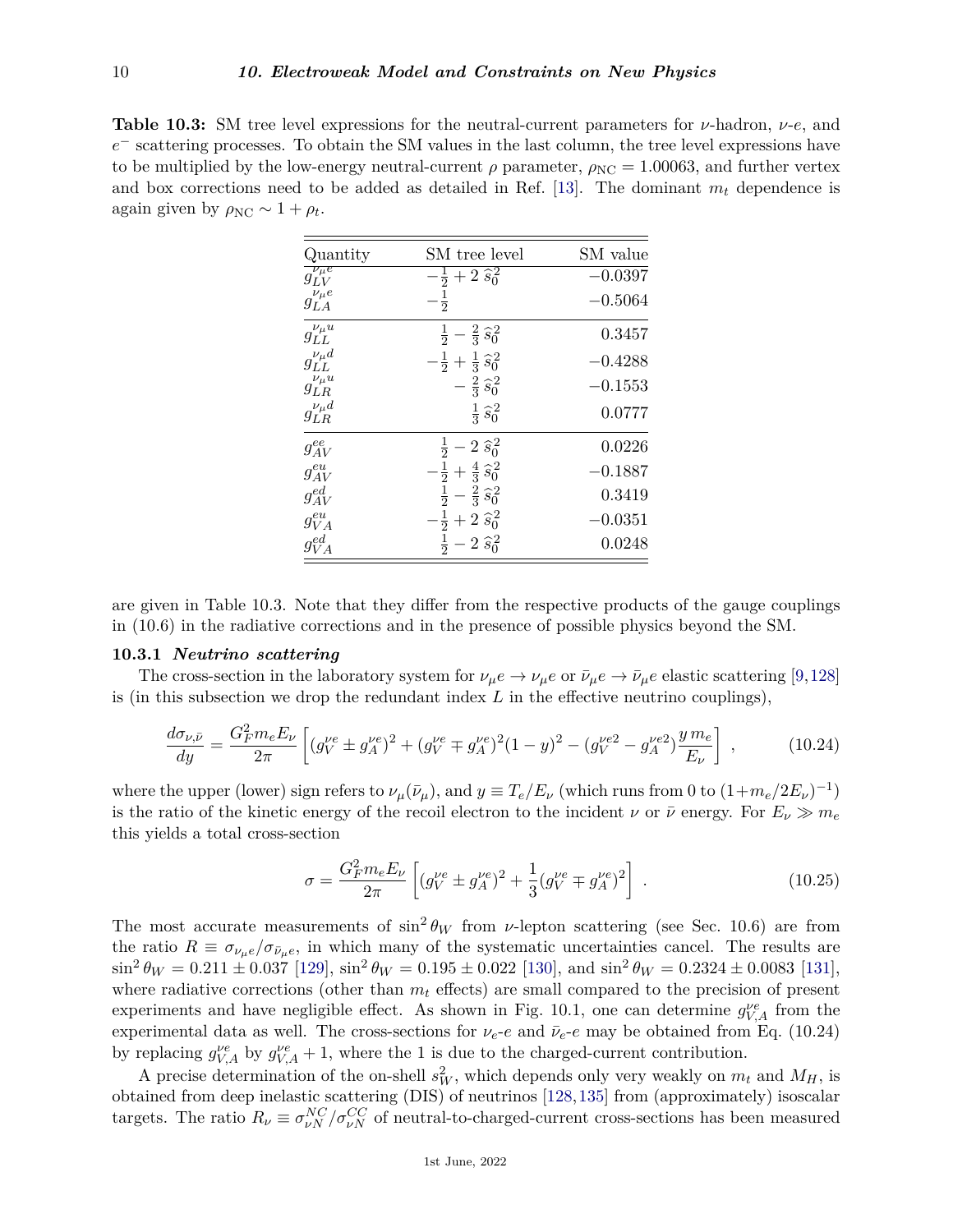**Table 10.3:** SM tree level expressions for the neutral-current parameters for $\nu$-hadron, $\nu$-$e$, and $e^-$ scattering processes. To obtain the SM values in the last column, the tree level expressions have to be multiplied by the low-energy neutral-current $\rho$ parameter, $\rho_{\rm NC} = 1.00063$, and further vertex and box corrections need to be added as detailed in Ref. [13]. The dominant $m_t$ dependence is again given by $\rho_{\rm NC} \sim 1 + \rho_t$.

| Quantity | SM tree level | SM value |
|---|---|---|
| $g_{LV}^{\nu_\mu e}$ | $-\frac{1}{2} + 2\,\hat{s}_0^2$ | $-0.0397$ |
| $g_{LA}^{\nu_\mu e}$ | $-\frac{1}{2}$ | $-0.5064$ |
| $g_{LL}^{\nu_\mu u}$ | $\frac{1}{2} - \frac{2}{3}\,\hat{s}_0^2$ | $0.3457$ |
| $g_{LL}^{\nu_\mu d}$ | $-\frac{1}{2} + \frac{1}{3}\,\hat{s}_0^2$ | $-0.4288$ |
| $g_{LR}^{\nu_\mu u}$ | $-\frac{2}{3}\,\hat{s}_0^2$ | $-0.1553$ |
| $g_{LR}^{\nu_\mu d}$ | $\frac{1}{3}\,\hat{s}_0^2$ | $0.0777$ |
| $g_{AV}^{ee}$ | $\frac{1}{2} - 2\,\hat{s}_0^2$ | $0.0226$ |
| $g_{AV}^{eu}$ | $-\frac{1}{2} + \frac{4}{3}\,\hat{s}_0^2$ | $-0.1887$ |
| $g_{AV}^{ed}$ | $\frac{1}{2} - \frac{2}{3}\,\hat{s}_0^2$ | $0.3419$ |
| $g_{VA}^{eu}$ | $-\frac{1}{2} + 2\,\hat{s}_0^2$ | $-0.0351$ |
| $g_{VA}^{ed}$ | $\frac{1}{2} - 2\,\hat{s}_0^2$ | $0.0248$ |

are given in Table 10.3. Note that they differ from the respective products of the gauge couplings in (10.6) in the radiative corrections and in the presence of possible physics beyond the SM.

### 10.3.1 *Neutrino scattering*

The cross-section in the laboratory system for $\nu_\mu e \to \nu_\mu e$ or $\bar{\nu}_\mu e \to \bar{\nu}_\mu e$ elastic scattering [9,128] is (in this subsection we drop the redundant index $L$ in the effective neutrino couplings),

$$\frac{d\sigma_{\nu,\bar{\nu}}}{dy} = \frac{G_F^2 m_e E_\nu}{2\pi}\left[(g_V^{\nu e} \pm g_A^{\nu e})^2 + (g_V^{\nu e} \mp g_A^{\nu e})^2(1-y)^2 - (g_V^{\nu e 2} - g_A^{\nu e 2})\frac{y\, m_e}{E_\nu}\right], \tag{10.24}$$

where the upper (lower) sign refers to $\nu_\mu(\bar{\nu}_\mu)$, and $y \equiv T_e/E_\nu$ (which runs from 0 to $(1+m_e/2E_\nu)^{-1}$) is the ratio of the kinetic energy of the recoil electron to the incident $\nu$ or $\bar{\nu}$ energy. For $E_\nu \gg m_e$ this yields a total cross-section

$$\sigma = \frac{G_F^2 m_e E_\nu}{2\pi}\left[(g_V^{\nu e} \pm g_A^{\nu e})^2 + \frac{1}{3}(g_V^{\nu e} \mp g_A^{\nu e})^2\right]. \tag{10.25}$$

The most accurate measurements of $\sin^2\theta_W$ from $\nu$-lepton scattering (see Sec. 10.6) are from the ratio $R \equiv \sigma_{\nu_\mu e}/\sigma_{\bar{\nu}_\mu e}$, in which many of the systematic uncertainties cancel. The results are $\sin^2\theta_W = 0.211 \pm 0.037$ [129], $\sin^2\theta_W = 0.195 \pm 0.022$ [130], and $\sin^2\theta_W = 0.2324 \pm 0.0083$ [131], where radiative corrections (other than $m_t$ effects) are small compared to the precision of present experiments and have negligible effect. As shown in Fig. 10.1, one can determine $g_{V,A}^{\nu e}$ from the experimental data as well. The cross-sections for $\nu_e$-$e$ and $\bar{\nu}_e$-$e$ may be obtained from Eq. (10.24) by replacing $g_{V,A}^{\nu e}$ by $g_{V,A}^{\nu e} + 1$, where the 1 is due to the charged-current contribution.

A precise determination of the on-shell $s_W^2$, which depends only very weakly on $m_t$ and $M_H$, is obtained from deep inelastic scattering (DIS) of neutrinos [128,135] from (approximately) isoscalar targets. The ratio $R_\nu \equiv \sigma_{\nu N}^{NC}/\sigma_{\nu N}^{CC}$ of neutral-to-charged-current cross-sections has been measured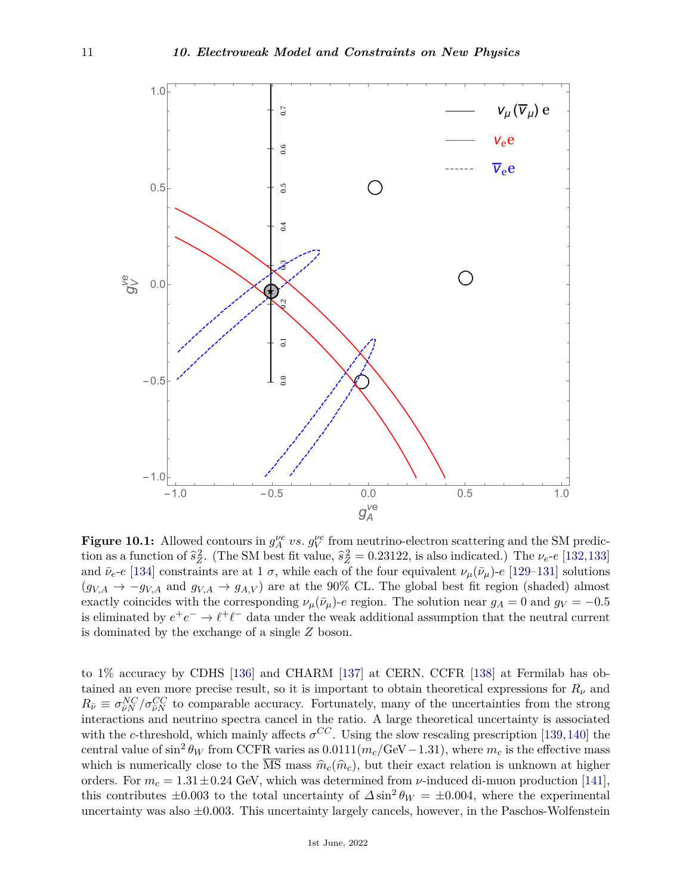**Figure 10.1:** Allowed contours in $g_A^{\nu e}$ *vs.* $g_V^{\nu e}$ from neutrino-electron scattering and the SM prediction as a function of $\hat{s}_Z^2$. (The SM best fit value, $\hat{s}_Z^2 = 0.23122$, is also indicated.) The $\nu_e$-$e$ [132,133] and $\bar{\nu}_e$-$e$ [134] constraints are at 1 $\sigma$, while each of the four equivalent $\nu_\mu(\bar{\nu}_\mu)$-$e$ [129–131] solutions ($g_{V,A} \to -g_{V,A}$ and $g_{V,A} \to g_{A,V}$) are at the 90% CL. The global best fit region (shaded) almost exactly coincides with the corresponding $\nu_\mu(\bar{\nu}_\mu)$-$e$ region. The solution near $g_A = 0$ and $g_V = -0.5$ is eliminated by $e^+e^- \to \ell^+\ell^-$ data under the weak additional assumption that the neutral current is dominated by the exchange of a single $Z$ boson.

to 1% accuracy by CDHS [136] and CHARM [137] at CERN. CCFR [138] at Fermilab has obtained an even more precise result, so it is important to obtain theoretical expressions for $R_\nu$ and $R_{\bar{\nu}} \equiv \sigma_{\bar{\nu}N}^{NC}/\sigma_{\bar{\nu}N}^{CC}$ to comparable accuracy. Fortunately, many of the uncertainties from the strong interactions and neutrino spectra cancel in the ratio. A large theoretical uncertainty is associated with the $c$-threshold, which mainly affects $\sigma^{CC}$. Using the slow rescaling prescription [139,140] the central value of $\sin^2\theta_W$ from CCFR varies as $0.0111(m_c/\mathrm{GeV} - 1.31)$, where $m_c$ is the effective mass which is numerically close to the $\overline{\mathrm{MS}}$ mass $\hat{m}_c(\hat{m}_c)$, but their exact relation is unknown at higher orders. For $m_c = 1.31 \pm 0.24$ GeV, which was determined from $\nu$-induced di-muon production [141], this contributes $\pm 0.003$ to the total uncertainty of $\Delta\sin^2\theta_W = \pm 0.004$, where the experimental uncertainty was also $\pm 0.003$. This uncertainty largely cancels, however, in the Paschos-Wolfenstein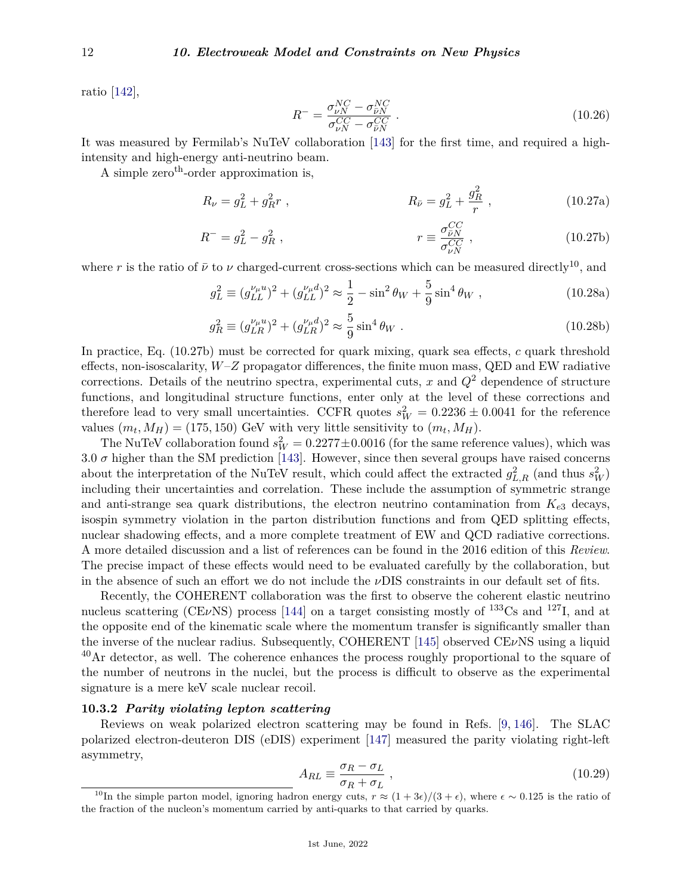ratio [142],

$$R^{-} = \frac{\sigma_{\nu N}^{NC} - \sigma_{\bar{\nu} N}^{NC}}{\sigma_{\nu N}^{CC} - \sigma_{\bar{\nu} N}^{CC}} \ . \tag{10.26}$$

It was measured by Fermilab's NuTeV collaboration [143] for the first time, and required a high-intensity and high-energy anti-neutrino beam.

A simple zero$^{\text{th}}$-order approximation is,

$$R_{\nu} = g_L^2 + g_R^2 r \ , \qquad\qquad R_{\bar{\nu}} = g_L^2 + \frac{g_R^2}{r} \ , \tag{10.27a}$$

$$R^{-} = g_L^2 - g_R^2 \ , \qquad\qquad r \equiv \frac{\sigma_{\bar{\nu} N}^{CC}}{\sigma_{\nu N}^{CC}} \ , \tag{10.27b}$$

where $r$ is the ratio of $\bar{\nu}$ to $\nu$ charged-current cross-sections which can be measured directly[10], and

$$g_L^2 \equiv (g_{LL}^{\nu_\mu u})^2 + (g_{LL}^{\nu_\mu d})^2 \approx \frac{1}{2} - \sin^2\theta_W + \frac{5}{9}\sin^4\theta_W \ , \tag{10.28a}$$

$$g_R^2 \equiv (g_{LR}^{\nu_\mu u})^2 + (g_{LR}^{\nu_\mu d})^2 \approx \frac{5}{9}\sin^4\theta_W \ . \tag{10.28b}$$

In practice, Eq. (10.27b) must be corrected for quark mixing, quark sea effects, $c$ quark threshold effects, non-isoscalarity, $W$–$Z$ propagator differences, the finite muon mass, QED and EW radiative corrections. Details of the neutrino spectra, experimental cuts, $x$ and $Q^2$ dependence of structure functions, and longitudinal structure functions, enter only at the level of these corrections and therefore lead to very small uncertainties. CCFR quotes $s_W^2 = 0.2236 \pm 0.0041$ for the reference values $(m_t, M_H) = (175, 150)$ GeV with very little sensitivity to $(m_t, M_H)$.

The NuTeV collaboration found $s_W^2 = 0.2277 \pm 0.0016$ (for the same reference values), which was 3.0 $\sigma$ higher than the SM prediction [143]. However, since then several groups have raised concerns about the interpretation of the NuTeV result, which could affect the extracted $g_{L,R}^2$ (and thus $s_W^2$) including their uncertainties and correlation. These include the assumption of symmetric strange and anti-strange sea quark distributions, the electron neutrino contamination from $K_{e3}$ decays, isospin symmetry violation in the parton distribution functions and from QED splitting effects, nuclear shadowing effects, and a more complete treatment of EW and QCD radiative corrections. A more detailed discussion and a list of references can be found in the 2016 edition of this *Review*. The precise impact of these effects would need to be evaluated carefully by the collaboration, but in the absence of such an effort we do not include the $\nu$DIS constraints in our default set of fits.

Recently, the COHERENT collaboration was the first to observe the coherent elastic neutrino nucleus scattering (CE$\nu$NS) process [144] on a target consisting mostly of $^{133}$Cs and $^{127}$I, and at the opposite end of the kinematic scale where the momentum transfer is significantly smaller than the inverse of the nuclear radius. Subsequently, COHERENT [145] observed CE$\nu$NS using a liquid $^{40}$Ar detector, as well. The coherence enhances the process roughly proportional to the square of the number of neutrons in the nuclei, but the process is difficult to observe as the experimental signature is a mere keV scale nuclear recoil.

### 10.3.2 *Parity violating lepton scattering*

Reviews on weak polarized electron scattering may be found in Refs. [9, 146]. The SLAC polarized electron-deuteron DIS (eDIS) experiment [147] measured the parity violating right-left asymmetry,

$$A_{RL} \equiv \frac{\sigma_R - \sigma_L}{\sigma_R + \sigma_L} \ , \tag{10.29}$$

[10] In the simple parton model, ignoring hadron energy cuts, $r \approx (1 + 3\epsilon)/(3 + \epsilon)$, where $\epsilon \sim 0.125$ is the ratio of the fraction of the nucleon's momentum carried by anti-quarks to that carried by quarks.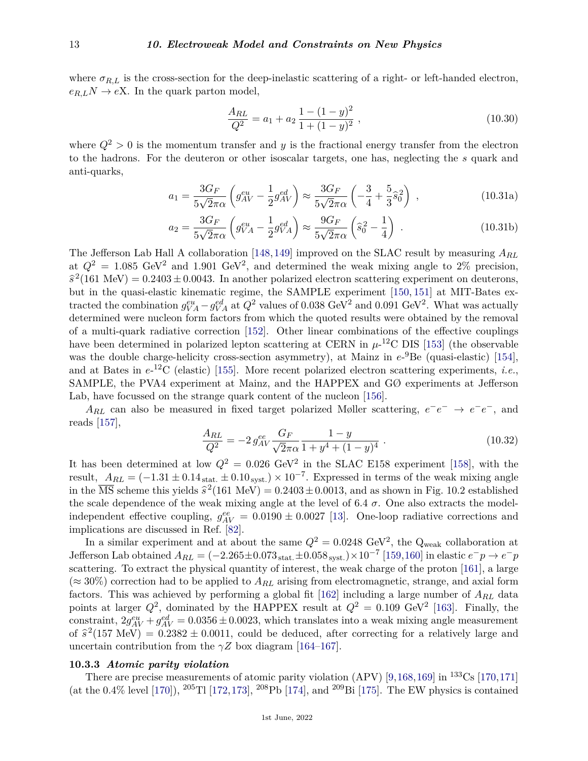where $\sigma_{R,L}$ is the cross-section for the deep-inelastic scattering of a right- or left-handed electron, $e_{R,L}N \to e\mathrm{X}$. In the quark parton model,

$$\frac{A_{RL}}{Q^2} = a_1 + a_2 \frac{1-(1-y)^2}{1+(1-y)^2} , \tag{10.30}$$

where $Q^2 > 0$ is the momentum transfer and $y$ is the fractional energy transfer from the electron to the hadrons. For the deuteron or other isoscalar targets, one has, neglecting the $s$ quark and anti-quarks,

$$a_1 = \frac{3G_F}{5\sqrt{2}\pi\alpha}\left(g_{AV}^{eu} - \frac{1}{2}g_{AV}^{ed}\right) \approx \frac{3G_F}{5\sqrt{2}\pi\alpha}\left(-\frac{3}{4} + \frac{5}{3}\hat{s}_0^2\right) , \tag{10.31a}$$

$$a_2 = \frac{3G_F}{5\sqrt{2}\pi\alpha}\left(g_{VA}^{eu} - \frac{1}{2}g_{VA}^{ed}\right) \approx \frac{9G_F}{5\sqrt{2}\pi\alpha}\left(\hat{s}_0^2 - \frac{1}{4}\right) . \tag{10.31b}$$

The Jefferson Lab Hall A collaboration [148,149] improved on the SLAC result by measuring $A_{RL}$ at $Q^2 = 1.085$ GeV$^2$ and 1.901 GeV$^2$, and determined the weak mixing angle to 2% precision, $\hat{s}^2(161\text{ MeV}) = 0.2403 \pm 0.0043$. In another polarized electron scattering experiment on deuterons, but in the quasi-elastic kinematic regime, the SAMPLE experiment [150,151] at MIT-Bates extracted the combination $g_{VA}^{eu} - g_{VA}^{ed}$ at $Q^2$ values of 0.038 GeV$^2$ and 0.091 GeV$^2$. What was actually determined were nucleon form factors from which the quoted results were obtained by the removal of a multi-quark radiative correction [152]. Other linear combinations of the effective couplings have been determined in polarized lepton scattering at CERN in $\mu$-$^{12}$C DIS [153] (the observable was the double charge-helicity cross-section asymmetry), at Mainz in $e$-$^9$Be (quasi-elastic) [154], and at Bates in $e$-$^{12}$C (elastic) [155]. More recent polarized electron scattering experiments, *i.e.*, SAMPLE, the PVA4 experiment at Mainz, and the HAPPEX and GØ experiments at Jefferson Lab, have focussed on the strange quark content of the nucleon [156].

$A_{RL}$ can also be measured in fixed target polarized Møller scattering, $e^-e^- \to e^-e^-$, and reads [157],

$$\frac{A_{RL}}{Q^2} = -2\, g_{AV}^{ee} \frac{G_F}{\sqrt{2}\pi\alpha} \frac{1-y}{1+y^4+(1-y)^4} . \tag{10.32}$$

It has been determined at low $Q^2 = 0.026$ GeV$^2$ in the SLAC E158 experiment [158], with the result, $A_{RL} = (-1.31 \pm 0.14_{\text{stat.}} \pm 0.10_{\text{syst.}}) \times 10^{-7}$. Expressed in terms of the weak mixing angle in the $\overline{\text{MS}}$ scheme this yields $\hat{s}^2(161\text{ MeV}) = 0.2403 \pm 0.0013$, and as shown in Fig. 10.2 established the scale dependence of the weak mixing angle at the level of 6.4 $\sigma$. One also extracts the model-independent effective coupling, $g_{AV}^{ee} = 0.0190 \pm 0.0027$ [13]. One-loop radiative corrections and implications are discussed in Ref. [82].

In a similar experiment and at about the same $Q^2 = 0.0248$ GeV$^2$, the Q$_{\text{weak}}$ collaboration at Jefferson Lab obtained $A_{RL} = (-2.265 \pm 0.073_{\text{stat.}} \pm 0.058_{\text{syst.}}) \times 10^{-7}$ [159,160] in elastic $e^-p \to e^-p$ scattering. To extract the physical quantity of interest, the weak charge of the proton [161], a large ($\approx 30\%$) correction had to be applied to $A_{RL}$ arising from electromagnetic, strange, and axial form factors. This was achieved by performing a global fit [162] including a large number of $A_{RL}$ data points at larger $Q^2$, dominated by the HAPPEX result at $Q^2 = 0.109$ GeV$^2$ [163]. Finally, the constraint, $2g_{AV}^{eu} + g_{AV}^{ed} = 0.0356 \pm 0.0023$, which translates into a weak mixing angle measurement of $\hat{s}^2(157\text{ MeV}) = 0.2382 \pm 0.0011$, could be deduced, after correcting for a relatively large and uncertain contribution from the $\gamma Z$ box diagram [164–167].

### 10.3.3 *Atomic parity violation*

There are precise measurements of atomic parity violation (APV) [9,168,169] in $^{133}$Cs [170,171] (at the 0.4% level [170]), $^{205}$Tl [172,173], $^{208}$Pb [174], and $^{209}$Bi [175]. The EW physics is contained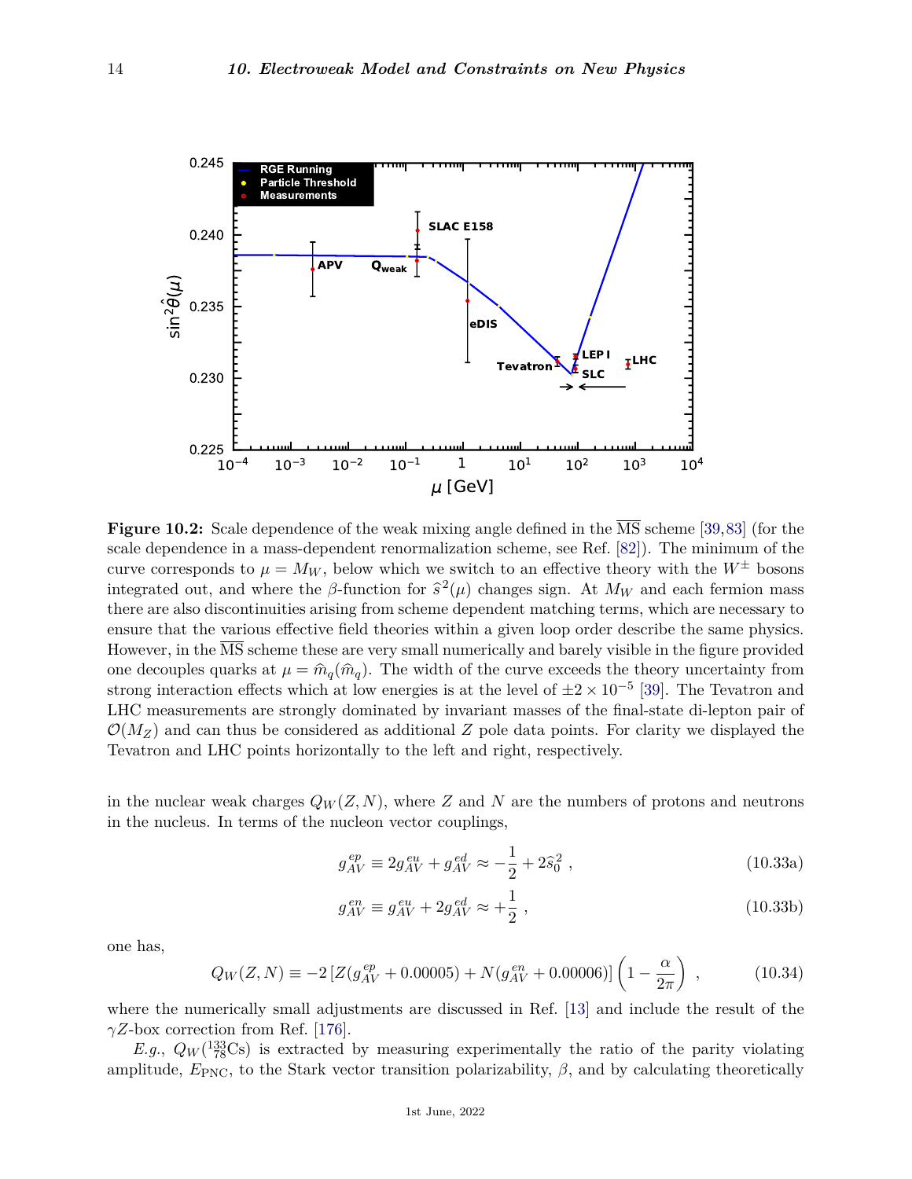**Figure 10.2:** Scale dependence of the weak mixing angle defined in the $\overline{\text{MS}}$ scheme [39,83] (for the scale dependence in a mass-dependent renormalization scheme, see Ref. [82]). The minimum of the curve corresponds to $\mu = M_W$, below which we switch to an effective theory with the $W^{\pm}$ bosons integrated out, and where the $\beta$-function for $\widehat{s}^2(\mu)$ changes sign. At $M_W$ and each fermion mass there are also discontinuities arising from scheme dependent matching terms, which are necessary to ensure that the various effective field theories within a given loop order describe the same physics. However, in the $\overline{\text{MS}}$ scheme these are very small numerically and barely visible in the figure provided one decouples quarks at $\mu = \widehat{m}_q(\widehat{m}_q)$. The width of the curve exceeds the theory uncertainty from strong interaction effects which at low energies is at the level of $\pm 2 \times 10^{-5}$ [39]. The Tevatron and LHC measurements are strongly dominated by invariant masses of the final-state di-lepton pair of $\mathcal{O}(M_Z)$ and can thus be considered as additional $Z$ pole data points. For clarity we displayed the Tevatron and LHC points horizontally to the left and right, respectively.

in the nuclear weak charges $Q_W(Z, N)$, where $Z$ and $N$ are the numbers of protons and neutrons in the nucleus. In terms of the nucleon vector couplings,

$$g_{AV}^{ep} \equiv 2g_{AV}^{eu} + g_{AV}^{ed} \approx -\frac{1}{2} + 2\widehat{s}_0^2 \ , \tag{10.33a}$$

$$g_{AV}^{en} \equiv g_{AV}^{eu} + 2g_{AV}^{ed} \approx +\frac{1}{2} \ , \tag{10.33b}$$

one has,

$$Q_W(Z, N) \equiv -2\left[Z(g_{AV}^{ep} + 0.00005) + N(g_{AV}^{en} + 0.00006)\right]\left(1 - \frac{\alpha}{2\pi}\right) \ , \tag{10.34}$$

where the numerically small adjustments are discussed in Ref. [13] and include the result of the $\gamma Z$-box correction from Ref. [176].

*E.g.*, $Q_W(^{133}_{78}\text{Cs})$ is extracted by measuring experimentally the ratio of the parity violating amplitude, $E_{\text{PNC}}$, to the Stark vector transition polarizability, $\beta$, and by calculating theoretically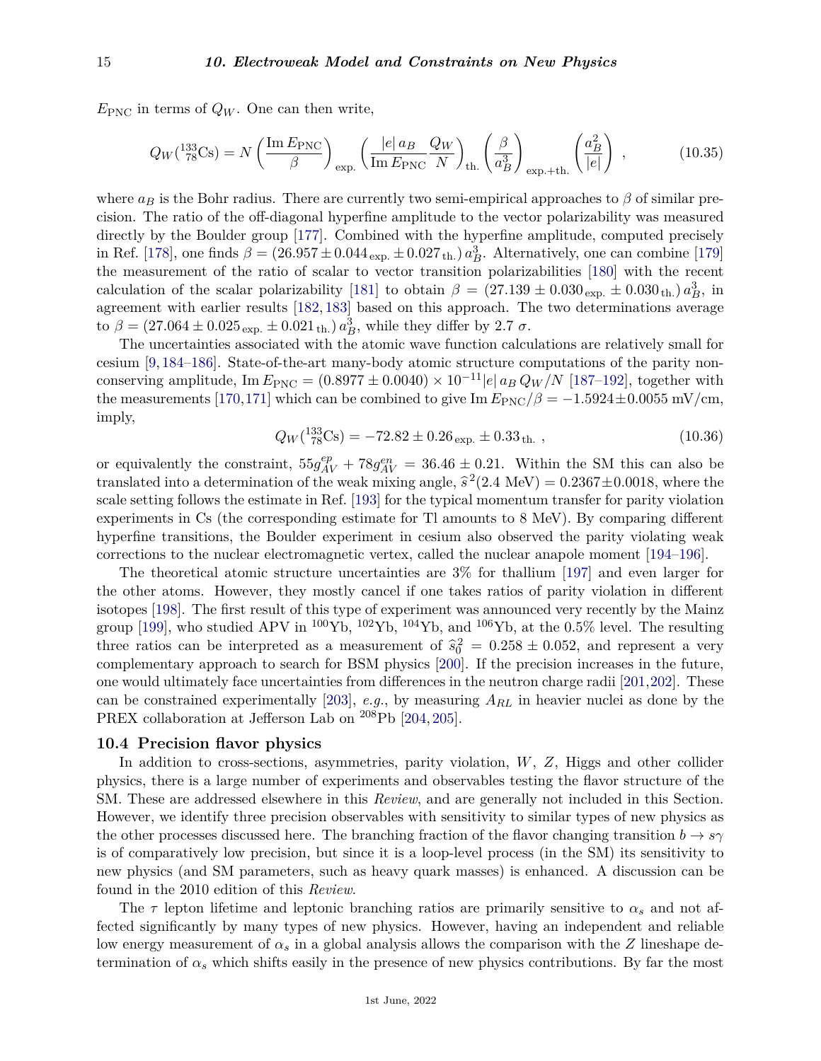$E_{\rm PNC}$ in terms of $Q_W$. One can then write,

$$Q_W(^{133}_{78}{\rm Cs}) = N \left(\frac{{\rm Im}\, E_{\rm PNC}}{\beta}\right)_{\rm exp.} \left(\frac{|e|\, a_B}{{\rm Im}\, E_{\rm PNC}} \frac{Q_W}{N}\right)_{\rm th.} \left(\frac{\beta}{a_B^3}\right)_{\rm exp.+th.} \left(\frac{a_B^2}{|e|}\right) , \tag{10.35}$$

where $a_B$ is the Bohr radius. There are currently two semi-empirical approaches to $\beta$ of similar precision. The ratio of the off-diagonal hyperfine amplitude to the vector polarizability was measured directly by the Boulder group [177]. Combined with the hyperfine amplitude, computed precisely in Ref. [178], one finds $\beta = (26.957 \pm 0.044_{\rm exp.} \pm 0.027_{\rm th.})\, a_B^3$. Alternatively, one can combine [179] the measurement of the ratio of scalar to vector transition polarizabilities [180] with the recent calculation of the scalar polarizability [181] to obtain $\beta = (27.139 \pm 0.030_{\rm exp.} \pm 0.030_{\rm th.})\, a_B^3$, in agreement with earlier results [182, 183] based on this approach. The two determinations average to $\beta = (27.064 \pm 0.025_{\rm exp.} \pm 0.021_{\rm th.})\, a_B^3$, while they differ by 2.7 $\sigma$.

The uncertainties associated with the atomic wave function calculations are relatively small for cesium [9, 184–186]. State-of-the-art many-body atomic structure computations of the parity nonconserving amplitude, ${\rm Im}\, E_{\rm PNC} = (0.8977 \pm 0.0040) \times 10^{-11} |e|\, a_B\, Q_W/N$ [187–192], together with the measurements [170, 171] which can be combined to give ${\rm Im}\, E_{\rm PNC}/\beta = -1.5924 \pm 0.0055$ mV/cm, imply,

$$Q_W(^{133}_{78}{\rm Cs}) = -72.82 \pm 0.26_{\rm exp.} \pm 0.33_{\rm th.} , \tag{10.36}$$

or equivalently the constraint, $55 g_{AV}^{ep} + 78 g_{AV}^{en} = 36.46 \pm 0.21$. Within the SM this can also be translated into a determination of the weak mixing angle, $\widehat{s}^{\,2}(2.4 \text{ MeV}) = 0.2367 \pm 0.0018$, where the scale setting follows the estimate in Ref. [193] for the typical momentum transfer for parity violation experiments in Cs (the corresponding estimate for Tl amounts to 8 MeV). By comparing different hyperfine transitions, the Boulder experiment in cesium also observed the parity violating weak corrections to the nuclear electromagnetic vertex, called the nuclear anapole moment [194–196].

The theoretical atomic structure uncertainties are 3% for thallium [197] and even larger for the other atoms. However, they mostly cancel if one takes ratios of parity violation in different isotopes [198]. The first result of this type of experiment was announced very recently by the Mainz group [199], who studied APV in $^{100}$Yb, $^{102}$Yb, $^{104}$Yb, and $^{106}$Yb, at the 0.5% level. The resulting three ratios can be interpreted as a measurement of $\widehat{s}_0^2 = 0.258 \pm 0.052$, and represent a very complementary approach to search for BSM physics [200]. If the precision increases in the future, one would ultimately face uncertainties from differences in the neutron charge radii [201, 202]. These can be constrained experimentally [203], *e.g.*, by measuring $A_{RL}$ in heavier nuclei as done by the PREX collaboration at Jefferson Lab on $^{208}$Pb [204, 205].

## 10.4 Precision flavor physics

In addition to cross-sections, asymmetries, parity violation, $W$, $Z$, Higgs and other collider physics, there is a large number of experiments and observables testing the flavor structure of the SM. These are addressed elsewhere in this *Review*, and are generally not included in this Section. However, we identify three precision observables with sensitivity to similar types of new physics as the other processes discussed here. The branching fraction of the flavor changing transition $b \to s\gamma$ is of comparatively low precision, but since it is a loop-level process (in the SM) its sensitivity to new physics (and SM parameters, such as heavy quark masses) is enhanced. A discussion can be found in the 2010 edition of this *Review*.

The $\tau$ lepton lifetime and leptonic branching ratios are primarily sensitive to $\alpha_s$ and not affected significantly by many types of new physics. However, having an independent and reliable low energy measurement of $\alpha_s$ in a global analysis allows the comparison with the $Z$ lineshape determination of $\alpha_s$ which shifts easily in the presence of new physics contributions. By far the most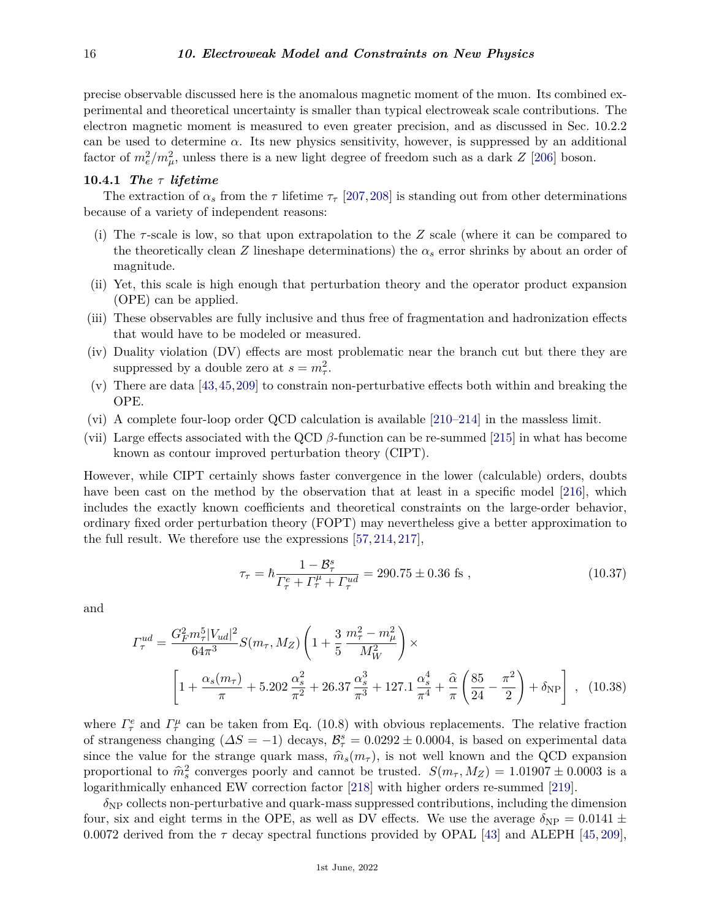precise observable discussed here is the anomalous magnetic moment of the muon. Its combined experimental and theoretical uncertainty is smaller than typical electroweak scale contributions. The electron magnetic moment is measured to even greater precision, and as discussed in Sec. 10.2.2 can be used to determine $\alpha$. Its new physics sensitivity, however, is suppressed by an additional factor of $m_e^2/m_\mu^2$, unless there is a new light degree of freedom such as a dark $Z$ [206] boson.

### 10.4.1 *The $\tau$ lifetime*

The extraction of $\alpha_s$ from the $\tau$ lifetime $\tau_\tau$ [207,208] is standing out from other determinations because of a variety of independent reasons:

(i) The $\tau$-scale is low, so that upon extrapolation to the $Z$ scale (where it can be compared to the theoretically clean $Z$ lineshape determinations) the $\alpha_s$ error shrinks by about an order of magnitude.

(ii) Yet, this scale is high enough that perturbation theory and the operator product expansion (OPE) can be applied.

(iii) These observables are fully inclusive and thus free of fragmentation and hadronization effects that would have to be modeled or measured.

(iv) Duality violation (DV) effects are most problematic near the branch cut but there they are suppressed by a double zero at $s = m_\tau^2$.

(v) There are data [43,45,209] to constrain non-perturbative effects both within and breaking the OPE.

(vi) A complete four-loop order QCD calculation is available [210–214] in the massless limit.

(vii) Large effects associated with the QCD $\beta$-function can be re-summed [215] in what has become known as contour improved perturbation theory (CIPT).

However, while CIPT certainly shows faster convergence in the lower (calculable) orders, doubts have been cast on the method by the observation that at least in a specific model [216], which includes the exactly known coefficients and theoretical constraints on the large-order behavior, ordinary fixed order perturbation theory (FOPT) may nevertheless give a better approximation to the full result. We therefore use the expressions [57,214,217],

$$\tau_\tau = \hbar \frac{1 - \mathcal{B}_\tau^s}{\Gamma_\tau^e + \Gamma_\tau^\mu + \Gamma_\tau^{ud}} = 290.75 \pm 0.36 \text{ fs} , \tag{10.37}$$

and

$$\Gamma_\tau^{ud} = \frac{G_F^2 m_\tau^5 |V_{ud}|^2}{64\pi^3} S(m_\tau, M_Z) \left(1 + \frac{3}{5}\frac{m_\tau^2 - m_\mu^2}{M_W^2}\right) \times \left[1 + \frac{\alpha_s(m_\tau)}{\pi} + 5.202\frac{\alpha_s^2}{\pi^2} + 26.37\frac{\alpha_s^3}{\pi^3} + 127.1\frac{\alpha_s^4}{\pi^4} + \frac{\widehat{\alpha}}{\pi}\left(\frac{85}{24} - \frac{\pi^2}{2}\right) + \delta_{\rm NP}\right] , \tag{10.38}$$

where $\Gamma_\tau^e$ and $\Gamma_\tau^\mu$ can be taken from Eq. (10.8) with obvious replacements. The relative fraction of strangeness changing ($\Delta S = -1$) decays, $\mathcal{B}_\tau^s = 0.0292 \pm 0.0004$, is based on experimental data since the value for the strange quark mass, $\widehat{m}_s(m_\tau)$, is not well known and the QCD expansion proportional to $\widehat{m}_s^2$ converges poorly and cannot be trusted. $S(m_\tau, M_Z) = 1.01907 \pm 0.0003$ is a logarithmically enhanced EW correction factor [218] with higher orders re-summed [219].

$\delta_{\rm NP}$ collects non-perturbative and quark-mass suppressed contributions, including the dimension four, six and eight terms in the OPE, as well as DV effects. We use the average $\delta_{\rm NP} = 0.0141 \pm 0.0072$ derived from the $\tau$ decay spectral functions provided by OPAL [43] and ALEPH [45,209],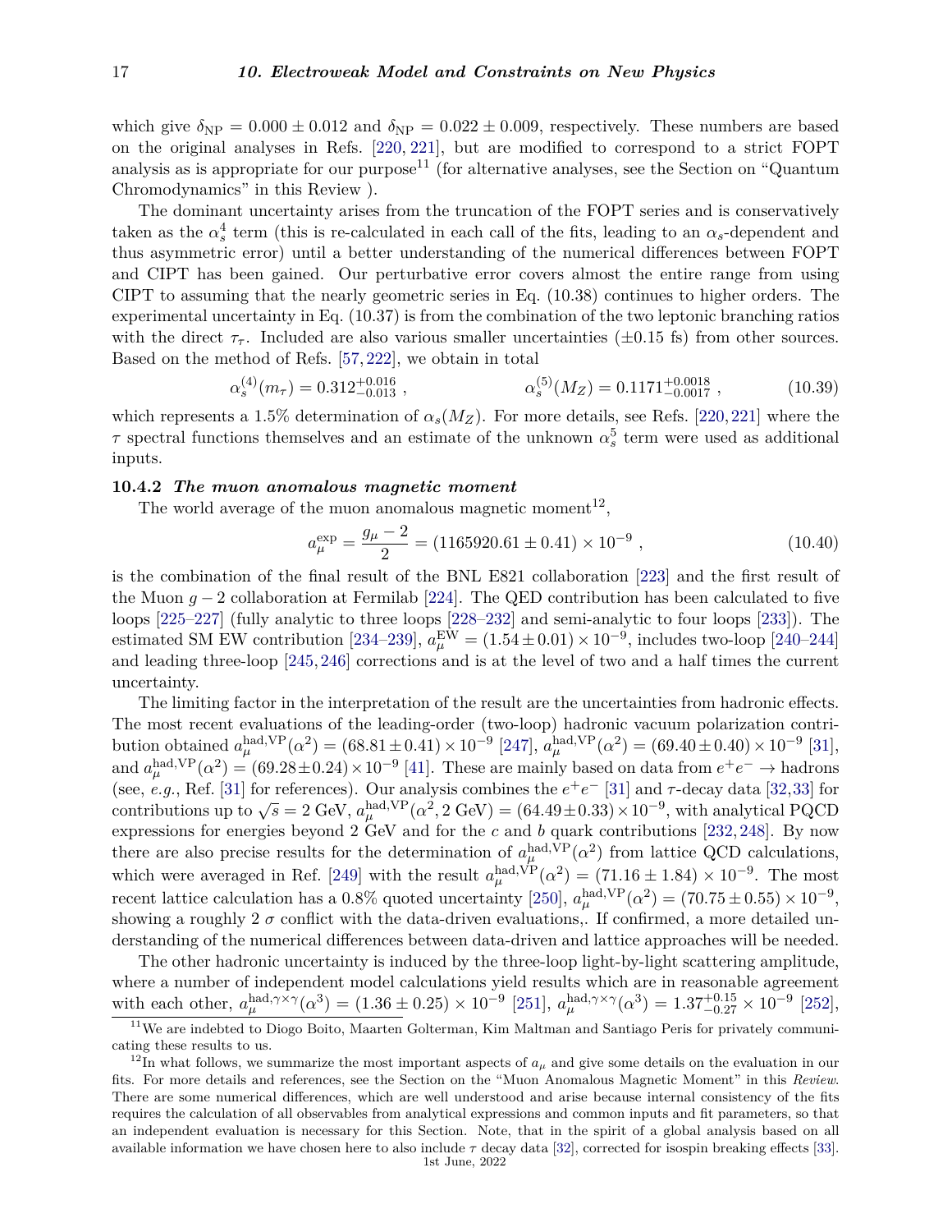which give $\delta_{\rm NP} = 0.000 \pm 0.012$ and $\delta_{\rm NP} = 0.022 \pm 0.009$, respectively. These numbers are based on the original analyses in Refs. [220, 221], but are modified to correspond to a strict FOPT analysis as is appropriate for our purpose[11] (for alternative analyses, see the Section on "Quantum Chromodynamics" in this Review ).

The dominant uncertainty arises from the truncation of the FOPT series and is conservatively taken as the $\alpha_s^4$ term (this is re-calculated in each call of the fits, leading to an $\alpha_s$-dependent and thus asymmetric error) until a better understanding of the numerical differences between FOPT and CIPT has been gained. Our perturbative error covers almost the entire range from using CIPT to assuming that the nearly geometric series in Eq. (10.38) continues to higher orders. The experimental uncertainty in Eq. (10.37) is from the combination of the two leptonic branching ratios with the direct $\tau_\tau$. Included are also various smaller uncertainties ($\pm 0.15$ fs) from other sources. Based on the method of Refs. [57, 222], we obtain in total

$$\alpha_s^{(4)}(m_\tau) = 0.312^{+0.016}_{-0.013} \; , \qquad\qquad \alpha_s^{(5)}(M_Z) = 0.1171^{+0.0018}_{-0.0017} \; , \tag{10.39}$$

which represents a 1.5% determination of $\alpha_s(M_Z)$. For more details, see Refs. [220, 221] where the $\tau$ spectral functions themselves and an estimate of the unknown $\alpha_s^5$ term were used as additional inputs.

### 10.4.2 *The muon anomalous magnetic moment*

The world average of the muon anomalous magnetic moment[12],

$$a_\mu^{\rm exp} = \frac{g_\mu - 2}{2} = (1165920.61 \pm 0.41) \times 10^{-9} \; , \tag{10.40}$$

is the combination of the final result of the BNL E821 collaboration [223] and the first result of the Muon $g-2$ collaboration at Fermilab [224]. The QED contribution has been calculated to five loops [225–227] (fully analytic to three loops [228–232] and semi-analytic to four loops [233]). The estimated SM EW contribution [234–239], $a_\mu^{\rm EW} = (1.54 \pm 0.01) \times 10^{-9}$, includes two-loop [240–244] and leading three-loop [245, 246] corrections and is at the level of two and a half times the current uncertainty.

The limiting factor in the interpretation of the result are the uncertainties from hadronic effects. The most recent evaluations of the leading-order (two-loop) hadronic vacuum polarization contribution obtained $a_\mu^{\rm had,VP}(\alpha^2) = (68.81 \pm 0.41) \times 10^{-9}$ [247], $a_\mu^{\rm had,VP}(\alpha^2) = (69.40 \pm 0.40) \times 10^{-9}$ [31], and $a_\mu^{\rm had,VP}(\alpha^2) = (69.28 \pm 0.24) \times 10^{-9}$ [41]. These are mainly based on data from $e^+e^- \to$ hadrons (see, *e.g.*, Ref. [31] for references). Our analysis combines the $e^+e^-$ [31] and $\tau$-decay data [32, 33] for contributions up to $\sqrt{s} = 2$ GeV, $a_\mu^{\rm had,VP}(\alpha^2, 2\ {\rm GeV}) = (64.49 \pm 0.33) \times 10^{-9}$, with analytical PQCD expressions for energies beyond 2 GeV and for the $c$ and $b$ quark contributions [232, 248]. By now there are also precise results for the determination of $a_\mu^{\rm had,VP}(\alpha^2)$ from lattice QCD calculations, which were averaged in Ref. [249] with the result $a_\mu^{\rm had,VP}(\alpha^2) = (71.16 \pm 1.84) \times 10^{-9}$. The most recent lattice calculation has a 0.8% quoted uncertainty [250], $a_\mu^{\rm had,VP}(\alpha^2) = (70.75 \pm 0.55) \times 10^{-9}$, showing a roughly 2 $\sigma$ conflict with the data-driven evaluations,. If confirmed, a more detailed understanding of the numerical differences between data-driven and lattice approaches will be needed.

The other hadronic uncertainty is induced by the three-loop light-by-light scattering amplitude, where a number of independent model calculations yield results which are in reasonable agreement with each other, $a_\mu^{{\rm had},\gamma\times\gamma}(\alpha^3) = (1.36 \pm 0.25) \times 10^{-9}$ [251], $a_\mu^{{\rm had},\gamma\times\gamma}(\alpha^3) = 1.37^{+0.15}_{-0.27} \times 10^{-9}$ [252],

---

[11] We are indebted to Diogo Boito, Maarten Golterman, Kim Maltman and Santiago Peris for privately communicating these results to us.

[12] In what follows, we summarize the most important aspects of $a_\mu$ and give some details on the evaluation in our fits. For more details and references, see the Section on the "Muon Anomalous Magnetic Moment" in this *Review*. There are some numerical differences, which are well understood and arise because internal consistency of the fits requires the calculation of all observables from analytical expressions and common inputs and fit parameters, so that an independent evaluation is necessary for this Section. Note, that in the spirit of a global analysis based on all available information we have chosen here to also include $\tau$ decay data [32], corrected for isospin breaking effects [33].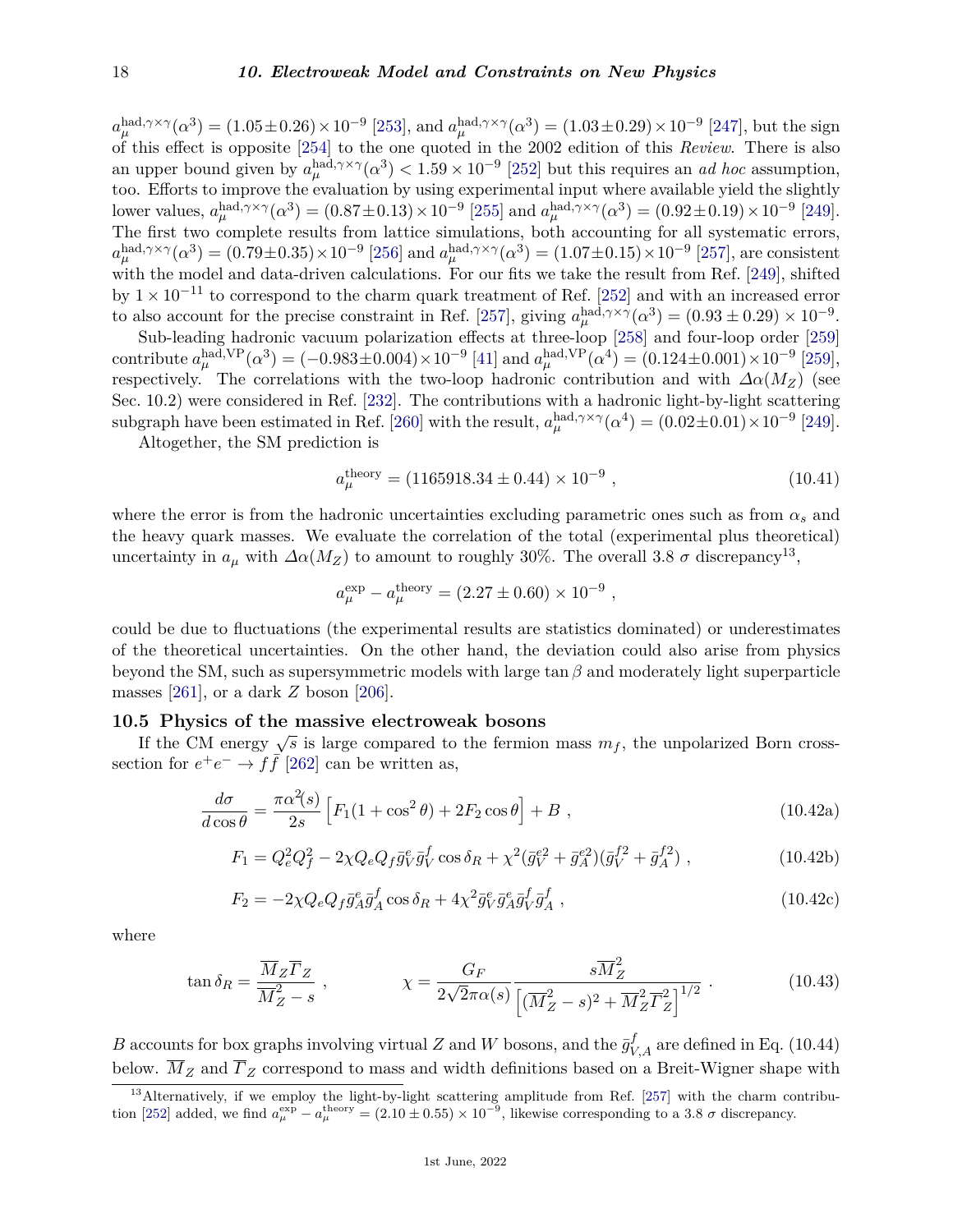$a_\mu^{\text{had},\gamma\times\gamma}(\alpha^3) = (1.05\pm0.26)\times10^{-9}$ [253], and $a_\mu^{\text{had},\gamma\times\gamma}(\alpha^3) = (1.03\pm0.29)\times10^{-9}$ [247], but the sign of this effect is opposite [254] to the one quoted in the 2002 edition of this *Review*. There is also an upper bound given by $a_\mu^{\text{had},\gamma\times\gamma}(\alpha^3) < 1.59\times10^{-9}$ [252] but this requires an *ad hoc* assumption, too. Efforts to improve the evaluation by using experimental input where available yield the slightly lower values, $a_\mu^{\text{had},\gamma\times\gamma}(\alpha^3) = (0.87\pm0.13)\times10^{-9}$ [255] and $a_\mu^{\text{had},\gamma\times\gamma}(\alpha^3) = (0.92\pm0.19)\times10^{-9}$ [249]. The first two complete results from lattice simulations, both accounting for all systematic errors, $a_\mu^{\text{had},\gamma\times\gamma}(\alpha^3) = (0.79\pm0.35)\times10^{-9}$ [256] and $a_\mu^{\text{had},\gamma\times\gamma}(\alpha^3) = (1.07\pm0.15)\times10^{-9}$ [257], are consistent with the model and data-driven calculations. For our fits we take the result from Ref. [249], shifted by $1\times10^{-11}$ to correspond to the charm quark treatment of Ref. [252] and with an increased error to also account for the precise constraint in Ref. [257], giving $a_\mu^{\text{had},\gamma\times\gamma}(\alpha^3) = (0.93\pm0.29)\times10^{-9}$.

Sub-leading hadronic vacuum polarization effects at three-loop [258] and four-loop order [259] contribute $a_\mu^{\text{had,VP}}(\alpha^3) = (-0.983\pm0.004)\times10^{-9}$ [41] and $a_\mu^{\text{had,VP}}(\alpha^4) = (0.124\pm0.001)\times10^{-9}$ [259], respectively. The correlations with the two-loop hadronic contribution and with $\Delta\alpha(M_Z)$ (see Sec. 10.2) were considered in Ref. [232]. The contributions with a hadronic light-by-light scattering subgraph have been estimated in Ref. [260] with the result, $a_\mu^{\text{had},\gamma\times\gamma}(\alpha^4) = (0.02\pm0.01)\times10^{-9}$ [249].

Altogether, the SM prediction is

$$a_\mu^{\text{theory}} = (1165918.34\pm0.44)\times10^{-9}\ , \tag{10.41}$$

where the error is from the hadronic uncertainties excluding parametric ones such as from $\alpha_s$ and the heavy quark masses. We evaluate the correlation of the total (experimental plus theoretical) uncertainty in $a_\mu$ with $\Delta\alpha(M_Z)$ to amount to roughly 30%. The overall 3.8 $\sigma$ discrepancy[13],

$$a_\mu^{\text{exp}} - a_\mu^{\text{theory}} = (2.27\pm0.60)\times10^{-9}\ ,$$

could be due to fluctuations (the experimental results are statistics dominated) or underestimates of the theoretical uncertainties. On the other hand, the deviation could also arise from physics beyond the SM, such as supersymmetric models with large $\tan\beta$ and moderately light superparticle masses [261], or a dark $Z$ boson [206].

## 10.5 Physics of the massive electroweak bosons

If the CM energy $\sqrt{s}$ is large compared to the fermion mass $m_f$, the unpolarized Born cross-section for $e^+e^-\to f\bar{f}$ [262] can be written as,

$$\frac{d\sigma}{d\cos\theta} = \frac{\pi\alpha^2(s)}{2s}\left[F_1(1+\cos^2\theta) + 2F_2\cos\theta\right] + B\ , \tag{10.42a}$$

$$F_1 = Q_e^2Q_f^2 - 2\chi Q_eQ_f\bar{g}_V^e\bar{g}_V^f\cos\delta_R + \chi^2(\bar{g}_V^{e2}+\bar{g}_A^{e2})(\bar{g}_V^{f2}+\bar{g}_A^{f2})\ , \tag{10.42b}$$

$$F_2 = -2\chi Q_eQ_f\bar{g}_A^e\bar{g}_A^f\cos\delta_R + 4\chi^2\bar{g}_V^e\bar{g}_A^e\bar{g}_V^f\bar{g}_A^f\ , \tag{10.42c}$$

where

$$\tan\delta_R = \frac{\overline{M}_Z\overline{\Gamma}_Z}{\overline{M}_Z^2 - s}\ , \qquad \chi = \frac{G_F}{2\sqrt{2}\pi\alpha(s)}\frac{s\overline{M}_Z^2}{\left[(\overline{M}_Z^2-s)^2+\overline{M}_Z^2\overline{\Gamma}_Z^2\right]^{1/2}}\ . \tag{10.43}$$

$B$ accounts for box graphs involving virtual $Z$ and $W$ bosons, and the $\bar{g}_{V,A}^f$ are defined in Eq. (10.44) below. $\overline{M}_Z$ and $\overline{\Gamma}_Z$ correspond to mass and width definitions based on a Breit-Wigner shape with

[13] Alternatively, if we employ the light-by-light scattering amplitude from Ref. [257] with the charm contribution [252] added, we find $a_\mu^{\text{exp}} - a_\mu^{\text{theory}} = (2.10\pm0.55)\times10^{-9}$, likewise corresponding to a 3.8 $\sigma$ discrepancy.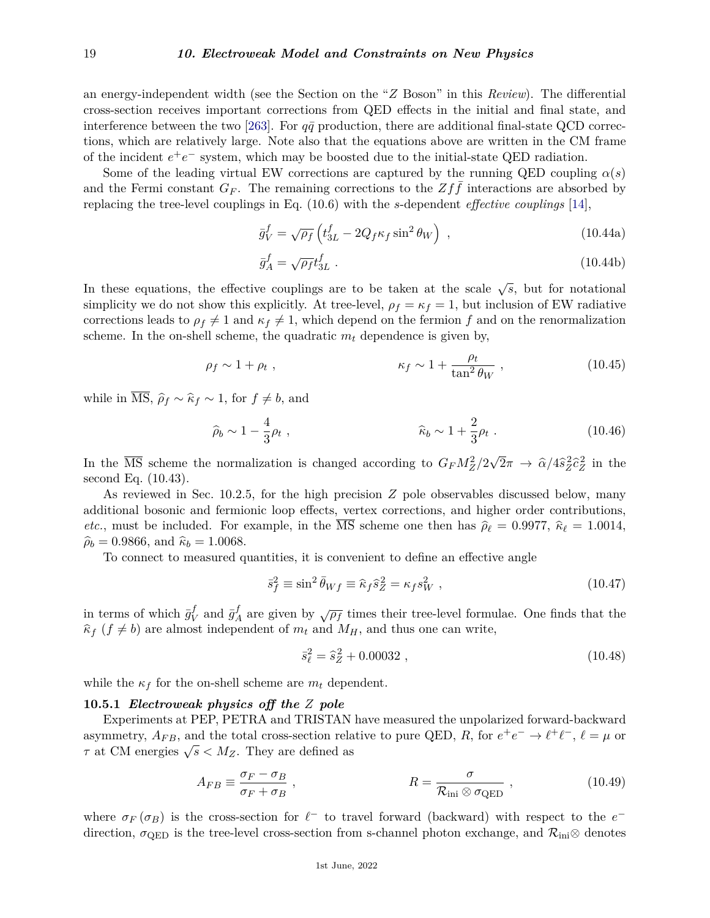an energy-independent width (see the Section on the "$Z$ Boson" in this *Review*). The differential cross-section receives important corrections from QED effects in the initial and final state, and interference between the two [263]. For $q\bar{q}$ production, there are additional final-state QCD corrections, which are relatively large. Note also that the equations above are written in the CM frame of the incident $e^+e^-$ system, which may be boosted due to the initial-state QED radiation.

Some of the leading virtual EW corrections are captured by the running QED coupling $\alpha(s)$ and the Fermi constant $G_F$. The remaining corrections to the $Zf\bar{f}$ interactions are absorbed by replacing the tree-level couplings in Eq. (10.6) with the $s$-dependent *effective couplings* [14],

$$\bar{g}_V^f = \sqrt{\rho_f}\left(t_{3L}^f - 2Q_f\kappa_f \sin^2\theta_W\right) \ , \tag{10.44a}$$

$$\bar{g}_A^f = \sqrt{\rho_f} t_{3L}^f \ . \tag{10.44b}$$

In these equations, the effective couplings are to be taken at the scale $\sqrt{s}$, but for notational simplicity we do not show this explicitly. At tree-level, $\rho_f = \kappa_f = 1$, but inclusion of EW radiative corrections leads to $\rho_f \neq 1$ and $\kappa_f \neq 1$, which depend on the fermion $f$ and on the renormalization scheme. In the on-shell scheme, the quadratic $m_t$ dependence is given by,

$$\rho_f \sim 1 + \rho_t \ , \qquad\qquad \kappa_f \sim 1 + \frac{\rho_t}{\tan^2\theta_W} \ , \tag{10.45}$$

while in $\overline{\text{MS}}$, $\widehat{\rho}_f \sim \widehat{\kappa}_f \sim 1$, for $f \neq b$, and

$$\widehat{\rho}_b \sim 1 - \frac{4}{3}\rho_t \ , \qquad\qquad \widehat{\kappa}_b \sim 1 + \frac{2}{3}\rho_t \ . \tag{10.46}$$

In the $\overline{\text{MS}}$ scheme the normalization is changed according to $G_F M_Z^2/2\sqrt{2}\pi \to \widehat{\alpha}/4\widehat{s}_Z^2\widehat{c}_Z^2$ in the second Eq. (10.43).

As reviewed in Sec. 10.2.5, for the high precision $Z$ pole observables discussed below, many additional bosonic and fermionic loop effects, vertex corrections, and higher order contributions, *etc.*, must be included. For example, in the $\overline{\text{MS}}$ scheme one then has $\widehat{\rho}_\ell = 0.9977$, $\widehat{\kappa}_\ell = 1.0014$, $\widehat{\rho}_b = 0.9866$, and $\widehat{\kappa}_b = 1.0068$.

To connect to measured quantities, it is convenient to define an effective angle

$$\bar{s}_f^2 \equiv \sin^2\bar{\theta}_{Wf} \equiv \widehat{\kappa}_f \widehat{s}_Z^2 = \kappa_f s_W^2 \ , \tag{10.47}$$

in terms of which $\bar{g}_V^f$ and $\bar{g}_A^f$ are given by $\sqrt{\rho_f}$ times their tree-level formulae. One finds that the $\widehat{\kappa}_f$ ($f \neq b$) are almost independent of $m_t$ and $M_H$, and thus one can write,

$$\bar{s}_\ell^2 = \widehat{s}_Z^2 + 0.00032 \ , \tag{10.48}$$

while the $\kappa_f$ for the on-shell scheme are $m_t$ dependent.

### 10.5.1 *Electroweak physics off the Z pole*

Experiments at PEP, PETRA and TRISTAN have measured the unpolarized forward-backward asymmetry, $A_{FB}$, and the total cross-section relative to pure QED, $R$, for $e^+e^- \to \ell^+\ell^-$, $\ell = \mu$ or $\tau$ at CM energies $\sqrt{s} < M_Z$. They are defined as

$$A_{FB} \equiv \frac{\sigma_F - \sigma_B}{\sigma_F + \sigma_B} \ , \qquad\qquad R = \frac{\sigma}{\mathcal{R}_{\text{ini}} \otimes \sigma_{\text{QED}}} \ , \tag{10.49}$$

where $\sigma_F$ ($\sigma_B$) is the cross-section for $\ell^-$ to travel forward (backward) with respect to the $e^-$ direction, $\sigma_{\text{QED}}$ is the tree-level cross-section from s-channel photon exchange, and $\mathcal{R}_{\text{ini}}\otimes$ denotes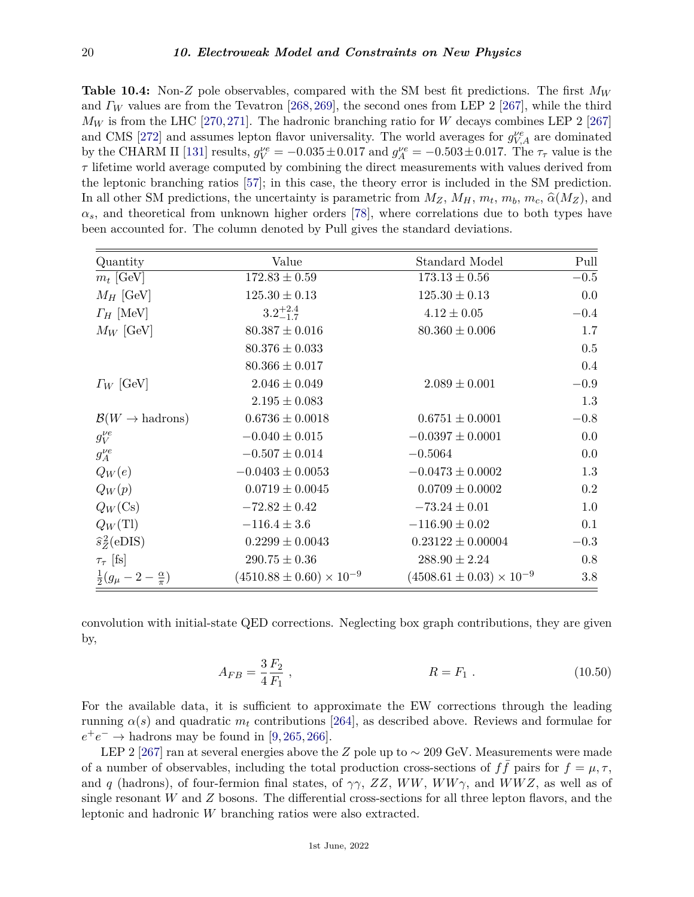**Table 10.4:** Non-$Z$ pole observables, compared with the SM best fit predictions. The first $M_W$ and $\Gamma_W$ values are from the Tevatron [268, 269], the second ones from LEP 2 [267], while the third $M_W$ is from the LHC [270, 271]. The hadronic branching ratio for $W$ decays combines LEP 2 [267] and CMS [272] and assumes lepton flavor universality. The world averages for $g_{V,A}^{\nu e}$ are dominated by the CHARM II [131] results, $g_V^{\nu e} = -0.035 \pm 0.017$ and $g_A^{\nu e} = -0.503 \pm 0.017$. The $\tau_\tau$ value is the $\tau$ lifetime world average computed by combining the direct measurements with values derived from the leptonic branching ratios [57]; in this case, the theory error is included in the SM prediction. In all other SM predictions, the uncertainty is parametric from $M_Z$, $M_H$, $m_t$, $m_b$, $m_c$, $\widehat{\alpha}(M_Z)$, and $\alpha_s$, and theoretical from unknown higher orders [78], where correlations due to both types have been accounted for. The column denoted by Pull gives the standard deviations.

| Quantity | Value | Standard Model | Pull |
|---|---|---|---|
| $m_t$ [GeV] | $172.83 \pm 0.59$ | $173.13 \pm 0.56$ | $-0.5$ |
| $M_H$ [GeV] | $125.30 \pm 0.13$ | $125.30 \pm 0.13$ | $0.0$ |
| $\Gamma_H$ [MeV] | $3.2^{+2.4}_{-1.7}$ | $4.12 \pm 0.05$ | $-0.4$ |
| $M_W$ [GeV] | $80.387 \pm 0.016$ | $80.360 \pm 0.006$ | $1.7$ |
| | $80.376 \pm 0.033$ | | $0.5$ |
| | $80.366 \pm 0.017$ | | $0.4$ |
| $\Gamma_W$ [GeV] | $2.046 \pm 0.049$ | $2.089 \pm 0.001$ | $-0.9$ |
| | $2.195 \pm 0.083$ | | $1.3$ |
| $\mathcal{B}(W \to \text{hadrons})$ | $0.6736 \pm 0.0018$ | $0.6751 \pm 0.0001$ | $-0.8$ |
| $g_V^{\nu e}$ | $-0.040 \pm 0.015$ | $-0.0397 \pm 0.0001$ | $0.0$ |
| $g_A^{\nu e}$ | $-0.507 \pm 0.014$ | $-0.5064$ | $0.0$ |
| $Q_W(e)$ | $-0.0403 \pm 0.0053$ | $-0.0473 \pm 0.0002$ | $1.3$ |
| $Q_W(p)$ | $0.0719 \pm 0.0045$ | $0.0709 \pm 0.0002$ | $0.2$ |
| $Q_W(\text{Cs})$ | $-72.82 \pm 0.42$ | $-73.24 \pm 0.01$ | $1.0$ |
| $Q_W(\text{Tl})$ | $-116.4 \pm 3.6$ | $-116.90 \pm 0.02$ | $0.1$ |
| $\hat{s}_Z^2(\text{eDIS})$ | $0.2299 \pm 0.0043$ | $0.23122 \pm 0.00004$ | $-0.3$ |
| $\tau_\tau$ [fs] | $290.75 \pm 0.36$ | $288.90 \pm 2.24$ | $0.8$ |
| $\frac{1}{2}(g_\mu - 2 - \frac{\alpha}{\pi})$ | $(4510.88 \pm 0.60) \times 10^{-9}$ | $(4508.61 \pm 0.03) \times 10^{-9}$ | $3.8$ |

convolution with initial-state QED corrections. Neglecting box graph contributions, they are given by,

$$A_{FB} = \frac{3}{4}\frac{F_2}{F_1}\ , \qquad\qquad R = F_1\ . \tag{10.50}$$

For the available data, it is sufficient to approximate the EW corrections through the leading running $\alpha(s)$ and quadratic $m_t$ contributions [264], as described above. Reviews and formulae for $e^+e^- \to$ hadrons may be found in [9, 265, 266].

LEP 2 [267] ran at several energies above the $Z$ pole up to $\sim 209$ GeV. Measurements were made of a number of observables, including the total production cross-sections of $f\bar{f}$ pairs for $f = \mu, \tau$, and $q$ (hadrons), of four-fermion final states, of $\gamma\gamma$, $ZZ$, $WW$, $WW\gamma$, and $WWZ$, as well as of single resonant $W$ and $Z$ bosons. The differential cross-sections for all three lepton flavors, and the leptonic and hadronic $W$ branching ratios were also extracted.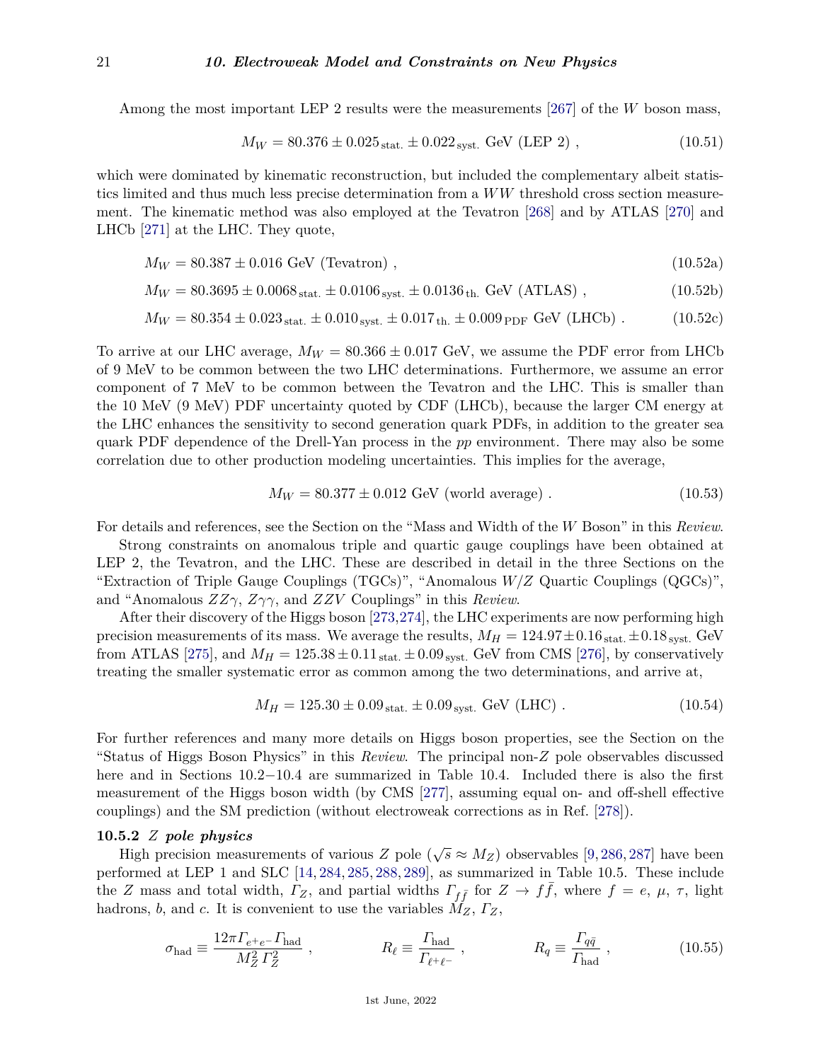Among the most important LEP 2 results were the measurements [267] of the $W$ boson mass,

$$M_W = 80.376 \pm 0.025_{\text{stat.}} \pm 0.022_{\text{syst.}}\ \text{GeV (LEP 2)}\ , \tag{10.51}$$

which were dominated by kinematic reconstruction, but included the complementary albeit statistics limited and thus much less precise determination from a $WW$ threshold cross section measurement. The kinematic method was also employed at the Tevatron [268] and by ATLAS [270] and LHCb [271] at the LHC. They quote,

$$M_W = 80.387 \pm 0.016\ \text{GeV (Tevatron)}\ , \tag{10.52a}$$

$$M_W = 80.3695 \pm 0.0068_{\text{stat.}} \pm 0.0106_{\text{syst.}} \pm 0.0136_{\text{th.}}\ \text{GeV (ATLAS)}\ , \tag{10.52b}$$

$$M_W = 80.354 \pm 0.023_{\text{stat.}} \pm 0.010_{\text{syst.}} \pm 0.017_{\text{th.}} \pm 0.009_{\text{PDF}}\ \text{GeV (LHCb)}\ . \tag{10.52c}$$

To arrive at our LHC average, $M_W = 80.366 \pm 0.017$ GeV, we assume the PDF error from LHCb of 9 MeV to be common between the two LHC determinations. Furthermore, we assume an error component of 7 MeV to be common between the Tevatron and the LHC. This is smaller than the 10 MeV (9 MeV) PDF uncertainty quoted by CDF (LHCb), because the larger CM energy at the LHC enhances the sensitivity to second generation quark PDFs, in addition to the greater sea quark PDF dependence of the Drell-Yan process in the $pp$ environment. There may also be some correlation due to other production modeling uncertainties. This implies for the average,

$$M_W = 80.377 \pm 0.012\ \text{GeV (world average)}\ . \tag{10.53}$$

For details and references, see the Section on the "Mass and Width of the $W$ Boson" in this *Review*.

Strong constraints on anomalous triple and quartic gauge couplings have been obtained at LEP 2, the Tevatron, and the LHC. These are described in detail in the three Sections on the "Extraction of Triple Gauge Couplings (TGCs)", "Anomalous $W/Z$ Quartic Couplings (QGCs)", and "Anomalous $ZZ\gamma$, $Z\gamma\gamma$, and $ZZV$ Couplings" in this *Review*.

After their discovery of the Higgs boson [273,274], the LHC experiments are now performing high precision measurements of its mass. We average the results, $M_H = 124.97 \pm 0.16_{\text{stat.}} \pm 0.18_{\text{syst.}}$ GeV from ATLAS [275], and $M_H = 125.38 \pm 0.11_{\text{stat.}} \pm 0.09_{\text{syst.}}$ GeV from CMS [276], by conservatively treating the smaller systematic error as common among the two determinations, and arrive at,

$$M_H = 125.30 \pm 0.09_{\text{stat.}} \pm 0.09_{\text{syst.}}\ \text{GeV (LHC)}\ . \tag{10.54}$$

For further references and many more details on Higgs boson properties, see the Section on the "Status of Higgs Boson Physics" in this *Review*. The principal non-$Z$ pole observables discussed here and in Sections 10.2−10.4 are summarized in Table 10.4. Included there is also the first measurement of the Higgs boson width (by CMS [277], assuming equal on- and off-shell effective couplings) and the SM prediction (without electroweak corrections as in Ref. [278]).

### 10.5.2 $Z$ pole physics

High precision measurements of various $Z$ pole ($\sqrt{s} \approx M_Z$) observables [9, 286, 287] have been performed at LEP 1 and SLC [14, 284, 285, 288, 289], as summarized in Table 10.5. These include the $Z$ mass and total width, $\Gamma_Z$, and partial widths $\Gamma_{f\bar{f}}$ for $Z \to f\bar{f}$, where $f = e$, $\mu$, $\tau$, light hadrons, $b$, and $c$. It is convenient to use the variables $M_Z$, $\Gamma_Z$,

$$\sigma_{\text{had}} \equiv \frac{12\pi \Gamma_{e^+e^-} \Gamma_{\text{had}}}{M_Z^2 \Gamma_Z^2}\ , \qquad R_\ell \equiv \frac{\Gamma_{\text{had}}}{\Gamma_{\ell^+\ell^-}}\ , \qquad R_q \equiv \frac{\Gamma_{q\bar{q}}}{\Gamma_{\text{had}}}\ , \tag{10.55}$$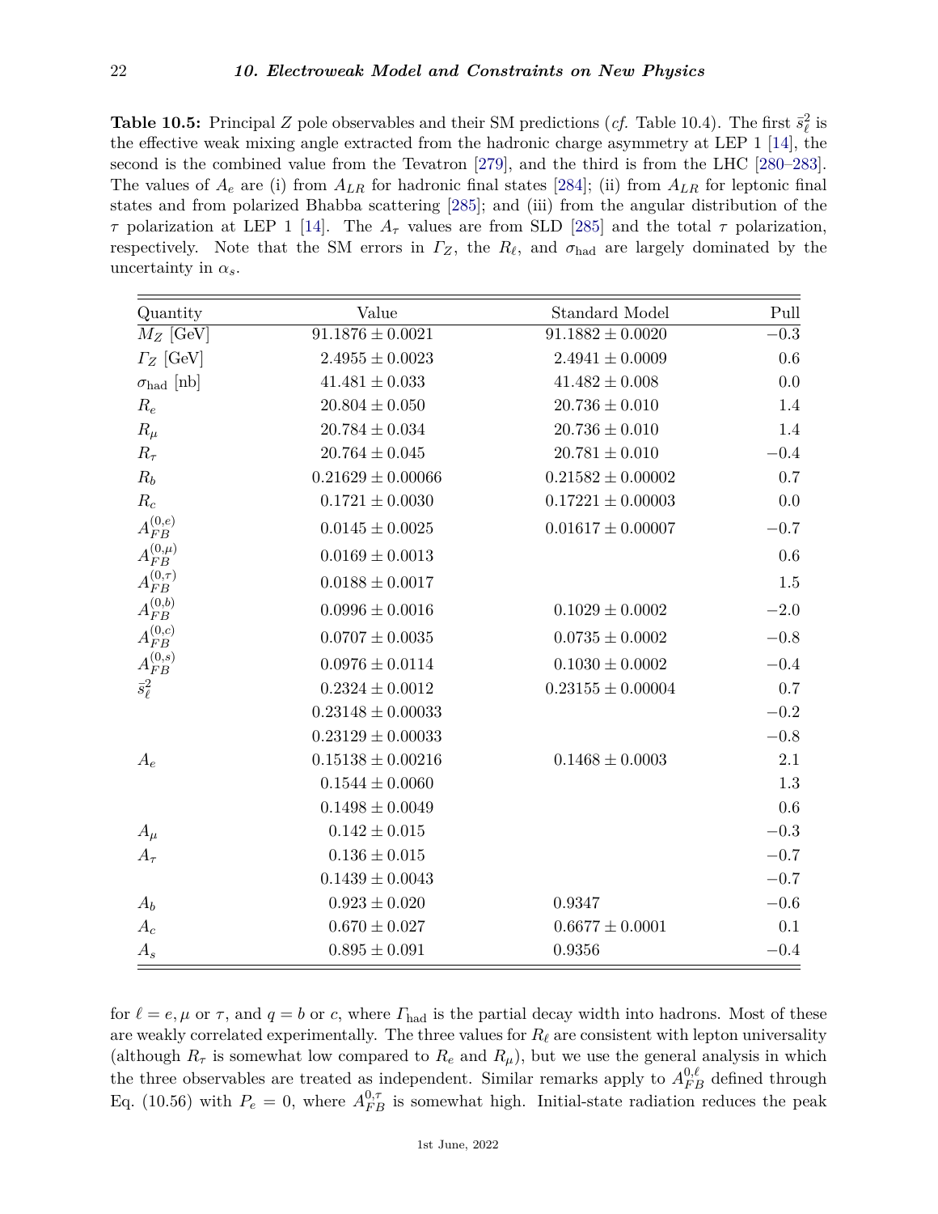**Table 10.5:** Principal $Z$ pole observables and their SM predictions (*cf.* Table 10.4). The first $\bar{s}_\ell^2$ is the effective weak mixing angle extracted from the hadronic charge asymmetry at LEP 1 [14], the second is the combined value from the Tevatron [279], and the third is from the LHC [280–283]. The values of $A_e$ are (i) from $A_{LR}$ for hadronic final states [284]; (ii) from $A_{LR}$ for leptonic final states and from polarized Bhabba scattering [285]; and (iii) from the angular distribution of the $\tau$ polarization at LEP 1 [14]. The $A_\tau$ values are from SLD [285] and the total $\tau$ polarization, respectively. Note that the SM errors in $\Gamma_Z$, the $R_\ell$, and $\sigma_{\rm had}$ are largely dominated by the uncertainty in $\alpha_s$.

| Quantity | Value | Standard Model | Pull |
|---|---|---|---|
| $M_Z$ [GeV] | $91.1876 \pm 0.0021$ | $91.1882 \pm 0.0020$ | $-0.3$ |
| $\Gamma_Z$ [GeV] | $2.4955 \pm 0.0023$ | $2.4941 \pm 0.0009$ | $0.6$ |
| $\sigma_{\rm had}$ [nb] | $41.481 \pm 0.033$ | $41.482 \pm 0.008$ | $0.0$ |
| $R_e$ | $20.804 \pm 0.050$ | $20.736 \pm 0.010$ | $1.4$ |
| $R_\mu$ | $20.784 \pm 0.034$ | $20.736 \pm 0.010$ | $1.4$ |
| $R_\tau$ | $20.764 \pm 0.045$ | $20.781 \pm 0.010$ | $-0.4$ |
| $R_b$ | $0.21629 \pm 0.00066$ | $0.21582 \pm 0.00002$ | $0.7$ |
| $R_c$ | $0.1721 \pm 0.0030$ | $0.17221 \pm 0.00003$ | $0.0$ |
| $A_{FB}^{(0,e)}$ | $0.0145 \pm 0.0025$ | $0.01617 \pm 0.00007$ | $-0.7$ |
| $A_{FB}^{(0,\mu)}$ | $0.0169 \pm 0.0013$ | | $0.6$ |
| $A_{FB}^{(0,\tau)}$ | $0.0188 \pm 0.0017$ | | $1.5$ |
| $A_{FB}^{(0,b)}$ | $0.0996 \pm 0.0016$ | $0.1029 \pm 0.0002$ | $-2.0$ |
| $A_{FB}^{(0,c)}$ | $0.0707 \pm 0.0035$ | $0.0735 \pm 0.0002$ | $-0.8$ |
| $A_{FB}^{(0,s)}$ | $0.0976 \pm 0.0114$ | $0.1030 \pm 0.0002$ | $-0.4$ |
| $\bar{s}_\ell^2$ | $0.2324 \pm 0.0012$ | $0.23155 \pm 0.00004$ | $0.7$ |
| | $0.23148 \pm 0.00033$ | | $-0.2$ |
| | $0.23129 \pm 0.00033$ | | $-0.8$ |
| $A_e$ | $0.15138 \pm 0.00216$ | $0.1468 \pm 0.0003$ | $2.1$ |
| | $0.1544 \pm 0.0060$ | | $1.3$ |
| | $0.1498 \pm 0.0049$ | | $0.6$ |
| $A_\mu$ | $0.142 \pm 0.015$ | | $-0.3$ |
| $A_\tau$ | $0.136 \pm 0.015$ | | $-0.7$ |
| | $0.1439 \pm 0.0043$ | | $-0.7$ |
| $A_b$ | $0.923 \pm 0.020$ | $0.9347$ | $-0.6$ |
| $A_c$ | $0.670 \pm 0.027$ | $0.6677 \pm 0.0001$ | $0.1$ |
| $A_s$ | $0.895 \pm 0.091$ | $0.9356$ | $-0.4$ |

for $\ell = e, \mu$ or $\tau$, and $q = b$ or $c$, where $\Gamma_{\rm had}$ is the partial decay width into hadrons. Most of these are weakly correlated experimentally. The three values for $R_\ell$ are consistent with lepton universality (although $R_\tau$ is somewhat low compared to $R_e$ and $R_\mu$), but we use the general analysis in which the three observables are treated as independent. Similar remarks apply to $A_{FB}^{0,\ell}$ defined through Eq. (10.56) with $P_e = 0$, where $A_{FB}^{0,\tau}$ is somewhat high. Initial-state radiation reduces the peak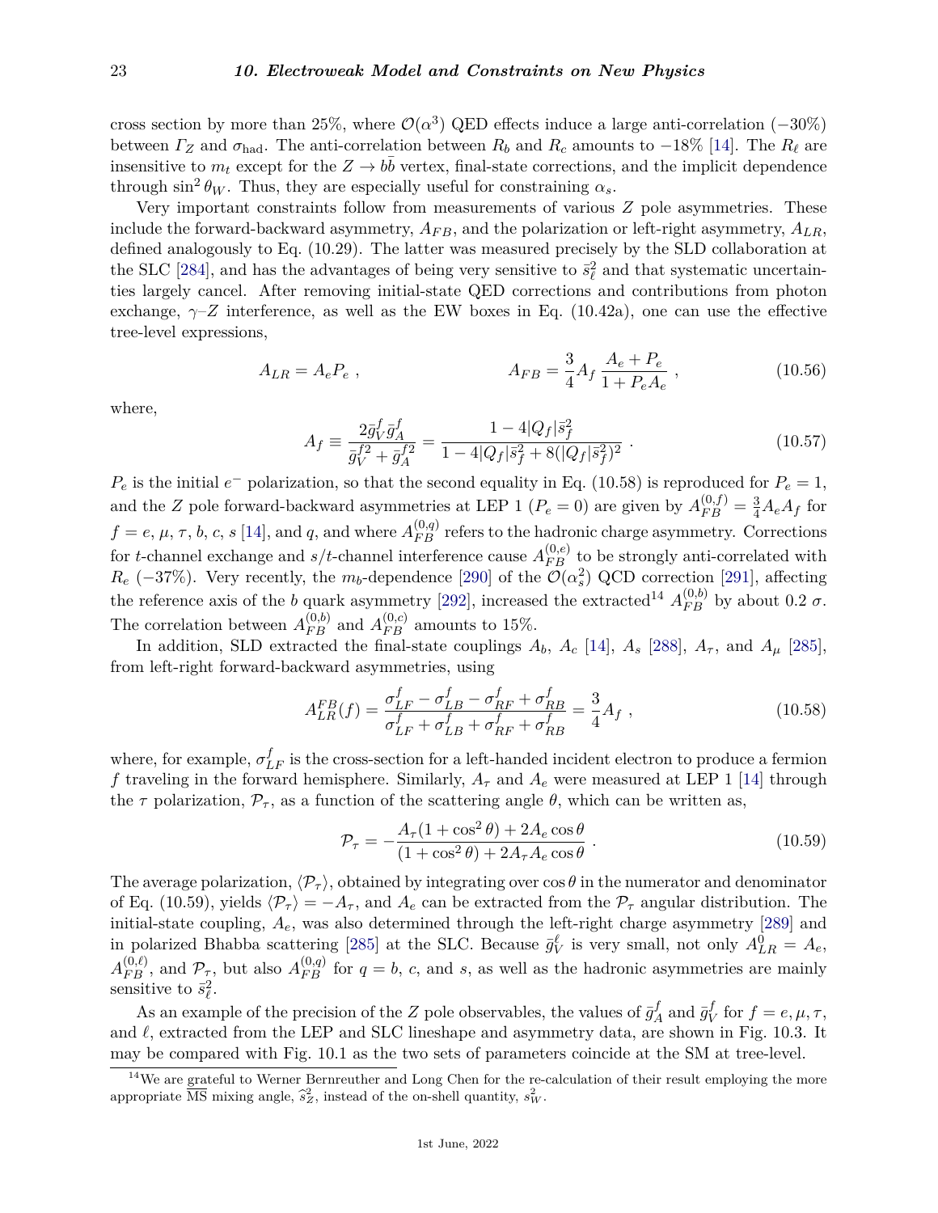cross section by more than 25%, where $\mathcal{O}(\alpha^3)$ QED effects induce a large anti-correlation ($-30\%$) between $\Gamma_Z$ and $\sigma_{\rm had}$. The anti-correlation between $R_b$ and $R_c$ amounts to $-18\%$ [14]. The $R_\ell$ are insensitive to $m_t$ except for the $Z \to b\bar{b}$ vertex, final-state corrections, and the implicit dependence through $\sin^2\theta_W$. Thus, they are especially useful for constraining $\alpha_s$.

Very important constraints follow from measurements of various $Z$ pole asymmetries. These include the forward-backward asymmetry, $A_{FB}$, and the polarization or left-right asymmetry, $A_{LR}$, defined analogously to Eq. (10.29). The latter was measured precisely by the SLD collaboration at the SLC [284], and has the advantages of being very sensitive to $\bar{s}^2_\ell$ and that systematic uncertainties largely cancel. After removing initial-state QED corrections and contributions from photon exchange, $\gamma$–$Z$ interference, as well as the EW boxes in Eq. (10.42a), one can use the effective tree-level expressions,

$$A_{LR} = A_e P_e \; , \qquad\qquad A_{FB} = \frac{3}{4} A_f \, \frac{A_e + P_e}{1 + P_e A_e} \; , \tag{10.56}$$

where,

$$A_f \equiv \frac{2\bar{g}^f_V \bar{g}^f_A}{\bar{g}^{f2}_V + \bar{g}^{f2}_A} = \frac{1 - 4|Q_f|\bar{s}^2_f}{1 - 4|Q_f|\bar{s}^2_f + 8(|Q_f|\bar{s}^2_f)^2} \; . \tag{10.57}$$

$P_e$ is the initial $e^-$ polarization, so that the second equality in Eq. (10.58) is reproduced for $P_e = 1$, and the $Z$ pole forward-backward asymmetries at LEP 1 ($P_e = 0$) are given by $A^{(0,f)}_{FB} = \frac{3}{4} A_e A_f$ for $f = e$, $\mu$, $\tau$, $b$, $c$, $s$ [14], and $q$, and where $A^{(0,q)}_{FB}$ refers to the hadronic charge asymmetry. Corrections for $t$-channel exchange and $s/t$-channel interference cause $A^{(0,e)}_{FB}$ to be strongly anti-correlated with $R_e$ ($-37\%$). Very recently, the $m_b$-dependence [290] of the $\mathcal{O}(\alpha_s^2)$ QCD correction [291], affecting the reference axis of the $b$ quark asymmetry [292], increased the extracted[14] $A^{(0,b)}_{FB}$ by about 0.2 $\sigma$. The correlation between $A^{(0,b)}_{FB}$ and $A^{(0,c)}_{FB}$ amounts to 15%.

In addition, SLD extracted the final-state couplings $A_b$, $A_c$ [14], $A_s$ [288], $A_\tau$, and $A_\mu$ [285], from left-right forward-backward asymmetries, using

$$A^{FB}_{LR}(f) = \frac{\sigma^f_{LF} - \sigma^f_{LB} - \sigma^f_{RF} + \sigma^f_{RB}}{\sigma^f_{LF} + \sigma^f_{LB} + \sigma^f_{RF} + \sigma^f_{RB}} = \frac{3}{4} A_f \; , \tag{10.58}$$

where, for example, $\sigma^f_{LF}$ is the cross-section for a left-handed incident electron to produce a fermion $f$ traveling in the forward hemisphere. Similarly, $A_\tau$ and $A_e$ were measured at LEP 1 [14] through the $\tau$ polarization, $\mathcal{P}_\tau$, as a function of the scattering angle $\theta$, which can be written as,

$$\mathcal{P}_\tau = -\frac{A_\tau(1 + \cos^2\theta) + 2A_e\cos\theta}{(1 + \cos^2\theta) + 2A_\tau A_e \cos\theta} \; . \tag{10.59}$$

The average polarization, $\langle \mathcal{P}_\tau \rangle$, obtained by integrating over $\cos\theta$ in the numerator and denominator of Eq. (10.59), yields $\langle \mathcal{P}_\tau \rangle = -A_\tau$, and $A_e$ can be extracted from the $\mathcal{P}_\tau$ angular distribution. The initial-state coupling, $A_e$, was also determined through the left-right charge asymmetry [289] and in polarized Bhabba scattering [285] at the SLC. Because $\bar{g}^\ell_V$ is very small, not only $A^0_{LR} = A_e$, $A^{(0,\ell)}_{FB}$, and $\mathcal{P}_\tau$, but also $A^{(0,q)}_{FB}$ for $q = b$, $c$, and $s$, as well as the hadronic asymmetries are mainly sensitive to $\bar{s}^2_\ell$.

As an example of the precision of the $Z$ pole observables, the values of $\bar{g}^f_A$ and $\bar{g}^f_V$ for $f = e, \mu, \tau$, and $\ell$, extracted from the LEP and SLC lineshape and asymmetry data, are shown in Fig. 10.3. It may be compared with Fig. 10.1 as the two sets of parameters coincide at the SM at tree-level.

[14] We are grateful to Werner Bernreuther and Long Chen for the re-calculation of their result employing the more appropriate $\overline{\rm MS}$ mixing angle, $\hat{s}^2_Z$, instead of the on-shell quantity, $s^2_W$.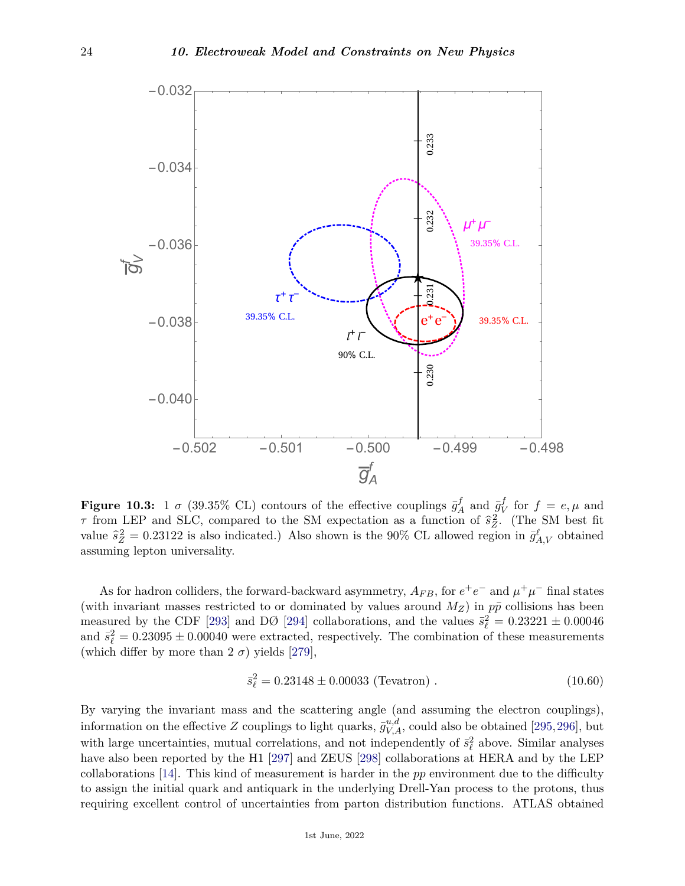**Figure 10.3:** 1 $\sigma$ (39.35% CL) contours of the effective couplings $\bar{g}_A^f$ and $\bar{g}_V^f$ for $f = e, \mu$ and $\tau$ from LEP and SLC, compared to the SM expectation as a function of $\hat{s}_Z^2$. (The SM best fit value $\hat{s}_Z^2 = 0.23122$ is also indicated.) Also shown is the 90% CL allowed region in $\bar{g}_{A,V}^\ell$ obtained assuming lepton universality.

As for hadron colliders, the forward-backward asymmetry, $A_{FB}$, for $e^+e^-$ and $\mu^+\mu^-$ final states (with invariant masses restricted to or dominated by values around $M_Z$) in $p\bar{p}$ collisions has been measured by the CDF [293] and DØ [294] collaborations, and the values $\bar{s}_\ell^2 = 0.23221 \pm 0.00046$ and $\bar{s}_\ell^2 = 0.23095 \pm 0.00040$ were extracted, respectively. The combination of these measurements (which differ by more than 2 $\sigma$) yields [279],

$$\bar{s}_\ell^2 = 0.23148 \pm 0.00033 \text{ (Tevatron)} . \tag{10.60}$$

By varying the invariant mass and the scattering angle (and assuming the electron couplings), information on the effective $Z$ couplings to light quarks, $\bar{g}_{V,A}^{u,d}$, could also be obtained [295,296], but with large uncertainties, mutual correlations, and not independently of $\bar{s}_\ell^2$ above. Similar analyses have also been reported by the H1 [297] and ZEUS [298] collaborations at HERA and by the LEP collaborations [14]. This kind of measurement is harder in the $pp$ environment due to the difficulty to assign the initial quark and antiquark in the underlying Drell-Yan process to the protons, thus requiring excellent control of uncertainties from parton distribution functions. ATLAS obtained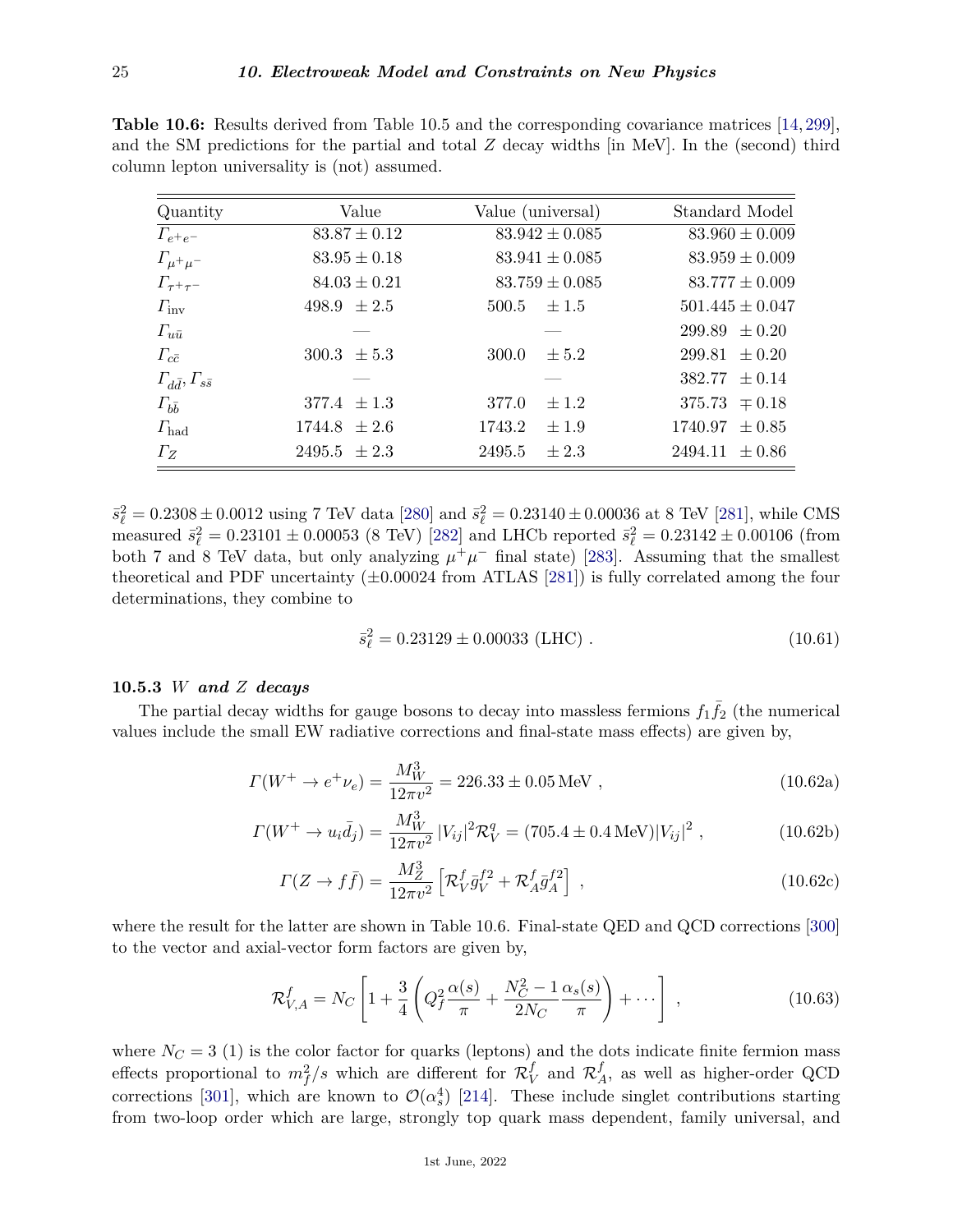**Table 10.6:** Results derived from Table 10.5 and the corresponding covariance matrices [14, 299], and the SM predictions for the partial and total $Z$ decay widths [in MeV]. In the (second) third column lepton universality is (not) assumed.

| Quantity | Value | Value (universal) | Standard Model |
|---|---|---|---|
| $\Gamma_{e^+e^-}$ | $83.87 \pm 0.12$ | $83.942 \pm 0.085$ | $83.960 \pm 0.009$ |
| $\Gamma_{\mu^+\mu^-}$ | $83.95 \pm 0.18$ | $83.941 \pm 0.085$ | $83.959 \pm 0.009$ |
| $\Gamma_{\tau^+\tau^-}$ | $84.03 \pm 0.21$ | $83.759 \pm 0.085$ | $83.777 \pm 0.009$ |
| $\Gamma_{\rm inv}$ | $498.9 \pm 2.5$ | $500.5 \pm 1.5$ | $501.445 \pm 0.047$ |
| $\Gamma_{u\bar{u}}$ | — | — | $299.89 \pm 0.20$ |
| $\Gamma_{c\bar{c}}$ | $300.3 \pm 5.3$ | $300.0 \pm 5.2$ | $299.81 \pm 0.20$ |
| $\Gamma_{d\bar{d}}, \Gamma_{s\bar{s}}$ | — | — | $382.77 \pm 0.14$ |
| $\Gamma_{b\bar{b}}$ | $377.4 \pm 1.3$ | $377.0 \pm 1.2$ | $375.73 \mp 0.18$ |
| $\Gamma_{\rm had}$ | $1744.8 \pm 2.6$ | $1743.2 \pm 1.9$ | $1740.97 \pm 0.85$ |
| $\Gamma_Z$ | $2495.5 \pm 2.3$ | $2495.5 \pm 2.3$ | $2494.11 \pm 0.86$ |

$\bar{s}^2_\ell = 0.2308 \pm 0.0012$ using 7 TeV data [280] and $\bar{s}^2_\ell = 0.23140 \pm 0.00036$ at 8 TeV [281], while CMS measured $\bar{s}^2_\ell = 0.23101 \pm 0.00053$ (8 TeV) [282] and LHCb reported $\bar{s}^2_\ell = 0.23142 \pm 0.00106$ (from both 7 and 8 TeV data, but only analyzing $\mu^+\mu^-$ final state) [283]. Assuming that the smallest theoretical and PDF uncertainty ($\pm 0.00024$ from ATLAS [281]) is fully correlated among the four determinations, they combine to

$$\bar{s}^2_\ell = 0.23129 \pm 0.00033 \text{ (LHC)} . \tag{10.61}$$

### 10.5.3 *W and Z decays*

The partial decay widths for gauge bosons to decay into massless fermions $f_1\bar{f}_2$ (the numerical values include the small EW radiative corrections and final-state mass effects) are given by,

$$\Gamma(W^+ \to e^+\nu_e) = \frac{M_W^3}{12\pi v^2} = 226.33 \pm 0.05\,\text{MeV} , \tag{10.62a}$$

$$\Gamma(W^+ \to u_i\bar{d}_j) = \frac{M_W^3}{12\pi v^2}\,|V_{ij}|^2\mathcal{R}_V^q = (705.4 \pm 0.4\,\text{MeV})|V_{ij}|^2 , \tag{10.62b}$$

$$\Gamma(Z \to f\bar{f}) = \frac{M_Z^3}{12\pi v^2}\left[\mathcal{R}_V^f \bar{g}_V^{f2} + \mathcal{R}_A^f \bar{g}_A^{f2}\right] , \tag{10.62c}$$

where the result for the latter are shown in Table 10.6. Final-state QED and QCD corrections [300] to the vector and axial-vector form factors are given by,

$$\mathcal{R}_{V,A}^f = N_C\left[1 + \frac{3}{4}\left(Q_f^2\frac{\alpha(s)}{\pi} + \frac{N_C^2-1}{2N_C}\frac{\alpha_s(s)}{\pi}\right) + \cdots\right] , \tag{10.63}$$

where $N_C = 3$ (1) is the color factor for quarks (leptons) and the dots indicate finite fermion mass effects proportional to $m_f^2/s$ which are different for $\mathcal{R}_V^f$ and $\mathcal{R}_A^f$, as well as higher-order QCD corrections [301], which are known to $\mathcal{O}(\alpha_s^4)$ [214]. These include singlet contributions starting from two-loop order which are large, strongly top quark mass dependent, family universal, and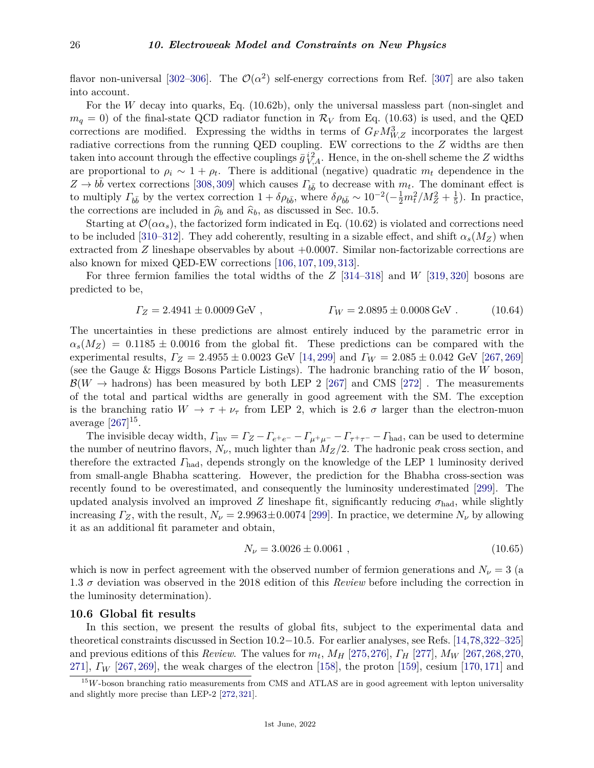flavor non-universal [302–306]. The $\mathcal{O}(\alpha^2)$ self-energy corrections from Ref. [307] are also taken into account.

For the $W$ decay into quarks, Eq. (10.62b), only the universal massless part (non-singlet and $m_q = 0$) of the final-state QCD radiator function in $\mathcal{R}_V$ from Eq. (10.63) is used, and the QED corrections are modified. Expressing the widths in terms of $G_F M_{W,Z}^3$ incorporates the largest radiative corrections from the running QED coupling. EW corrections to the $Z$ widths are then taken into account through the effective couplings $\bar{g}\,^{i\,2}_{V,A}$. Hence, in the on-shell scheme the $Z$ widths are proportional to $\rho_i \sim 1 + \rho_t$. There is additional (negative) quadratic $m_t$ dependence in the $Z \to b\bar{b}$ vertex corrections [308,309] which causes $\Gamma_{b\bar{b}}$ to decrease with $m_t$. The dominant effect is to multiply $\Gamma_{b\bar{b}}$ by the vertex correction $1 + \delta\rho_{b\bar{b}}$, where $\delta\rho_{b\bar{b}} \sim 10^{-2}(-\frac{1}{2}m_t^2/M_Z^2 + \frac{1}{5})$. In practice, the corrections are included in $\widehat{\rho}_b$ and $\widehat{\kappa}_b$, as discussed in Sec. 10.5.

Starting at $\mathcal{O}(\alpha\alpha_s)$, the factorized form indicated in Eq. (10.62) is violated and corrections need to be included [310–312]. They add coherently, resulting in a sizable effect, and shift $\alpha_s(M_Z)$ when extracted from $Z$ lineshape observables by about $+0.0007$. Similar non-factorizable corrections are also known for mixed QED-EW corrections [106,107,109,313].

For three fermion families the total widths of the $Z$ [314–318] and $W$ [319, 320] bosons are predicted to be,

$$\Gamma_Z = 2.4941 \pm 0.0009\,\text{GeV}\ , \qquad\qquad \Gamma_W = 2.0895 \pm 0.0008\,\text{GeV}\ . \tag{10.64}$$

The uncertainties in these predictions are almost entirely induced by the parametric error in $\alpha_s(M_Z) = 0.1185 \pm 0.0016$ from the global fit. These predictions can be compared with the experimental results, $\Gamma_Z = 2.4955 \pm 0.0023$ GeV [14, 299] and $\Gamma_W = 2.085 \pm 0.042$ GeV [267, 269] (see the Gauge & Higgs Bosons Particle Listings). The hadronic branching ratio of the $W$ boson, $\mathcal{B}(W \to \text{hadrons})$ has been measured by both LEP 2 [267] and CMS [272] . The measurements of the total and partical widths are generally in good agreement with the SM. The exception is the branching ratio $W \to \tau + \nu_\tau$ from LEP 2, which is 2.6 $\sigma$ larger than the electron-muon average [267][15].

The invisible decay width, $\Gamma_{\text{inv}} = \Gamma_Z - \Gamma_{e^+e^-} - \Gamma_{\mu^+\mu^-} - \Gamma_{\tau^+\tau^-} - \Gamma_{\text{had}}$, can be used to determine the number of neutrino flavors, $N_\nu$, much lighter than $M_Z/2$. The hadronic peak cross section, and therefore the extracted $\Gamma_{\text{had}}$, depends strongly on the knowledge of the LEP 1 luminosity derived from small-angle Bhabha scattering. However, the prediction for the Bhabha cross-section was recently found to be overestimated, and consequently the luminosity underestimated [299]. The updated analysis involved an improved $Z$ lineshape fit, significantly reducing $\sigma_{\text{had}}$, while slightly increasing $\Gamma_Z$, with the result, $N_\nu = 2.9963 \pm 0.0074$ [299]. In practice, we determine $N_\nu$ by allowing it as an additional fit parameter and obtain,

$$N_\nu = 3.0026 \pm 0.0061\ , \tag{10.65}$$

which is now in perfect agreement with the observed number of fermion generations and $N_\nu = 3$ (a 1.3 $\sigma$ deviation was observed in the 2018 edition of this *Review* before including the correction in the luminosity determination).

### 10.6 Global fit results

In this section, we present the results of global fits, subject to the experimental data and theoretical constraints discussed in Section 10.2−10.5. For earlier analyses, see Refs. [14,78,322–325] and previous editions of this *Review*. The values for $m_t$, $M_H$ [275,276], $\Gamma_H$ [277], $M_W$ [267,268,270, 271], $\Gamma_W$ [267,269], the weak charges of the electron [158], the proton [159], cesium [170,171] and

[15] $W$-boson branching ratio measurements from CMS and ATLAS are in good agreement with lepton universality and slightly more precise than LEP-2 [272,321].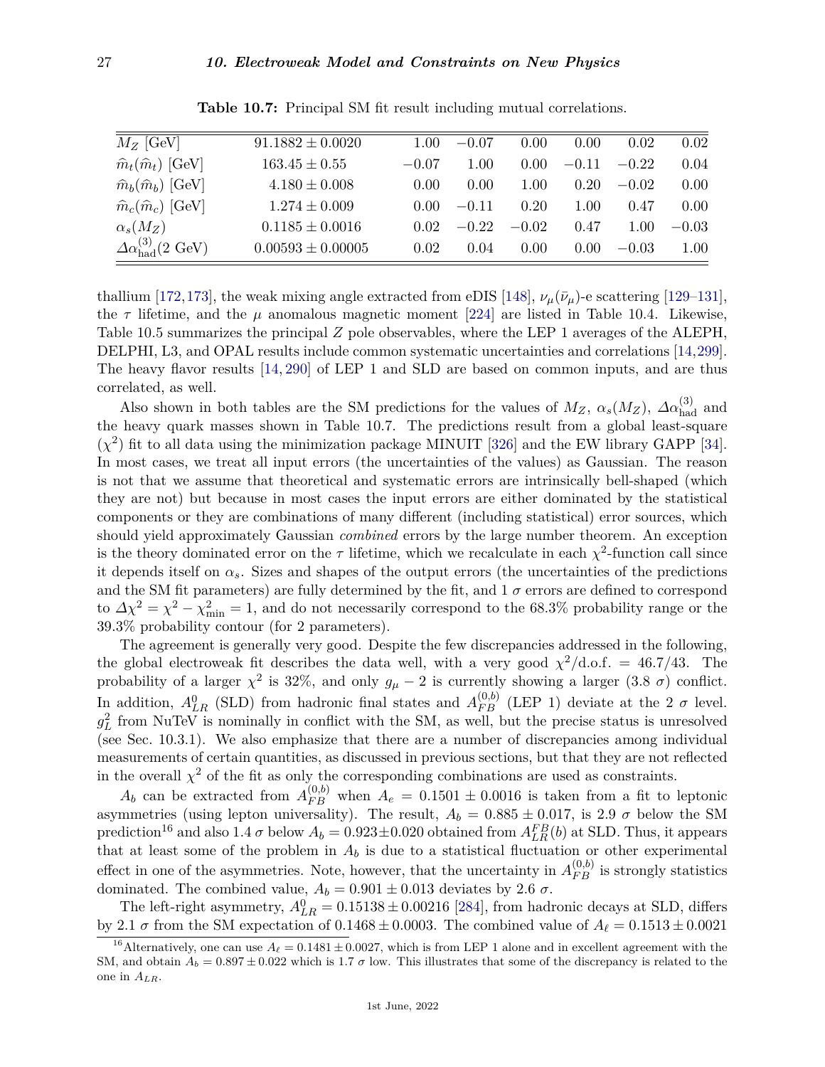**Table 10.7:** Principal SM fit result including mutual correlations.

| | | | | | | | |
|---|---|---|---|---|---|---|---|
| $M_Z$ [GeV] | $91.1882 \pm 0.0020$ | 1.00 | $-0.07$ | 0.00 | 0.00 | 0.02 | 0.02 |
| $\widehat{m}_t(\widehat{m}_t)$ [GeV] | $163.45 \pm 0.55$ | $-0.07$ | 1.00 | 0.00 | $-0.11$ | $-0.22$ | 0.04 |
| $\widehat{m}_b(\widehat{m}_b)$ [GeV] | $4.180 \pm 0.008$ | 0.00 | 0.00 | 1.00 | 0.20 | $-0.02$ | 0.00 |
| $\widehat{m}_c(\widehat{m}_c)$ [GeV] | $1.274 \pm 0.009$ | 0.00 | $-0.11$ | 0.20 | 1.00 | 0.47 | 0.00 |
| $\alpha_s(M_Z)$ | $0.1185 \pm 0.0016$ | 0.02 | $-0.22$ | $-0.02$ | 0.47 | 1.00 | $-0.03$ |
| $\Delta\alpha_{\rm had}^{(3)}(2\ \text{GeV})$ | $0.00593 \pm 0.00005$ | 0.02 | 0.04 | 0.00 | 0.00 | $-0.03$ | 1.00 |

thallium [172,173], the weak mixing angle extracted from eDIS [148], $\nu_\mu(\bar{\nu}_\mu)$-e scattering [129–131], the $\tau$ lifetime, and the $\mu$ anomalous magnetic moment [224] are listed in Table 10.4. Likewise, Table 10.5 summarizes the principal $Z$ pole observables, where the LEP 1 averages of the ALEPH, DELPHI, L3, and OPAL results include common systematic uncertainties and correlations [14,299]. The heavy flavor results [14, 290] of LEP 1 and SLD are based on common inputs, and are thus correlated, as well.

Also shown in both tables are the SM predictions for the values of $M_Z$, $\alpha_s(M_Z)$, $\Delta\alpha_{\rm had}^{(3)}$ and the heavy quark masses shown in Table 10.7. The predictions result from a global least-square ($\chi^2$) fit to all data using the minimization package MINUIT [326] and the EW library GAPP [34]. In most cases, we treat all input errors (the uncertainties of the values) as Gaussian. The reason is not that we assume that theoretical and systematic errors are intrinsically bell-shaped (which they are not) but because in most cases the input errors are either dominated by the statistical components or they are combinations of many different (including statistical) error sources, which should yield approximately Gaussian *combined* errors by the large number theorem. An exception is the theory dominated error on the $\tau$ lifetime, which we recalculate in each $\chi^2$-function call since it depends itself on $\alpha_s$. Sizes and shapes of the output errors (the uncertainties of the predictions and the SM fit parameters) are fully determined by the fit, and 1 $\sigma$ errors are defined to correspond to $\Delta\chi^2 = \chi^2 - \chi^2_{\rm min} = 1$, and do not necessarily correspond to the 68.3% probability range or the 39.3% probability contour (for 2 parameters).

The agreement is generally very good. Despite the few discrepancies addressed in the following, the global electroweak fit describes the data well, with a very good $\chi^2/\text{d.o.f.} = 46.7/43$. The probability of a larger $\chi^2$ is 32%, and only $g_\mu - 2$ is currently showing a larger (3.8 $\sigma$) conflict. In addition, $A^0_{LR}$ (SLD) from hadronic final states and $A^{(0,b)}_{FB}$ (LEP 1) deviate at the 2 $\sigma$ level. $g_L^2$ from NuTeV is nominally in conflict with the SM, as well, but the precise status is unresolved (see Sec. 10.3.1). We also emphasize that there are a number of discrepancies among individual measurements of certain quantities, as discussed in previous sections, but that they are not reflected in the overall $\chi^2$ of the fit as only the corresponding combinations are used as constraints.

$A_b$ can be extracted from $A^{(0,b)}_{FB}$ when $A_e = 0.1501 \pm 0.0016$ is taken from a fit to leptonic asymmetries (using lepton universality). The result, $A_b = 0.885 \pm 0.017$, is 2.9 $\sigma$ below the SM prediction[16] and also 1.4 $\sigma$ below $A_b = 0.923 \pm 0.020$ obtained from $A^{FB}_{LR}(b)$ at SLD. Thus, it appears that at least some of the problem in $A_b$ is due to a statistical fluctuation or other experimental effect in one of the asymmetries. Note, however, that the uncertainty in $A^{(0,b)}_{FB}$ is strongly statistics dominated. The combined value, $A_b = 0.901 \pm 0.013$ deviates by 2.6 $\sigma$.

The left-right asymmetry, $A^0_{LR} = 0.15138 \pm 0.00216$ [284], from hadronic decays at SLD, differs by 2.1 $\sigma$ from the SM expectation of $0.1468 \pm 0.0003$. The combined value of $A_\ell = 0.1513 \pm 0.0021$

[16] Alternatively, one can use $A_\ell = 0.1481 \pm 0.0027$, which is from LEP 1 alone and in excellent agreement with the SM, and obtain $A_b = 0.897 \pm 0.022$ which is 1.7 $\sigma$ low. This illustrates that some of the discrepancy is related to the one in $A_{LR}$.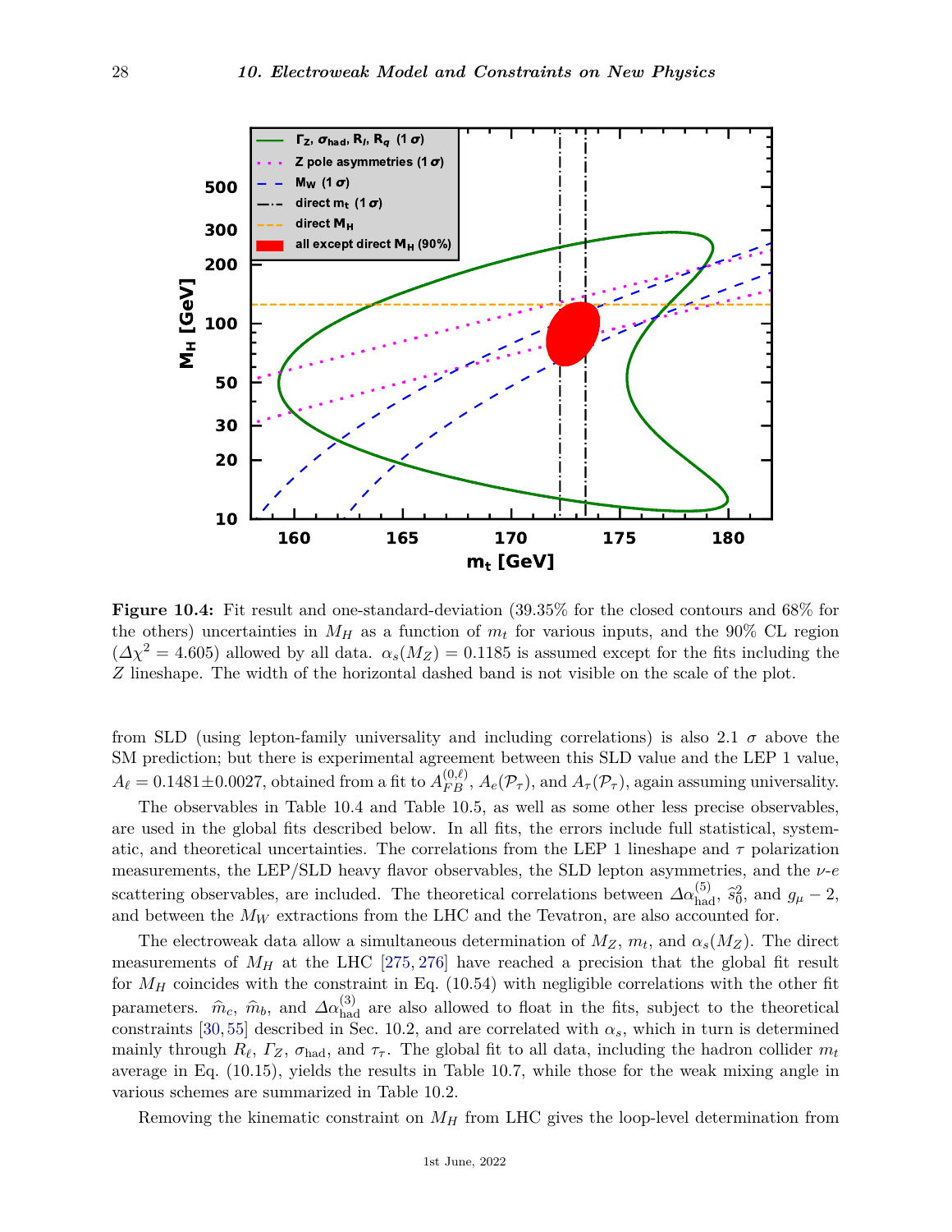**Figure 10.4:** Fit result and one-standard-deviation (39.35% for the closed contours and 68% for the others) uncertainties in $M_H$ as a function of $m_t$ for various inputs, and the 90% CL region ($\Delta\chi^2 = 4.605$) allowed by all data. $\alpha_s(M_Z) = 0.1185$ is assumed except for the fits including the $Z$ lineshape. The width of the horizontal dashed band is not visible on the scale of the plot.

from SLD (using lepton-family universality and including correlations) is also 2.1 $\sigma$ above the SM prediction; but there is experimental agreement between this SLD value and the LEP 1 value, $A_\ell = 0.1481 \pm 0.0027$, obtained from a fit to $A_{FB}^{(0,\ell)}$, $A_e(\mathcal{P}_\tau)$, and $A_\tau(\mathcal{P}_\tau)$, again assuming universality.

The observables in Table 10.4 and Table 10.5, as well as some other less precise observables, are used in the global fits described below. In all fits, the errors include full statistical, systematic, and theoretical uncertainties. The correlations from the LEP 1 lineshape and $\tau$ polarization measurements, the LEP/SLD heavy flavor observables, the SLD lepton asymmetries, and the $\nu$-$e$ scattering observables, are included. The theoretical correlations between $\Delta\alpha_{\rm had}^{(5)}$, $\hat{s}_0^2$, and $g_\mu - 2$, and between the $M_W$ extractions from the LHC and the Tevatron, are also accounted for.

The electroweak data allow a simultaneous determination of $M_Z$, $m_t$, and $\alpha_s(M_Z)$. The direct measurements of $M_H$ at the LHC [275, 276] have reached a precision that the global fit result for $M_H$ coincides with the constraint in Eq. (10.54) with negligible correlations with the other fit parameters. $\widehat{m}_c$, $\widehat{m}_b$, and $\Delta\alpha_{\rm had}^{(3)}$ are also allowed to float in the fits, subject to the theoretical constraints [30, 55] described in Sec. 10.2, and are correlated with $\alpha_s$, which in turn is determined mainly through $R_\ell$, $\Gamma_Z$, $\sigma_{\rm had}$, and $\tau_\tau$. The global fit to all data, including the hadron collider $m_t$ average in Eq. (10.15), yields the results in Table 10.7, while those for the weak mixing angle in various schemes are summarized in Table 10.2.

Removing the kinematic constraint on $M_H$ from LHC gives the loop-level determination from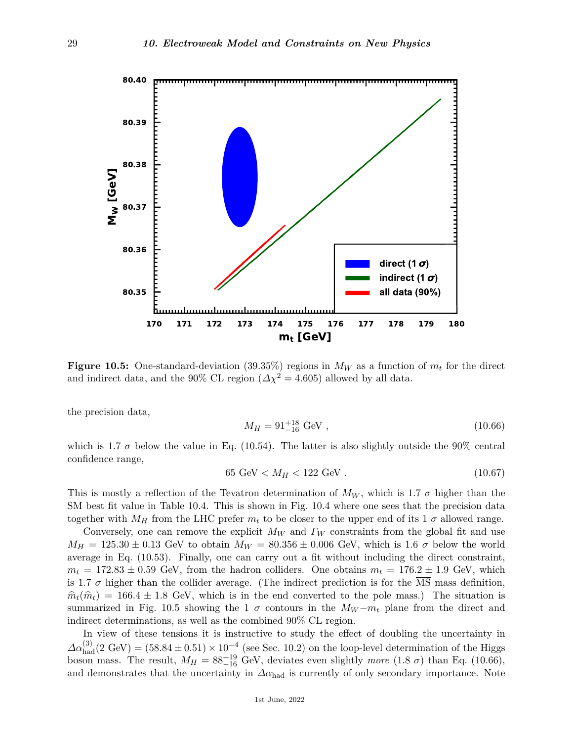**Figure 10.5:** One-standard-deviation (39.35%) regions in $M_W$ as a function of $m_t$ for the direct and indirect data, and the 90% CL region ($\Delta\chi^2 = 4.605$) allowed by all data.

the precision data,

$$M_H = 91^{+18}_{-16} \text{ GeV} , \tag{10.66}$$

which is 1.7 $\sigma$ below the value in Eq. (10.54). The latter is also slightly outside the 90% central confidence range,

$$65 \text{ GeV} < M_H < 122 \text{ GeV} . \tag{10.67}$$

This is mostly a reflection of the Tevatron determination of $M_W$, which is 1.7 $\sigma$ higher than the SM best fit value in Table 10.4. This is shown in Fig. 10.4 where one sees that the precision data together with $M_H$ from the LHC prefer $m_t$ to be closer to the upper end of its 1 $\sigma$ allowed range.

Conversely, one can remove the explicit $M_W$ and $\Gamma_W$ constraints from the global fit and use $M_H = 125.30 \pm 0.13$ GeV to obtain $M_W = 80.356 \pm 0.006$ GeV, which is 1.6 $\sigma$ below the world average in Eq. (10.53). Finally, one can carry out a fit without including the direct constraint, $m_t = 172.83 \pm 0.59$ GeV, from the hadron colliders. One obtains $m_t = 176.2 \pm 1.9$ GeV, which is 1.7 $\sigma$ higher than the collider average. (The indirect prediction is for the $\overline{\text{MS}}$ mass definition, $\widehat{m}_t(\widehat{m}_t) = 166.4 \pm 1.8$ GeV, which is in the end converted to the pole mass.) The situation is summarized in Fig. 10.5 showing the 1 $\sigma$ contours in the $M_W - m_t$ plane from the direct and indirect determinations, as well as the combined 90% CL region.

In view of these tensions it is instructive to study the effect of doubling the uncertainty in $\Delta\alpha^{(3)}_{\text{had}}(2 \text{ GeV}) = (58.84 \pm 0.51) \times 10^{-4}$ (see Sec. 10.2) on the loop-level determination of the Higgs boson mass. The result, $M_H = 88^{+19}_{-16}$ GeV, deviates even slightly *more* (1.8 $\sigma$) than Eq. (10.66), and demonstrates that the uncertainty in $\Delta\alpha_{\text{had}}$ is currently of only secondary importance. Note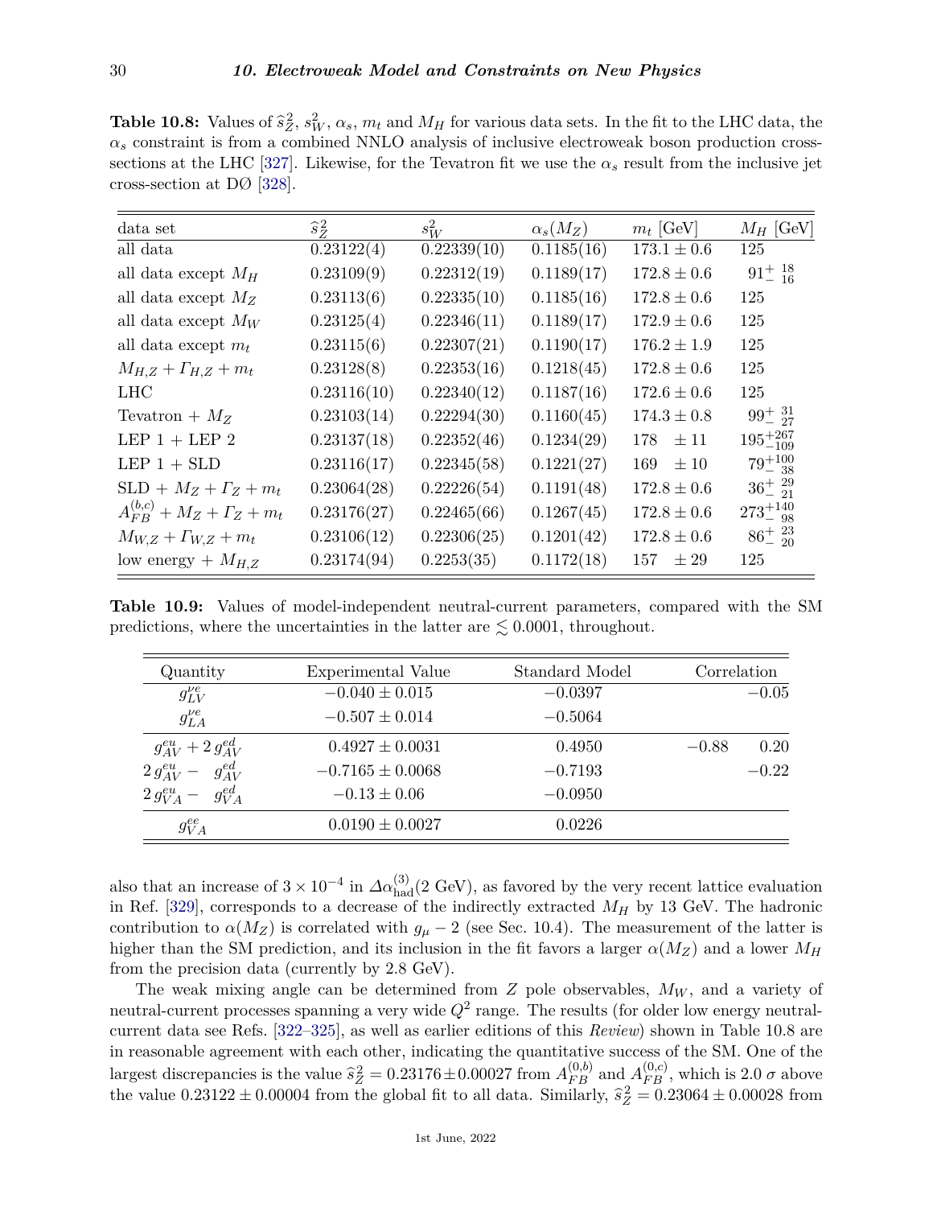**Table 10.8:** Values of $\hat{s}^2_Z$, $s^2_W$, $\alpha_s$, $m_t$ and $M_H$ for various data sets. In the fit to the LHC data, the $\alpha_s$ constraint is from a combined NNLO analysis of inclusive electroweak boson production cross-sections at the LHC [327]. Likewise, for the Tevatron fit we use the $\alpha_s$ result from the inclusive jet cross-section at DØ [328].

| data set | $\hat{s}^2_Z$ | $s^2_W$ | $\alpha_s(M_Z)$ | $m_t$ [GeV] | $M_H$ [GeV] |
|---|---|---|---|---|---|
| all data | 0.23122(4) | 0.22339(10) | 0.1185(16) | $173.1 \pm 0.6$ | 125 |
| all data except $M_H$ | 0.23109(9) | 0.22312(19) | 0.1189(17) | $172.8 \pm 0.6$ | $91^{+\ 18}_{-\ 16}$ |
| all data except $M_Z$ | 0.23113(6) | 0.22335(10) | 0.1185(16) | $172.8 \pm 0.6$ | 125 |
| all data except $M_W$ | 0.23125(4) | 0.22346(11) | 0.1189(17) | $172.9 \pm 0.6$ | 125 |
| all data except $m_t$ | 0.23115(6) | 0.22307(21) | 0.1190(17) | $176.2 \pm 1.9$ | 125 |
| $M_{H,Z} + \Gamma_{H,Z} + m_t$ | 0.23128(8) | 0.22353(16) | 0.1218(45) | $172.8 \pm 0.6$ | 125 |
| LHC | 0.23116(10) | 0.22340(12) | 0.1187(16) | $172.6 \pm 0.6$ | 125 |
| Tevatron + $M_Z$ | 0.23103(14) | 0.22294(30) | 0.1160(45) | $174.3 \pm 0.8$ | $99^{+\ 31}_{-\ 27}$ |
| LEP 1 + LEP 2 | 0.23137(18) | 0.22352(46) | 0.1234(29) | $178 \quad \pm 11$ | $195^{+267}_{-109}$ |
| LEP 1 + SLD | 0.23116(17) | 0.22345(58) | 0.1221(27) | $169 \quad \pm 10$ | $79^{+100}_{-\ 38}$ |
| SLD + $M_Z + \Gamma_Z + m_t$ | 0.23064(28) | 0.22226(54) | 0.1191(48) | $172.8 \pm 0.6$ | $36^{+\ 29}_{-\ 21}$ |
| $A^{(b,c)}_{FB} + M_Z + \Gamma_Z + m_t$ | 0.23176(27) | 0.22465(66) | 0.1267(45) | $172.8 \pm 0.6$ | $273^{+140}_{-\ 98}$ |
| $M_{W,Z} + \Gamma_{W,Z} + m_t$ | 0.23106(12) | 0.22306(25) | 0.1201(42) | $172.8 \pm 0.6$ | $86^{+\ 23}_{-\ 20}$ |
| low energy + $M_{H,Z}$ | 0.23174(94) | 0.2253(35) | 0.1172(18) | $157 \quad \pm 29$ | 125 |

**Table 10.9:** Values of model-independent neutral-current parameters, compared with the SM predictions, where the uncertainties in the latter are $\lesssim 0.0001$, throughout.

| Quantity | Experimental Value | Standard Model | Correlation | |
|---|---|---|---|---|
| $g^{\nu e}_{LV}$ | $-0.040 \pm 0.015$ | $-0.0397$ | | $-0.05$ |
| $g^{\nu e}_{LA}$ | $-0.507 \pm 0.014$ | $-0.5064$ | | |
| $g^{eu}_{AV} + 2\,g^{ed}_{AV}$ | $0.4927 \pm 0.0031$ | $0.4950$ | $-0.88$ | $0.20$ |
| $2\,g^{eu}_{AV} - \ g^{ed}_{AV}$ | $-0.7165 \pm 0.0068$ | $-0.7193$ | | $-0.22$ |
| $2\,g^{eu}_{VA} - \ g^{ed}_{VA}$ | $-0.13 \pm 0.06$ | $-0.0950$ | | |
| $g^{ee}_{VA}$ | $0.0190 \pm 0.0027$ | $0.0226$ | | |

also that an increase of $3 \times 10^{-4}$ in $\Delta\alpha^{(3)}_{\rm had}(2\ {\rm GeV})$, as favored by the very recent lattice evaluation in Ref. [329], corresponds to a decrease of the indirectly extracted $M_H$ by 13 GeV. The hadronic contribution to $\alpha(M_Z)$ is correlated with $g_\mu - 2$ (see Sec. 10.4). The measurement of the latter is higher than the SM prediction, and its inclusion in the fit favors a larger $\alpha(M_Z)$ and a lower $M_H$ from the precision data (currently by 2.8 GeV).

The weak mixing angle can be determined from $Z$ pole observables, $M_W$, and a variety of neutral-current processes spanning a very wide $Q^2$ range. The results (for older low energy neutral-current data see Refs. [322–325], as well as earlier editions of this *Review*) shown in Table 10.8 are in reasonable agreement with each other, indicating the quantitative success of the SM. One of the largest discrepancies is the value $\hat{s}^2_Z = 0.23176 \pm 0.00027$ from $A^{(0,b)}_{FB}$ and $A^{(0,c)}_{FB}$, which is 2.0 $\sigma$ above the value $0.23122 \pm 0.00004$ from the global fit to all data. Similarly, $\hat{s}^2_Z = 0.23064 \pm 0.00028$ from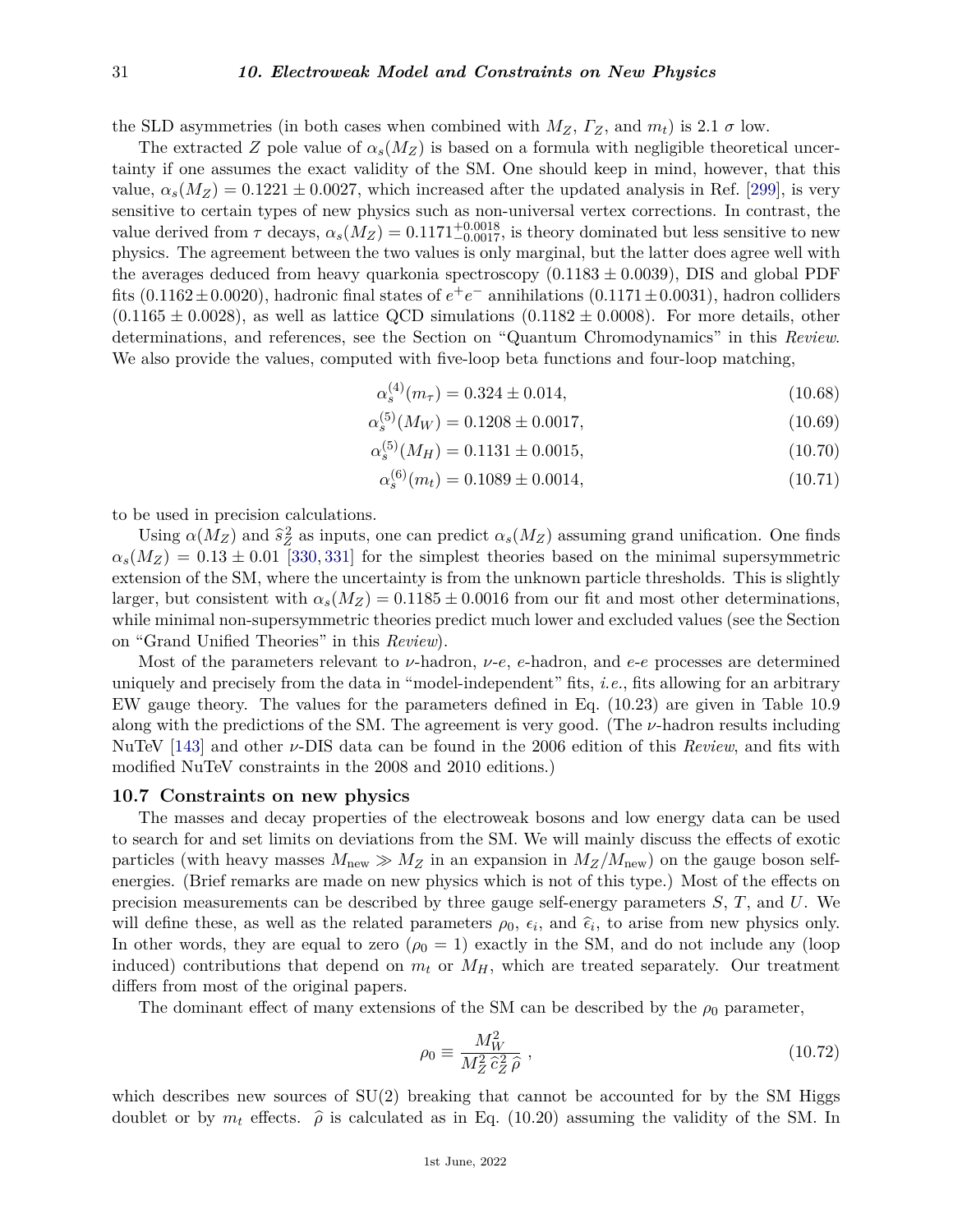the SLD asymmetries (in both cases when combined with $M_Z$, $\Gamma_Z$, and $m_t$) is 2.1 $\sigma$ low.

The extracted $Z$ pole value of $\alpha_s(M_Z)$ is based on a formula with negligible theoretical uncertainty if one assumes the exact validity of the SM. One should keep in mind, however, that this value, $\alpha_s(M_Z) = 0.1221 \pm 0.0027$, which increased after the updated analysis in Ref. [299], is very sensitive to certain types of new physics such as non-universal vertex corrections. In contrast, the value derived from $\tau$ decays, $\alpha_s(M_Z) = 0.1171^{+0.0018}_{-0.0017}$, is theory dominated but less sensitive to new physics. The agreement between the two values is only marginal, but the latter does agree well with the averages deduced from heavy quarkonia spectroscopy ($0.1183 \pm 0.0039$), DIS and global PDF fits ($0.1162 \pm 0.0020$), hadronic final states of $e^+e^-$ annihilations ($0.1171 \pm 0.0031$), hadron colliders ($0.1165 \pm 0.0028$), as well as lattice QCD simulations ($0.1182 \pm 0.0008$). For more details, other determinations, and references, see the Section on "Quantum Chromodynamics" in this *Review*. We also provide the values, computed with five-loop beta functions and four-loop matching,

$$\alpha_s^{(4)}(m_\tau) = 0.324 \pm 0.014, \tag{10.68}$$

$$\alpha_s^{(5)}(M_W) = 0.1208 \pm 0.0017, \tag{10.69}$$

$$\alpha_s^{(5)}(M_H) = 0.1131 \pm 0.0015, \tag{10.70}$$

$$\alpha_s^{(6)}(m_t) = 0.1089 \pm 0.0014, \tag{10.71}$$

to be used in precision calculations.

Using $\alpha(M_Z)$ and $\hat{s}_Z^2$ as inputs, one can predict $\alpha_s(M_Z)$ assuming grand unification. One finds $\alpha_s(M_Z) = 0.13 \pm 0.01$ [330, 331] for the simplest theories based on the minimal supersymmetric extension of the SM, where the uncertainty is from the unknown particle thresholds. This is slightly larger, but consistent with $\alpha_s(M_Z) = 0.1185 \pm 0.0016$ from our fit and most other determinations, while minimal non-supersymmetric theories predict much lower and excluded values (see the Section on "Grand Unified Theories" in this *Review*).

Most of the parameters relevant to $\nu$-hadron, $\nu$-$e$, $e$-hadron, and $e$-$e$ processes are determined uniquely and precisely from the data in "model-independent" fits, *i.e.*, fits allowing for an arbitrary EW gauge theory. The values for the parameters defined in Eq. (10.23) are given in Table 10.9 along with the predictions of the SM. The agreement is very good. (The $\nu$-hadron results including NuTeV [143] and other $\nu$-DIS data can be found in the 2006 edition of this *Review*, and fits with modified NuTeV constraints in the 2008 and 2010 editions.)

## 10.7 Constraints on new physics

The masses and decay properties of the electroweak bosons and low energy data can be used to search for and set limits on deviations from the SM. We will mainly discuss the effects of exotic particles (with heavy masses $M_{\text{new}} \gg M_Z$ in an expansion in $M_Z/M_{\text{new}}$) on the gauge boson self-energies. (Brief remarks are made on new physics which is not of this type.) Most of the effects on precision measurements can be described by three gauge self-energy parameters $S$, $T$, and $U$. We will define these, as well as the related parameters $\rho_0$, $\epsilon_i$, and $\hat{\epsilon}_i$, to arise from new physics only. In other words, they are equal to zero ($\rho_0 = 1$) exactly in the SM, and do not include any (loop induced) contributions that depend on $m_t$ or $M_H$, which are treated separately. Our treatment differs from most of the original papers.

The dominant effect of many extensions of the SM can be described by the $\rho_0$ parameter,

$$\rho_0 \equiv \frac{M_W^2}{M_Z^2 \, \hat{c}_Z^2 \, \hat{\rho}} \, , \tag{10.72}$$

which describes new sources of SU(2) breaking that cannot be accounted for by the SM Higgs doublet or by $m_t$ effects. $\hat{\rho}$ is calculated as in Eq. (10.20) assuming the validity of the SM. In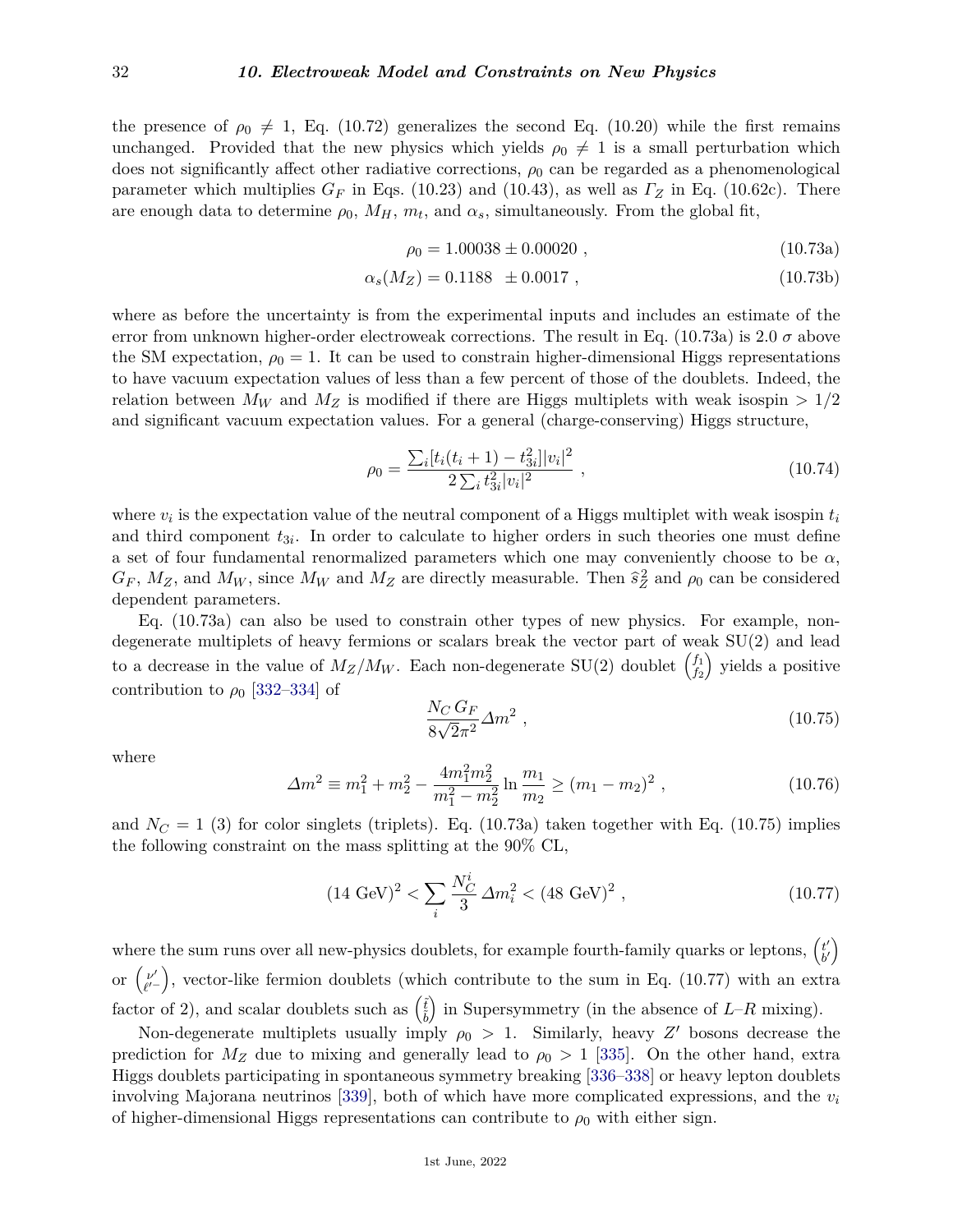the presence of $\rho_0 \neq 1$, Eq. (10.72) generalizes the second Eq. (10.20) while the first remains unchanged. Provided that the new physics which yields $\rho_0 \neq 1$ is a small perturbation which does not significantly affect other radiative corrections, $\rho_0$ can be regarded as a phenomenological parameter which multiplies $G_F$ in Eqs. (10.23) and (10.43), as well as $\Gamma_Z$ in Eq. (10.62c). There are enough data to determine $\rho_0$, $M_H$, $m_t$, and $\alpha_s$, simultaneously. From the global fit,

$$\rho_0 = 1.00038 \pm 0.00020 \ , \tag{10.73a}$$

$$\alpha_s(M_Z) = 0.1188 \ \ \pm 0.0017 \ , \tag{10.73b}$$

where as before the uncertainty is from the experimental inputs and includes an estimate of the error from unknown higher-order electroweak corrections. The result in Eq. (10.73a) is 2.0 $\sigma$ above the SM expectation, $\rho_0 = 1$. It can be used to constrain higher-dimensional Higgs representations to have vacuum expectation values of less than a few percent of those of the doublets. Indeed, the relation between $M_W$ and $M_Z$ is modified if there are Higgs multiplets with weak isospin $> 1/2$ and significant vacuum expectation values. For a general (charge-conserving) Higgs structure,

$$\rho_0 = \frac{\sum_i [t_i(t_i+1) - t_{3i}^2]|v_i|^2}{2\sum_i t_{3i}^2 |v_i|^2} \ , \tag{10.74}$$

where $v_i$ is the expectation value of the neutral component of a Higgs multiplet with weak isospin $t_i$ and third component $t_{3i}$. In order to calculate to higher orders in such theories one must define a set of four fundamental renormalized parameters which one may conveniently choose to be $\alpha$, $G_F$, $M_Z$, and $M_W$, since $M_W$ and $M_Z$ are directly measurable. Then $\hat{s}_Z^2$ and $\rho_0$ can be considered dependent parameters.

Eq. (10.73a) can also be used to constrain other types of new physics. For example, non-degenerate multiplets of heavy fermions or scalars break the vector part of weak SU(2) and lead to a decrease in the value of $M_Z/M_W$. Each non-degenerate SU(2) doublet $\binom{f_1}{f_2}$ yields a positive contribution to $\rho_0$ [332–334] of

$$\frac{N_C \, G_F}{8\sqrt{2}\pi^2} \Delta m^2 \ , \tag{10.75}$$

where

$$\Delta m^2 \equiv m_1^2 + m_2^2 - \frac{4m_1^2 m_2^2}{m_1^2 - m_2^2} \ln \frac{m_1}{m_2} \geq (m_1 - m_2)^2 \ , \tag{10.76}$$

and $N_C = 1$ (3) for color singlets (triplets). Eq. (10.73a) taken together with Eq. (10.75) implies the following constraint on the mass splitting at the 90% CL,

$$(14 \text{ GeV})^2 < \sum_i \frac{N_C^i}{3} \, \Delta m_i^2 < (48 \text{ GeV})^2 \ , \tag{10.77}$$

where the sum runs over all new-physics doublets, for example fourth-family quarks or leptons, $\binom{t'}{b'}$ or $\binom{\nu'}{\ell'^-}$, vector-like fermion doublets (which contribute to the sum in Eq. (10.77) with an extra factor of 2), and scalar doublets such as $\binom{\tilde{t}}{\tilde{b}}$ in Supersymmetry (in the absence of $L$–$R$ mixing).

Non-degenerate multiplets usually imply $\rho_0 > 1$. Similarly, heavy $Z'$ bosons decrease the prediction for $M_Z$ due to mixing and generally lead to $\rho_0 > 1$ [335]. On the other hand, extra Higgs doublets participating in spontaneous symmetry breaking [336–338] or heavy lepton doublets involving Majorana neutrinos [339], both of which have more complicated expressions, and the $v_i$ of higher-dimensional Higgs representations can contribute to $\rho_0$ with either sign.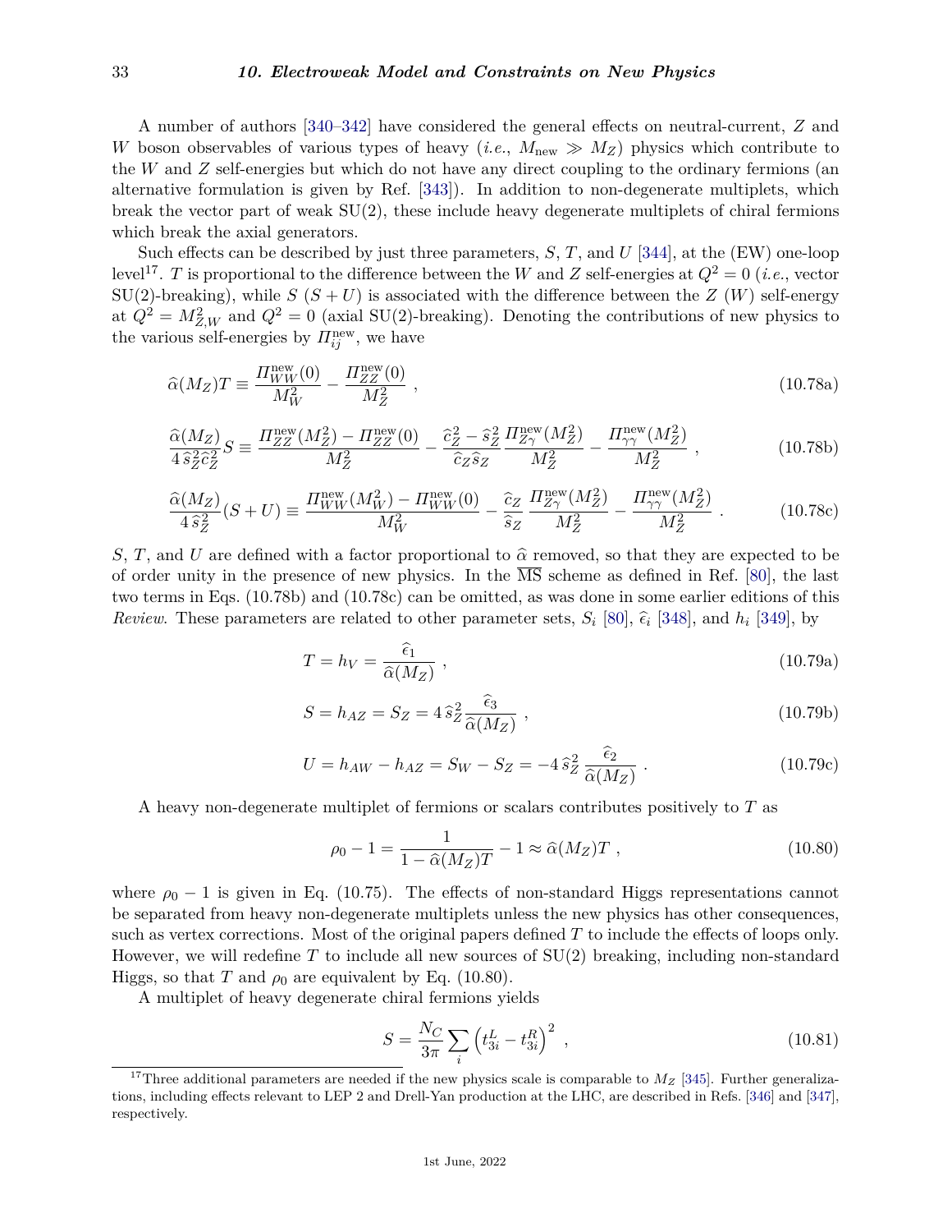A number of authors [340–342] have considered the general effects on neutral-current, $Z$ and $W$ boson observables of various types of heavy (*i.e.*, $M_{\rm new} \gg M_Z$) physics which contribute to the $W$ and $Z$ self-energies but which do not have any direct coupling to the ordinary fermions (an alternative formulation is given by Ref. [343]). In addition to non-degenerate multiplets, which break the vector part of weak SU(2), these include heavy degenerate multiplets of chiral fermions which break the axial generators.

Such effects can be described by just three parameters, $S$, $T$, and $U$ [344], at the (EW) one-loop level[17]. $T$ is proportional to the difference between the $W$ and $Z$ self-energies at $Q^2 = 0$ (*i.e.*, vector SU(2)-breaking), while $S$ ($S + U$) is associated with the difference between the $Z$ ($W$) self-energy at $Q^2 = M^2_{Z,W}$ and $Q^2 = 0$ (axial SU(2)-breaking). Denoting the contributions of new physics to the various self-energies by $\Pi^{\rm new}_{ij}$, we have

$$\widehat{\alpha}(M_Z)T \equiv \frac{\Pi^{\rm new}_{WW}(0)}{M_W^2} - \frac{\Pi^{\rm new}_{ZZ}(0)}{M_Z^2} \ , \tag{10.78a}$$

$$\frac{\widehat{\alpha}(M_Z)}{4\,\widehat{s}_Z^2\widehat{c}_Z^2}S \equiv \frac{\Pi^{\rm new}_{ZZ}(M_Z^2) - \Pi^{\rm new}_{ZZ}(0)}{M_Z^2} - \frac{\widehat{c}_Z^2 - \widehat{s}_Z^2}{\widehat{c}_Z\widehat{s}_Z}\frac{\Pi^{\rm new}_{Z\gamma}(M_Z^2)}{M_Z^2} - \frac{\Pi^{\rm new}_{\gamma\gamma}(M_Z^2)}{M_Z^2} \ , \tag{10.78b}$$

$$\frac{\widehat{\alpha}(M_Z)}{4\,\widehat{s}_Z^2}(S+U) \equiv \frac{\Pi^{\rm new}_{WW}(M_W^2) - \Pi^{\rm new}_{WW}(0)}{M_W^2} - \frac{\widehat{c}_Z}{\widehat{s}_Z}\,\frac{\Pi^{\rm new}_{Z\gamma}(M_Z^2)}{M_Z^2} - \frac{\Pi^{\rm new}_{\gamma\gamma}(M_Z^2)}{M_Z^2} \ . \tag{10.78c}$$

$S$, $T$, and $U$ are defined with a factor proportional to $\widehat{\alpha}$ removed, so that they are expected to be of order unity in the presence of new physics. In the $\overline{\rm MS}$ scheme as defined in Ref. [80], the last two terms in Eqs. (10.78b) and (10.78c) can be omitted, as was done in some earlier editions of this *Review*. These parameters are related to other parameter sets, $S_i$ [80], $\widehat{\epsilon}_i$ [348], and $h_i$ [349], by

$$T = h_V = \frac{\widehat{\epsilon}_1}{\widehat{\alpha}(M_Z)} \ , \tag{10.79a}$$

$$S = h_{AZ} = S_Z = 4\,\widehat{s}_Z^2\frac{\widehat{\epsilon}_3}{\widehat{\alpha}(M_Z)} \ , \tag{10.79b}$$

$$U = h_{AW} - h_{AZ} = S_W - S_Z = -4\,\widehat{s}_Z^2\,\frac{\widehat{\epsilon}_2}{\widehat{\alpha}(M_Z)} \ . \tag{10.79c}$$

A heavy non-degenerate multiplet of fermions or scalars contributes positively to $T$ as

$$\rho_0 - 1 = \frac{1}{1-\widehat{\alpha}(M_Z)T} - 1 \approx \widehat{\alpha}(M_Z)T \ , \tag{10.80}$$

where $\rho_0 - 1$ is given in Eq. (10.75). The effects of non-standard Higgs representations cannot be separated from heavy non-degenerate multiplets unless the new physics has other consequences, such as vertex corrections. Most of the original papers defined $T$ to include the effects of loops only. However, we will redefine $T$ to include all new sources of SU(2) breaking, including non-standard Higgs, so that $T$ and $\rho_0$ are equivalent by Eq. (10.80).

A multiplet of heavy degenerate chiral fermions yields

$$S = \frac{N_C}{3\pi}\sum_i \left(t^L_{3i} - t^R_{3i}\right)^2 \ , \tag{10.81}$$

[17] Three additional parameters are needed if the new physics scale is comparable to $M_Z$ [345]. Further generalizations, including effects relevant to LEP 2 and Drell-Yan production at the LHC, are described in Refs. [346] and [347], respectively.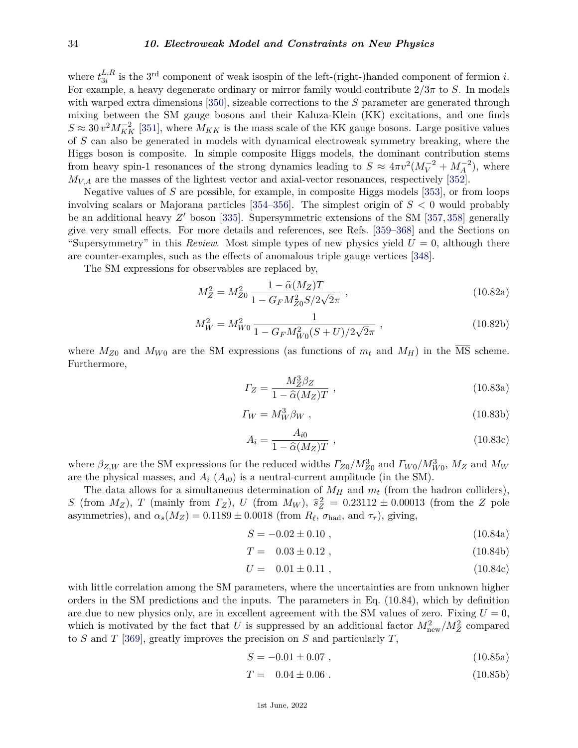where $t_{3i}^{L,R}$ is the 3rd component of weak isospin of the left-(right-)handed component of fermion $i$. For example, a heavy degenerate ordinary or mirror family would contribute $2/3\pi$ to $S$. In models with warped extra dimensions [350], sizeable corrections to the $S$ parameter are generated through mixing between the SM gauge bosons and their Kaluza-Klein (KK) excitations, and one finds $S \approx 30\, v^2 M_{KK}^{-2}$ [351], where $M_{KK}$ is the mass scale of the KK gauge bosons. Large positive values of $S$ can also be generated in models with dynamical electroweak symmetry breaking, where the Higgs boson is composite. In simple composite Higgs models, the dominant contribution stems from heavy spin-1 resonances of the strong dynamics leading to $S \approx 4\pi v^2(M_V^{-2} + M_A^{-2})$, where $M_{V,A}$ are the masses of the lightest vector and axial-vector resonances, respectively [352].

Negative values of $S$ are possible, for example, in composite Higgs models [353], or from loops involving scalars or Majorana particles [354–356]. The simplest origin of $S < 0$ would probably be an additional heavy $Z'$ boson [335]. Supersymmetric extensions of the SM [357, 358] generally give very small effects. For more details and references, see Refs. [359–368] and the Sections on "Supersymmetry" in this *Review*. Most simple types of new physics yield $U = 0$, although there are counter-examples, such as the effects of anomalous triple gauge vertices [348].

The SM expressions for observables are replaced by,

$$M_Z^2 = M_{Z0}^2 \frac{1 - \widehat{\alpha}(M_Z)T}{1 - G_F M_{Z0}^2 S/2\sqrt{2}\pi} \ , \tag{10.82a}$$

$$M_W^2 = M_{W0}^2 \frac{1}{1 - G_F M_{W0}^2 (S+U)/2\sqrt{2}\pi} \ , \tag{10.82b}$$

where $M_{Z0}$ and $M_{W0}$ are the SM expressions (as functions of $m_t$ and $M_H$) in the $\overline{\text{MS}}$ scheme. Furthermore,

$$\Gamma_Z = \frac{M_Z^3 \beta_Z}{1 - \widehat{\alpha}(M_Z)T} \ , \tag{10.83a}$$

$$\Gamma_W = M_W^3 \beta_W \ , \tag{10.83b}$$

$$A_i = \frac{A_{i0}}{1 - \widehat{\alpha}(M_Z)T} \ , \tag{10.83c}$$

where $\beta_{Z,W}$ are the SM expressions for the reduced widths $\Gamma_{Z0}/M_{Z0}^3$ and $\Gamma_{W0}/M_{W0}^3$, $M_Z$ and $M_W$ are the physical masses, and $A_i$ ($A_{i0}$) is a neutral-current amplitude (in the SM).

The data allows for a simultaneous determination of $M_H$ and $m_t$ (from the hadron colliders), $S$ (from $M_Z$), $T$ (mainly from $\Gamma_Z$), $U$ (from $M_W$), $\widehat{s}_Z^2 = 0.23112 \pm 0.00013$ (from the $Z$ pole asymmetries), and $\alpha_s(M_Z) = 0.1189 \pm 0.0018$ (from $R_\ell$, $\sigma_{\text{had}}$, and $\tau_\tau$), giving,

$$S = -0.02 \pm 0.10 \ , \tag{10.84a}$$

$$T = \phantom{-}0.03 \pm 0.12 \ , \tag{10.84b}$$

$$U = \phantom{-}0.01 \pm 0.11 \ , \tag{10.84c}$$

with little correlation among the SM parameters, where the uncertainties are from unknown higher orders in the SM predictions and the inputs. The parameters in Eq. (10.84), which by definition are due to new physics only, are in excellent agreement with the SM values of zero. Fixing $U = 0$, which is motivated by the fact that $U$ is suppressed by an additional factor $M_{\text{new}}^2/M_Z^2$ compared to $S$ and $T$ [369], greatly improves the precision on $S$ and particularly $T$,

$$S = -0.01 \pm 0.07 \ , \tag{10.85a}$$

$$T = \phantom{-}0.04 \pm 0.06 \ . \tag{10.85b}$$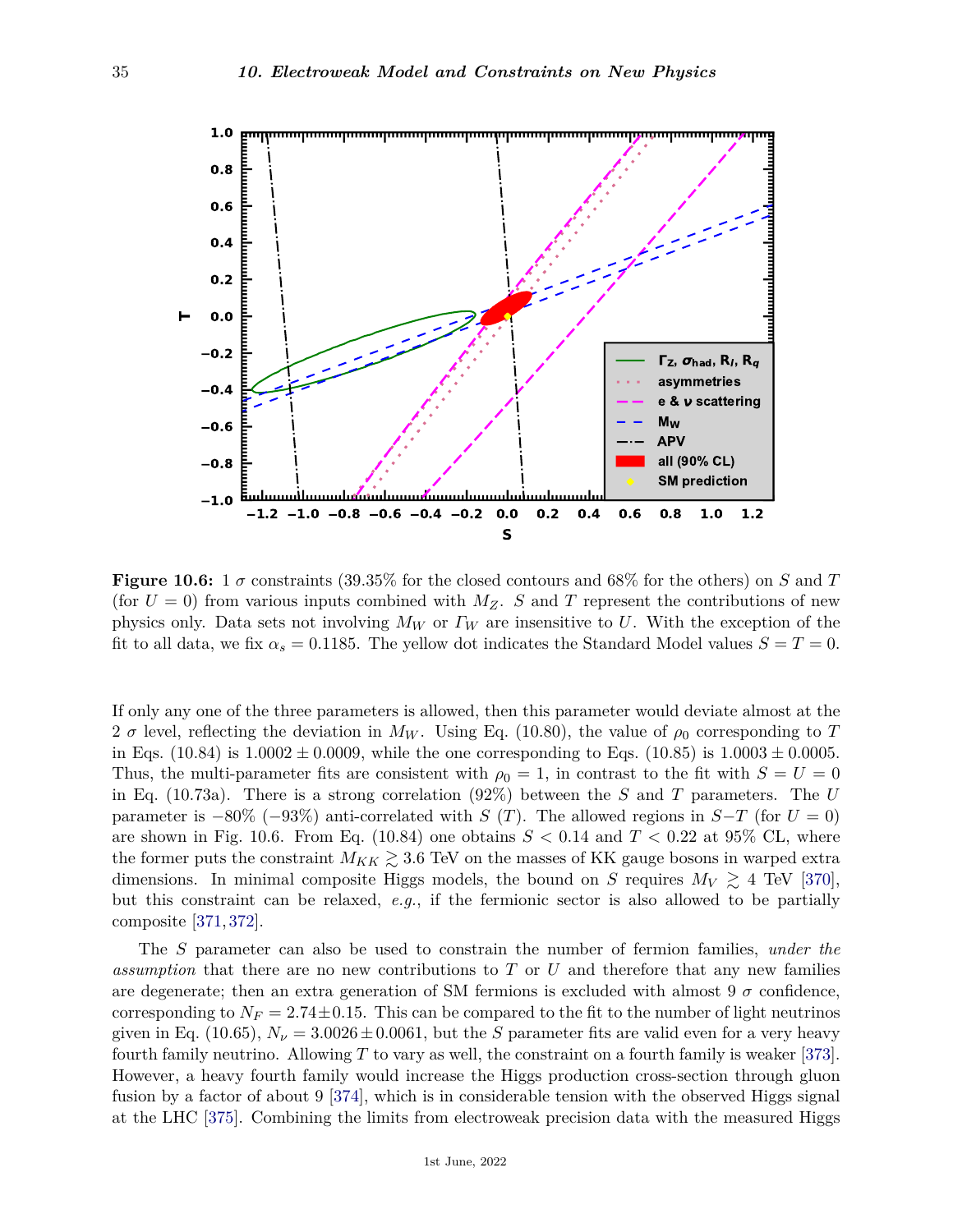**Figure 10.6:** 1 $\sigma$ constraints (39.35% for the closed contours and 68% for the others) on $S$ and $T$ (for $U = 0$) from various inputs combined with $M_Z$. $S$ and $T$ represent the contributions of new physics only. Data sets not involving $M_W$ or $\Gamma_W$ are insensitive to $U$. With the exception of the fit to all data, we fix $\alpha_s = 0.1185$. The yellow dot indicates the Standard Model values $S = T = 0$.

If only any one of the three parameters is allowed, then this parameter would deviate almost at the 2 $\sigma$ level, reflecting the deviation in $M_W$. Using Eq. (10.80), the value of $\rho_0$ corresponding to $T$ in Eqs. (10.84) is $1.0002 \pm 0.0009$, while the one corresponding to Eqs. (10.85) is $1.0003 \pm 0.0005$. Thus, the multi-parameter fits are consistent with $\rho_0 = 1$, in contrast to the fit with $S = U = 0$ in Eq. (10.73a). There is a strong correlation (92%) between the $S$ and $T$ parameters. The $U$ parameter is $-80\%$ ($-93\%$) anti-correlated with $S$ ($T$). The allowed regions in $S$−$T$ (for $U = 0$) are shown in Fig. 10.6. From Eq. (10.84) one obtains $S < 0.14$ and $T < 0.22$ at 95% CL, where the former puts the constraint $M_{KK} \gtrsim 3.6$ TeV on the masses of KK gauge bosons in warped extra dimensions. In minimal composite Higgs models, the bound on $S$ requires $M_V \gtrsim 4$ TeV [370], but this constraint can be relaxed, *e.g.*, if the fermionic sector is also allowed to be partially composite [371, 372].

The $S$ parameter can also be used to constrain the number of fermion families, *under the assumption* that there are no new contributions to $T$ or $U$ and therefore that any new families are degenerate; then an extra generation of SM fermions is excluded with almost 9 $\sigma$ confidence, corresponding to $N_F = 2.74 \pm 0.15$. This can be compared to the fit to the number of light neutrinos given in Eq. (10.65), $N_\nu = 3.0026 \pm 0.0061$, but the $S$ parameter fits are valid even for a very heavy fourth family neutrino. Allowing $T$ to vary as well, the constraint on a fourth family is weaker [373]. However, a heavy fourth family would increase the Higgs production cross-section through gluon fusion by a factor of about 9 [374], which is in considerable tension with the observed Higgs signal at the LHC [375]. Combining the limits from electroweak precision data with the measured Higgs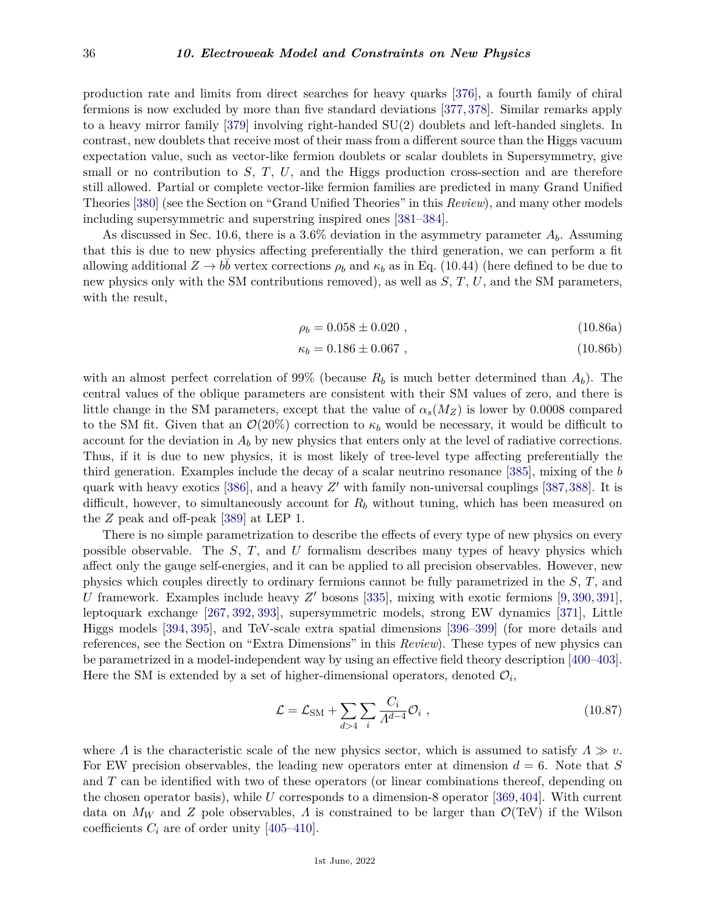production rate and limits from direct searches for heavy quarks [376], a fourth family of chiral fermions is now excluded by more than five standard deviations [377, 378]. Similar remarks apply to a heavy mirror family [379] involving right-handed SU(2) doublets and left-handed singlets. In contrast, new doublets that receive most of their mass from a different source than the Higgs vacuum expectation value, such as vector-like fermion doublets or scalar doublets in Supersymmetry, give small or no contribution to $S$, $T$, $U$, and the Higgs production cross-section and are therefore still allowed. Partial or complete vector-like fermion families are predicted in many Grand Unified Theories [380] (see the Section on "Grand Unified Theories" in this *Review*), and many other models including supersymmetric and superstring inspired ones [381–384].

As discussed in Sec. 10.6, there is a 3.6% deviation in the asymmetry parameter $A_b$. Assuming that this is due to new physics affecting preferentially the third generation, we can perform a fit allowing additional $Z \to b\bar{b}$ vertex corrections $\rho_b$ and $\kappa_b$ as in Eq. (10.44) (here defined to be due to new physics only with the SM contributions removed), as well as $S$, $T$, $U$, and the SM parameters, with the result,

$$\rho_b = 0.058 \pm 0.020 \; , \tag{10.86a}$$

$$\kappa_b = 0.186 \pm 0.067 \; , \tag{10.86b}$$

with an almost perfect correlation of 99% (because $R_b$ is much better determined than $A_b$). The central values of the oblique parameters are consistent with their SM values of zero, and there is little change in the SM parameters, except that the value of $\alpha_s(M_Z)$ is lower by 0.0008 compared to the SM fit. Given that an $\mathcal{O}(20\%)$ correction to $\kappa_b$ would be necessary, it would be difficult to account for the deviation in $A_b$ by new physics that enters only at the level of radiative corrections. Thus, if it is due to new physics, it is most likely of tree-level type affecting preferentially the third generation. Examples include the decay of a scalar neutrino resonance [385], mixing of the $b$ quark with heavy exotics [386], and a heavy $Z'$ with family non-universal couplings [387, 388]. It is difficult, however, to simultaneously account for $R_b$ without tuning, which has been measured on the $Z$ peak and off-peak [389] at LEP 1.

There is no simple parametrization to describe the effects of every type of new physics on every possible observable. The $S$, $T$, and $U$ formalism describes many types of heavy physics which affect only the gauge self-energies, and it can be applied to all precision observables. However, new physics which couples directly to ordinary fermions cannot be fully parametrized in the $S$, $T$, and $U$ framework. Examples include heavy $Z'$ bosons [335], mixing with exotic fermions [9, 390, 391], leptoquark exchange [267, 392, 393], supersymmetric models, strong EW dynamics [371], Little Higgs models [394, 395], and TeV-scale extra spatial dimensions [396–399] (for more details and references, see the Section on "Extra Dimensions" in this *Review*). These types of new physics can be parametrized in a model-independent way by using an effective field theory description [400–403]. Here the SM is extended by a set of higher-dimensional operators, denoted $\mathcal{O}_i$,

$$\mathcal{L} = \mathcal{L}_{\rm SM} + \sum_{d>4} \sum_i \frac{C_i}{\Lambda^{d-4}} \mathcal{O}_i \; , \tag{10.87}$$

where $\Lambda$ is the characteristic scale of the new physics sector, which is assumed to satisfy $\Lambda \gg v$. For EW precision observables, the leading new operators enter at dimension $d = 6$. Note that $S$ and $T$ can be identified with two of these operators (or linear combinations thereof, depending on the chosen operator basis), while $U$ corresponds to a dimension-8 operator [369, 404]. With current data on $M_W$ and $Z$ pole observables, $\Lambda$ is constrained to be larger than $\mathcal{O}(\text{TeV})$ if the Wilson coefficients $C_i$ are of order unity [405–410].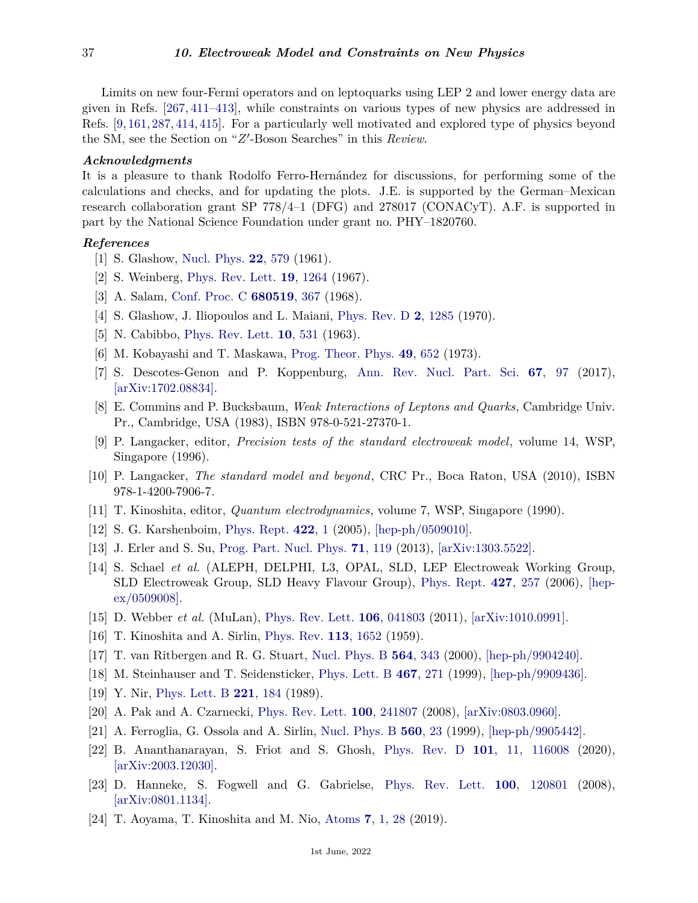Limits on new four-Fermi operators and on leptoquarks using LEP 2 and lower energy data are given in Refs. [267, 411–413], while constraints on various types of new physics are addressed in Refs. [9, 161, 287, 414, 415]. For a particularly well motivated and explored type of physics beyond the SM, see the Section on "$Z'$-Boson Searches" in this *Review*.

### *Acknowledgments*

It is a pleasure to thank Rodolfo Ferro-Hernández for discussions, for performing some of the calculations and checks, and for updating the plots. J.E. is supported by the German–Mexican research collaboration grant SP 778/4–1 (DFG) and 278017 (CONACyT). A.F. is supported in part by the National Science Foundation under grant no. PHY–1820760.

### *References*

[1] S. Glashow, Nucl. Phys. **22**, 579 (1961).

[2] S. Weinberg, Phys. Rev. Lett. **19**, 1264 (1967).

[3] A. Salam, Conf. Proc. C **680519**, 367 (1968).

[4] S. Glashow, J. Iliopoulos and L. Maiani, Phys. Rev. D **2**, 1285 (1970).

[5] N. Cabibbo, Phys. Rev. Lett. **10**, 531 (1963).

[6] M. Kobayashi and T. Maskawa, Prog. Theor. Phys. **49**, 652 (1973).

[7] S. Descotes-Genon and P. Koppenburg, Ann. Rev. Nucl. Part. Sci. **67**, 97 (2017), [arXiv:1702.08834].

[8] E. Commins and P. Bucksbaum, *Weak Interactions of Leptons and Quarks*, Cambridge Univ. Pr., Cambridge, USA (1983), ISBN 978-0-521-27370-1.

[9] P. Langacker, editor, *Precision tests of the standard electroweak model*, volume 14, WSP, Singapore (1996).

[10] P. Langacker, *The standard model and beyond*, CRC Pr., Boca Raton, USA (2010), ISBN 978-1-4200-7906-7.

[11] T. Kinoshita, editor, *Quantum electrodynamics*, volume 7, WSP, Singapore (1990).

[12] S. G. Karshenboim, Phys. Rept. **422**, 1 (2005), [hep-ph/0509010].

[13] J. Erler and S. Su, Prog. Part. Nucl. Phys. **71**, 119 (2013), [arXiv:1303.5522].

[14] S. Schael *et al.* (ALEPH, DELPHI, L3, OPAL, SLD, LEP Electroweak Working Group, SLD Electroweak Group, SLD Heavy Flavour Group), Phys. Rept. **427**, 257 (2006), [hep-ex/0509008].

[15] D. Webber *et al.* (MuLan), Phys. Rev. Lett. **106**, 041803 (2011), [arXiv:1010.0991].

[16] T. Kinoshita and A. Sirlin, Phys. Rev. **113**, 1652 (1959).

[17] T. van Ritbergen and R. G. Stuart, Nucl. Phys. B **564**, 343 (2000), [hep-ph/9904240].

[18] M. Steinhauser and T. Seidensticker, Phys. Lett. B **467**, 271 (1999), [hep-ph/9909436].

[19] Y. Nir, Phys. Lett. B **221**, 184 (1989).

[20] A. Pak and A. Czarnecki, Phys. Rev. Lett. **100**, 241807 (2008), [arXiv:0803.0960].

[21] A. Ferroglia, G. Ossola and A. Sirlin, Nucl. Phys. B **560**, 23 (1999), [hep-ph/9905442].

[22] B. Ananthanarayan, S. Friot and S. Ghosh, Phys. Rev. D **101**, 11, 116008 (2020), [arXiv:2003.12030].

[23] D. Hanneke, S. Fogwell and G. Gabrielse, Phys. Rev. Lett. **100**, 120801 (2008), [arXiv:0801.1134].

[24] T. Aoyama, T. Kinoshita and M. Nio, Atoms **7**, 1, 28 (2019).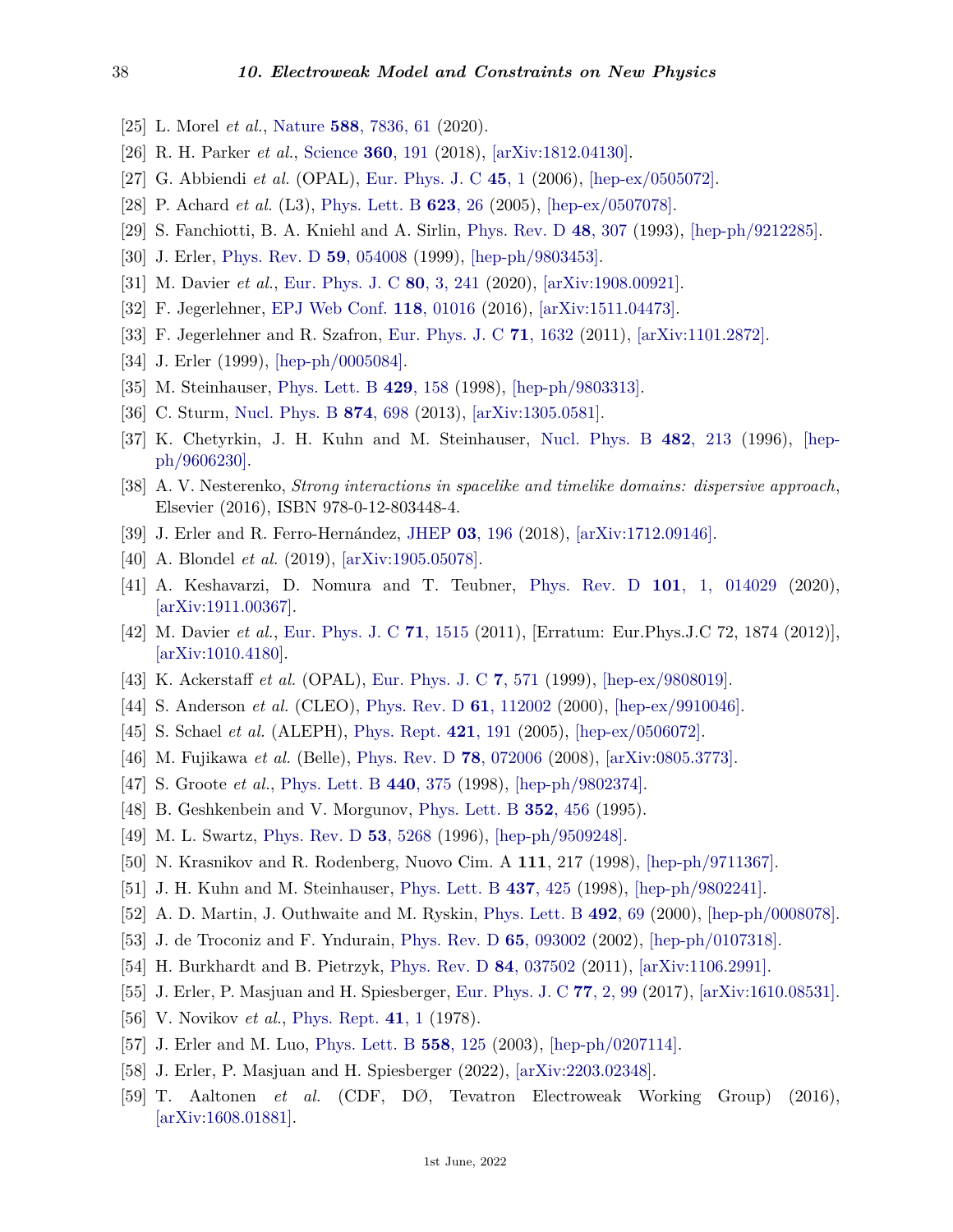[25] L. Morel *et al.*, Nature **588**, 7836, 61 (2020).

[26] R. H. Parker *et al.*, Science **360**, 191 (2018), [arXiv:1812.04130].

[27] G. Abbiendi *et al.* (OPAL), Eur. Phys. J. C **45**, 1 (2006), [hep-ex/0505072].

[28] P. Achard *et al.* (L3), Phys. Lett. B **623**, 26 (2005), [hep-ex/0507078].

[29] S. Fanchiotti, B. A. Kniehl and A. Sirlin, Phys. Rev. D **48**, 307 (1993), [hep-ph/9212285].

[30] J. Erler, Phys. Rev. D **59**, 054008 (1999), [hep-ph/9803453].

[31] M. Davier *et al.*, Eur. Phys. J. C **80**, 3, 241 (2020), [arXiv:1908.00921].

[32] F. Jegerlehner, EPJ Web Conf. **118**, 01016 (2016), [arXiv:1511.04473].

[33] F. Jegerlehner and R. Szafron, Eur. Phys. J. C **71**, 1632 (2011), [arXiv:1101.2872].

[34] J. Erler (1999), [hep-ph/0005084].

[35] M. Steinhauser, Phys. Lett. B **429**, 158 (1998), [hep-ph/9803313].

[36] C. Sturm, Nucl. Phys. B **874**, 698 (2013), [arXiv:1305.0581].

[37] K. Chetyrkin, J. H. Kuhn and M. Steinhauser, Nucl. Phys. B **482**, 213 (1996), [hep-ph/9606230].

[38] A. V. Nesterenko, *Strong interactions in spacelike and timelike domains: dispersive approach*, Elsevier (2016), ISBN 978-0-12-803448-4.

[39] J. Erler and R. Ferro-Hernández, JHEP **03**, 196 (2018), [arXiv:1712.09146].

[40] A. Blondel *et al.* (2019), [arXiv:1905.05078].

[41] A. Keshavarzi, D. Nomura and T. Teubner, Phys. Rev. D **101**, 1, 014029 (2020), [arXiv:1911.00367].

[42] M. Davier *et al.*, Eur. Phys. J. C **71**, 1515 (2011), [Erratum: Eur.Phys.J.C 72, 1874 (2012)], [arXiv:1010.4180].

[43] K. Ackerstaff *et al.* (OPAL), Eur. Phys. J. C **7**, 571 (1999), [hep-ex/9808019].

[44] S. Anderson *et al.* (CLEO), Phys. Rev. D **61**, 112002 (2000), [hep-ex/9910046].

[45] S. Schael *et al.* (ALEPH), Phys. Rept. **421**, 191 (2005), [hep-ex/0506072].

[46] M. Fujikawa *et al.* (Belle), Phys. Rev. D **78**, 072006 (2008), [arXiv:0805.3773].

[47] S. Groote *et al.*, Phys. Lett. B **440**, 375 (1998), [hep-ph/9802374].

[48] B. Geshkenbein and V. Morgunov, Phys. Lett. B **352**, 456 (1995).

[49] M. L. Swartz, Phys. Rev. D **53**, 5268 (1996), [hep-ph/9509248].

[50] N. Krasnikov and R. Rodenberg, Nuovo Cim. A **111**, 217 (1998), [hep-ph/9711367].

[51] J. H. Kuhn and M. Steinhauser, Phys. Lett. B **437**, 425 (1998), [hep-ph/9802241].

[52] A. D. Martin, J. Outhwaite and M. Ryskin, Phys. Lett. B **492**, 69 (2000), [hep-ph/0008078].

[53] J. de Troconiz and F. Yndurain, Phys. Rev. D **65**, 093002 (2002), [hep-ph/0107318].

[54] H. Burkhardt and B. Pietrzyk, Phys. Rev. D **84**, 037502 (2011), [arXiv:1106.2991].

[55] J. Erler, P. Masjuan and H. Spiesberger, Eur. Phys. J. C **77**, 2, 99 (2017), [arXiv:1610.08531].

[56] V. Novikov *et al.*, Phys. Rept. **41**, 1 (1978).

[57] J. Erler and M. Luo, Phys. Lett. B **558**, 125 (2003), [hep-ph/0207114].

[58] J. Erler, P. Masjuan and H. Spiesberger (2022), [arXiv:2203.02348].

[59] T. Aaltonen *et al.* (CDF, DØ, Tevatron Electroweak Working Group) (2016), [arXiv:1608.01881].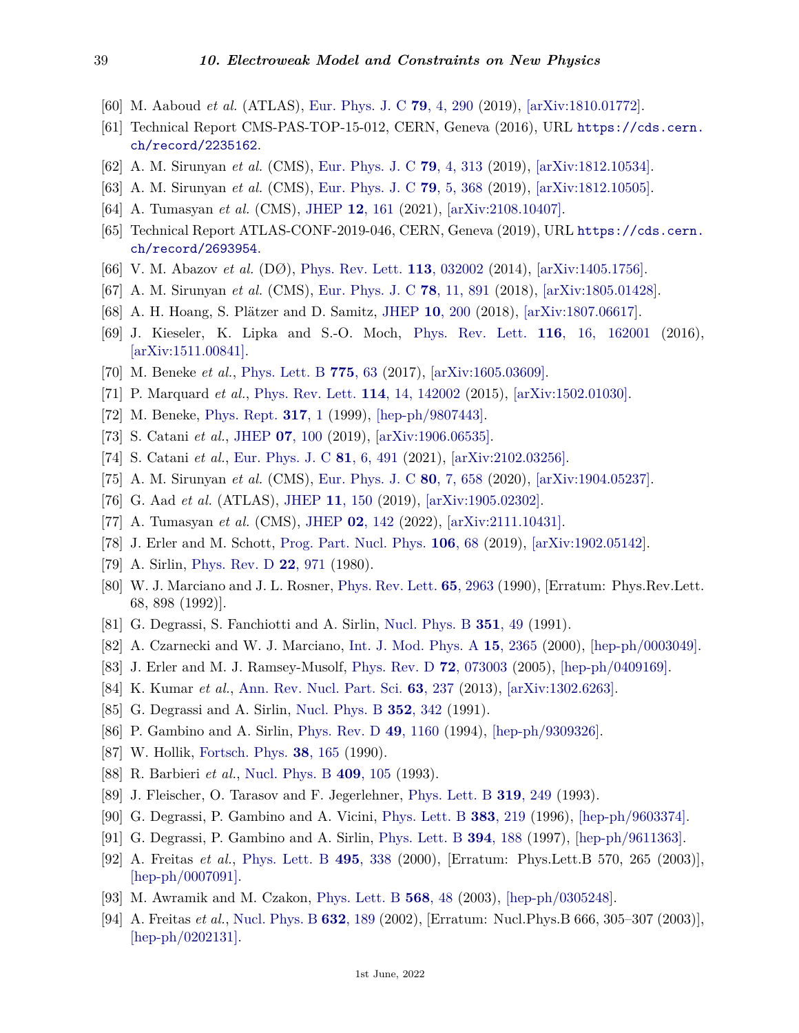[60] M. Aaboud *et al.* (ATLAS), Eur. Phys. J. C **79**, 4, 290 (2019), [arXiv:1810.01772].

[61] Technical Report CMS-PAS-TOP-15-012, CERN, Geneva (2016), URL https://cds.cern.ch/record/2235162.

[62] A. M. Sirunyan *et al.* (CMS), Eur. Phys. J. C **79**, 4, 313 (2019), [arXiv:1812.10534].

[63] A. M. Sirunyan *et al.* (CMS), Eur. Phys. J. C **79**, 5, 368 (2019), [arXiv:1812.10505].

[64] A. Tumasyan *et al.* (CMS), JHEP **12**, 161 (2021), [arXiv:2108.10407].

[65] Technical Report ATLAS-CONF-2019-046, CERN, Geneva (2019), URL https://cds.cern.ch/record/2693954.

[66] V. M. Abazov *et al.* (DØ), Phys. Rev. Lett. **113**, 032002 (2014), [arXiv:1405.1756].

[67] A. M. Sirunyan *et al.* (CMS), Eur. Phys. J. C **78**, 11, 891 (2018), [arXiv:1805.01428].

[68] A. H. Hoang, S. Plätzer and D. Samitz, JHEP **10**, 200 (2018), [arXiv:1807.06617].

[69] J. Kieseler, K. Lipka and S.-O. Moch, Phys. Rev. Lett. **116**, 16, 162001 (2016), [arXiv:1511.00841].

[70] M. Beneke *et al.*, Phys. Lett. B **775**, 63 (2017), [arXiv:1605.03609].

[71] P. Marquard *et al.*, Phys. Rev. Lett. **114**, 14, 142002 (2015), [arXiv:1502.01030].

[72] M. Beneke, Phys. Rept. **317**, 1 (1999), [hep-ph/9807443].

[73] S. Catani *et al.*, JHEP **07**, 100 (2019), [arXiv:1906.06535].

[74] S. Catani *et al.*, Eur. Phys. J. C **81**, 6, 491 (2021), [arXiv:2102.03256].

[75] A. M. Sirunyan *et al.* (CMS), Eur. Phys. J. C **80**, 7, 658 (2020), [arXiv:1904.05237].

[76] G. Aad *et al.* (ATLAS), JHEP **11**, 150 (2019), [arXiv:1905.02302].

[77] A. Tumasyan *et al.* (CMS), JHEP **02**, 142 (2022), [arXiv:2111.10431].

[78] J. Erler and M. Schott, Prog. Part. Nucl. Phys. **106**, 68 (2019), [arXiv:1902.05142].

[79] A. Sirlin, Phys. Rev. D **22**, 971 (1980).

[80] W. J. Marciano and J. L. Rosner, Phys. Rev. Lett. **65**, 2963 (1990), [Erratum: Phys.Rev.Lett. 68, 898 (1992)].

[81] G. Degrassi, S. Fanchiotti and A. Sirlin, Nucl. Phys. B **351**, 49 (1991).

[82] A. Czarnecki and W. J. Marciano, Int. J. Mod. Phys. A **15**, 2365 (2000), [hep-ph/0003049].

[83] J. Erler and M. J. Ramsey-Musolf, Phys. Rev. D **72**, 073003 (2005), [hep-ph/0409169].

[84] K. Kumar *et al.*, Ann. Rev. Nucl. Part. Sci. **63**, 237 (2013), [arXiv:1302.6263].

[85] G. Degrassi and A. Sirlin, Nucl. Phys. B **352**, 342 (1991).

[86] P. Gambino and A. Sirlin, Phys. Rev. D **49**, 1160 (1994), [hep-ph/9309326].

[87] W. Hollik, Fortsch. Phys. **38**, 165 (1990).

[88] R. Barbieri *et al.*, Nucl. Phys. B **409**, 105 (1993).

[89] J. Fleischer, O. Tarasov and F. Jegerlehner, Phys. Lett. B **319**, 249 (1993).

[90] G. Degrassi, P. Gambino and A. Vicini, Phys. Lett. B **383**, 219 (1996), [hep-ph/9603374].

[91] G. Degrassi, P. Gambino and A. Sirlin, Phys. Lett. B **394**, 188 (1997), [hep-ph/9611363].

[92] A. Freitas *et al.*, Phys. Lett. B **495**, 338 (2000), [Erratum: Phys.Lett.B 570, 265 (2003)], [hep-ph/0007091].

[93] M. Awramik and M. Czakon, Phys. Lett. B **568**, 48 (2003), [hep-ph/0305248].

[94] A. Freitas *et al.*, Nucl. Phys. B **632**, 189 (2002), [Erratum: Nucl.Phys.B 666, 305–307 (2003)], [hep-ph/0202131].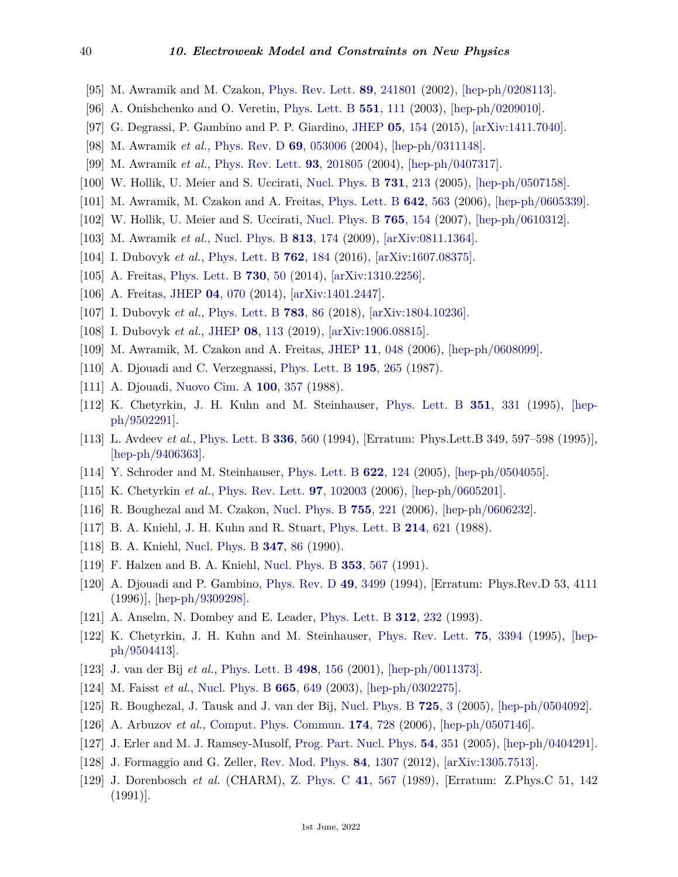[95] M. Awramik and M. Czakon, Phys. Rev. Lett. **89**, 241801 (2002), [hep-ph/0208113].

[96] A. Onishchenko and O. Veretin, Phys. Lett. B **551**, 111 (2003), [hep-ph/0209010].

[97] G. Degrassi, P. Gambino and P. P. Giardino, JHEP **05**, 154 (2015), [arXiv:1411.7040].

[98] M. Awramik *et al.*, Phys. Rev. D **69**, 053006 (2004), [hep-ph/0311148].

[99] M. Awramik *et al.*, Phys. Rev. Lett. **93**, 201805 (2004), [hep-ph/0407317].

[100] W. Hollik, U. Meier and S. Uccirati, Nucl. Phys. B **731**, 213 (2005), [hep-ph/0507158].

[101] M. Awramik, M. Czakon and A. Freitas, Phys. Lett. B **642**, 563 (2006), [hep-ph/0605339].

[102] W. Hollik, U. Meier and S. Uccirati, Nucl. Phys. B **765**, 154 (2007), [hep-ph/0610312].

[103] M. Awramik *et al.*, Nucl. Phys. B **813**, 174 (2009), [arXiv:0811.1364].

[104] I. Dubovyk *et al.*, Phys. Lett. B **762**, 184 (2016), [arXiv:1607.08375].

[105] A. Freitas, Phys. Lett. B **730**, 50 (2014), [arXiv:1310.2256].

[106] A. Freitas, JHEP **04**, 070 (2014), [arXiv:1401.2447].

[107] I. Dubovyk *et al.*, Phys. Lett. B **783**, 86 (2018), [arXiv:1804.10236].

[108] I. Dubovyk *et al.*, JHEP **08**, 113 (2019), [arXiv:1906.08815].

[109] M. Awramik, M. Czakon and A. Freitas, JHEP **11**, 048 (2006), [hep-ph/0608099].

[110] A. Djouadi and C. Verzegnassi, Phys. Lett. B **195**, 265 (1987).

[111] A. Djouadi, Nuovo Cim. A **100**, 357 (1988).

[112] K. Chetyrkin, J. H. Kuhn and M. Steinhauser, Phys. Lett. B **351**, 331 (1995), [hep-ph/9502291].

[113] L. Avdeev *et al.*, Phys. Lett. B **336**, 560 (1994), [Erratum: Phys.Lett.B 349, 597–598 (1995)], [hep-ph/9406363].

[114] Y. Schroder and M. Steinhauser, Phys. Lett. B **622**, 124 (2005), [hep-ph/0504055].

[115] K. Chetyrkin *et al.*, Phys. Rev. Lett. **97**, 102003 (2006), [hep-ph/0605201].

[116] R. Boughezal and M. Czakon, Nucl. Phys. B **755**, 221 (2006), [hep-ph/0606232].

[117] B. A. Kniehl, J. H. Kuhn and R. Stuart, Phys. Lett. B **214**, 621 (1988).

[118] B. A. Kniehl, Nucl. Phys. B **347**, 86 (1990).

[119] F. Halzen and B. A. Kniehl, Nucl. Phys. B **353**, 567 (1991).

[120] A. Djouadi and P. Gambino, Phys. Rev. D **49**, 3499 (1994), [Erratum: Phys.Rev.D 53, 4111 (1996)], [hep-ph/9309298].

[121] A. Anselm, N. Dombey and E. Leader, Phys. Lett. B **312**, 232 (1993).

[122] K. Chetyrkin, J. H. Kuhn and M. Steinhauser, Phys. Rev. Lett. **75**, 3394 (1995), [hep-ph/9504413].

[123] J. van der Bij *et al.*, Phys. Lett. B **498**, 156 (2001), [hep-ph/0011373].

[124] M. Faisst *et al.*, Nucl. Phys. B **665**, 649 (2003), [hep-ph/0302275].

[125] R. Boughezal, J. Tausk and J. van der Bij, Nucl. Phys. B **725**, 3 (2005), [hep-ph/0504092].

[126] A. Arbuzov *et al.*, Comput. Phys. Commun. **174**, 728 (2006), [hep-ph/0507146].

[127] J. Erler and M. J. Ramsey-Musolf, Prog. Part. Nucl. Phys. **54**, 351 (2005), [hep-ph/0404291].

[128] J. Formaggio and G. Zeller, Rev. Mod. Phys. **84**, 1307 (2012), [arXiv:1305.7513].

[129] J. Dorenbosch *et al.* (CHARM), Z. Phys. C **41**, 567 (1989), [Erratum: Z.Phys.C 51, 142 (1991)].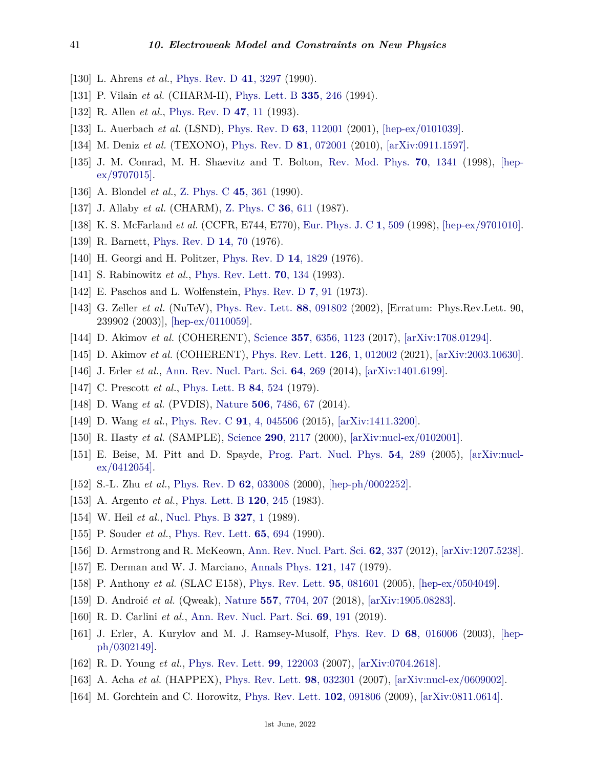[130] L. Ahrens *et al.*, Phys. Rev. D **41**, 3297 (1990).

[131] P. Vilain *et al.* (CHARM-II), Phys. Lett. B **335**, 246 (1994).

[132] R. Allen *et al.*, Phys. Rev. D **47**, 11 (1993).

[133] L. Auerbach *et al.* (LSND), Phys. Rev. D **63**, 112001 (2001), [hep-ex/0101039].

[134] M. Deniz *et al.* (TEXONO), Phys. Rev. D **81**, 072001 (2010), [arXiv:0911.1597].

[135] J. M. Conrad, M. H. Shaevitz and T. Bolton, Rev. Mod. Phys. **70**, 1341 (1998), [hep-ex/9707015].

[136] A. Blondel *et al.*, Z. Phys. C **45**, 361 (1990).

[137] J. Allaby *et al.* (CHARM), Z. Phys. C **36**, 611 (1987).

[138] K. S. McFarland *et al.* (CCFR, E744, E770), Eur. Phys. J. C **1**, 509 (1998), [hep-ex/9701010].

[139] R. Barnett, Phys. Rev. D **14**, 70 (1976).

[140] H. Georgi and H. Politzer, Phys. Rev. D **14**, 1829 (1976).

[141] S. Rabinowitz *et al.*, Phys. Rev. Lett. **70**, 134 (1993).

[142] E. Paschos and L. Wolfenstein, Phys. Rev. D **7**, 91 (1973).

[143] G. Zeller *et al.* (NuTeV), Phys. Rev. Lett. **88**, 091802 (2002), [Erratum: Phys.Rev.Lett. 90, 239902 (2003)], [hep-ex/0110059].

[144] D. Akimov *et al.* (COHERENT), Science **357**, 6356, 1123 (2017), [arXiv:1708.01294].

[145] D. Akimov *et al.* (COHERENT), Phys. Rev. Lett. **126**, 1, 012002 (2021), [arXiv:2003.10630].

[146] J. Erler *et al.*, Ann. Rev. Nucl. Part. Sci. **64**, 269 (2014), [arXiv:1401.6199].

[147] C. Prescott *et al.*, Phys. Lett. B **84**, 524 (1979).

[148] D. Wang *et al.* (PVDIS), Nature **506**, 7486, 67 (2014).

[149] D. Wang *et al.*, Phys. Rev. C **91**, 4, 045506 (2015), [arXiv:1411.3200].

[150] R. Hasty *et al.* (SAMPLE), Science **290**, 2117 (2000), [arXiv:nucl-ex/0102001].

[151] E. Beise, M. Pitt and D. Spayde, Prog. Part. Nucl. Phys. **54**, 289 (2005), [arXiv:nucl-ex/0412054].

[152] S.-L. Zhu *et al.*, Phys. Rev. D **62**, 033008 (2000), [hep-ph/0002252].

[153] A. Argento *et al.*, Phys. Lett. B **120**, 245 (1983).

[154] W. Heil *et al.*, Nucl. Phys. B **327**, 1 (1989).

[155] P. Souder *et al.*, Phys. Rev. Lett. **65**, 694 (1990).

[156] D. Armstrong and R. McKeown, Ann. Rev. Nucl. Part. Sci. **62**, 337 (2012), [arXiv:1207.5238].

[157] E. Derman and W. J. Marciano, Annals Phys. **121**, 147 (1979).

[158] P. Anthony *et al.* (SLAC E158), Phys. Rev. Lett. **95**, 081601 (2005), [hep-ex/0504049].

[159] D. Androić *et al.* (Qweak), Nature **557**, 7704, 207 (2018), [arXiv:1905.08283].

[160] R. D. Carlini *et al.*, Ann. Rev. Nucl. Part. Sci. **69**, 191 (2019).

[161] J. Erler, A. Kurylov and M. J. Ramsey-Musolf, Phys. Rev. D **68**, 016006 (2003), [hep-ph/0302149].

[162] R. D. Young *et al.*, Phys. Rev. Lett. **99**, 122003 (2007), [arXiv:0704.2618].

[163] A. Acha *et al.* (HAPPEX), Phys. Rev. Lett. **98**, 032301 (2007), [arXiv:nucl-ex/0609002].

[164] M. Gorchtein and C. Horowitz, Phys. Rev. Lett. **102**, 091806 (2009), [arXiv:0811.0614].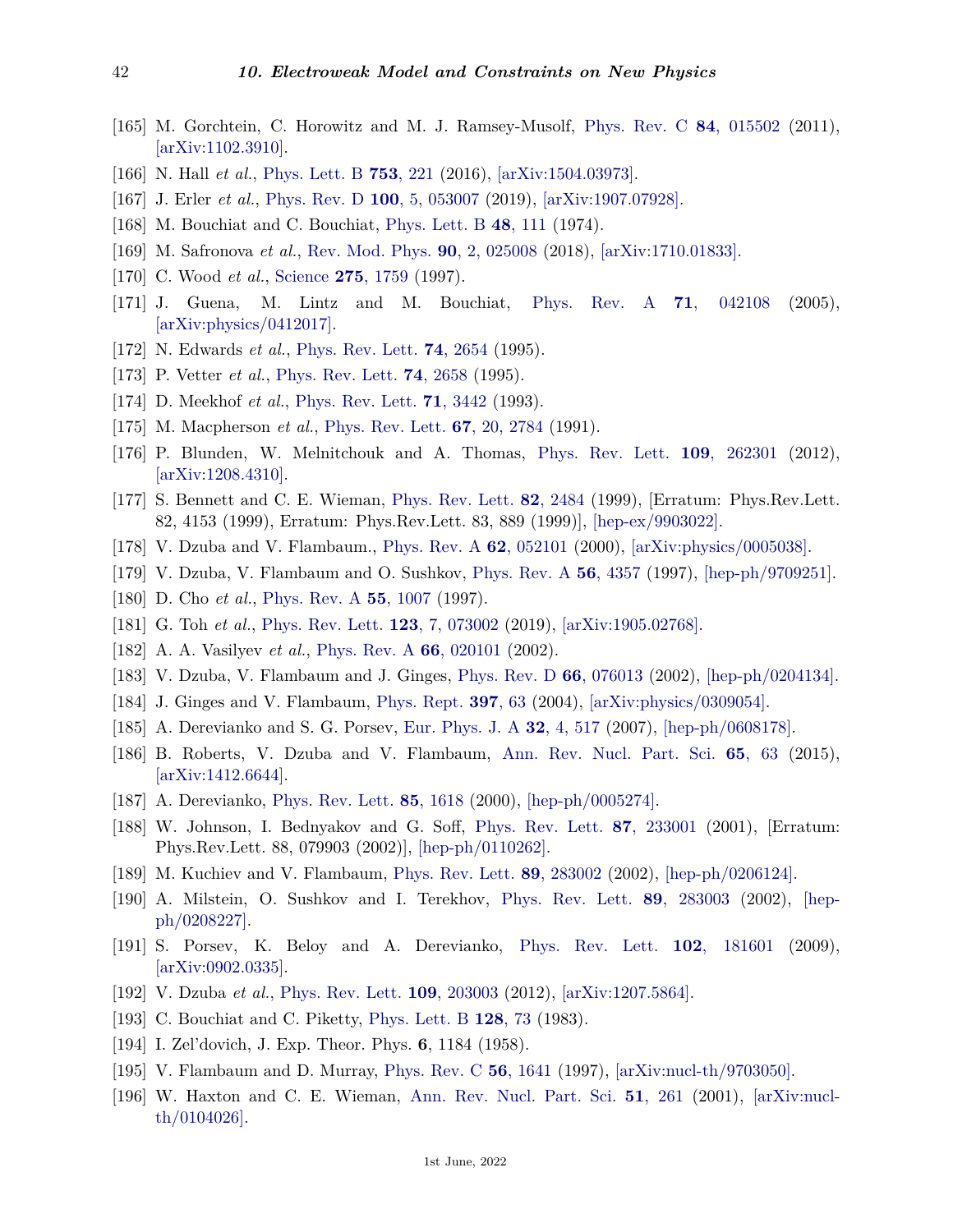[165] M. Gorchtein, C. Horowitz and M. J. Ramsey-Musolf, Phys. Rev. C **84**, 015502 (2011), [arXiv:1102.3910].

[166] N. Hall *et al.*, Phys. Lett. B **753**, 221 (2016), [arXiv:1504.03973].

[167] J. Erler *et al.*, Phys. Rev. D **100**, 5, 053007 (2019), [arXiv:1907.07928].

[168] M. Bouchiat and C. Bouchiat, Phys. Lett. B **48**, 111 (1974).

[169] M. Safronova *et al.*, Rev. Mod. Phys. **90**, 2, 025008 (2018), [arXiv:1710.01833].

[170] C. Wood *et al.*, Science **275**, 1759 (1997).

[171] J. Guena, M. Lintz and M. Bouchiat, Phys. Rev. A **71**, 042108 (2005), [arXiv:physics/0412017].

[172] N. Edwards *et al.*, Phys. Rev. Lett. **74**, 2654 (1995).

[173] P. Vetter *et al.*, Phys. Rev. Lett. **74**, 2658 (1995).

[174] D. Meekhof *et al.*, Phys. Rev. Lett. **71**, 3442 (1993).

[175] M. Macpherson *et al.*, Phys. Rev. Lett. **67**, 20, 2784 (1991).

[176] P. Blunden, W. Melnitchouk and A. Thomas, Phys. Rev. Lett. **109**, 262301 (2012), [arXiv:1208.4310].

[177] S. Bennett and C. E. Wieman, Phys. Rev. Lett. **82**, 2484 (1999), [Erratum: Phys.Rev.Lett. 82, 4153 (1999), Erratum: Phys.Rev.Lett. 83, 889 (1999)], [hep-ex/9903022].

[178] V. Dzuba and V. Flambaum., Phys. Rev. A **62**, 052101 (2000), [arXiv:physics/0005038].

[179] V. Dzuba, V. Flambaum and O. Sushkov, Phys. Rev. A **56**, 4357 (1997), [hep-ph/9709251].

[180] D. Cho *et al.*, Phys. Rev. A **55**, 1007 (1997).

[181] G. Toh *et al.*, Phys. Rev. Lett. **123**, 7, 073002 (2019), [arXiv:1905.02768].

[182] A. A. Vasilyev *et al.*, Phys. Rev. A **66**, 020101 (2002).

[183] V. Dzuba, V. Flambaum and J. Ginges, Phys. Rev. D **66**, 076013 (2002), [hep-ph/0204134].

[184] J. Ginges and V. Flambaum, Phys. Rept. **397**, 63 (2004), [arXiv:physics/0309054].

[185] A. Derevianko and S. G. Porsev, Eur. Phys. J. A **32**, 4, 517 (2007), [hep-ph/0608178].

[186] B. Roberts, V. Dzuba and V. Flambaum, Ann. Rev. Nucl. Part. Sci. **65**, 63 (2015), [arXiv:1412.6644].

[187] A. Derevianko, Phys. Rev. Lett. **85**, 1618 (2000), [hep-ph/0005274].

[188] W. Johnson, I. Bednyakov and G. Soff, Phys. Rev. Lett. **87**, 233001 (2001), [Erratum: Phys.Rev.Lett. 88, 079903 (2002)], [hep-ph/0110262].

[189] M. Kuchiev and V. Flambaum, Phys. Rev. Lett. **89**, 283002 (2002), [hep-ph/0206124].

[190] A. Milstein, O. Sushkov and I. Terekhov, Phys. Rev. Lett. **89**, 283003 (2002), [hep-ph/0208227].

[191] S. Porsev, K. Beloy and A. Derevianko, Phys. Rev. Lett. **102**, 181601 (2009), [arXiv:0902.0335].

[192] V. Dzuba *et al.*, Phys. Rev. Lett. **109**, 203003 (2012), [arXiv:1207.5864].

[193] C. Bouchiat and C. Piketty, Phys. Lett. B **128**, 73 (1983).

[194] I. Zel'dovich, J. Exp. Theor. Phys. **6**, 1184 (1958).

[195] V. Flambaum and D. Murray, Phys. Rev. C **56**, 1641 (1997), [arXiv:nucl-th/9703050].

[196] W. Haxton and C. E. Wieman, Ann. Rev. Nucl. Part. Sci. **51**, 261 (2001), [arXiv:nucl-th/0104026].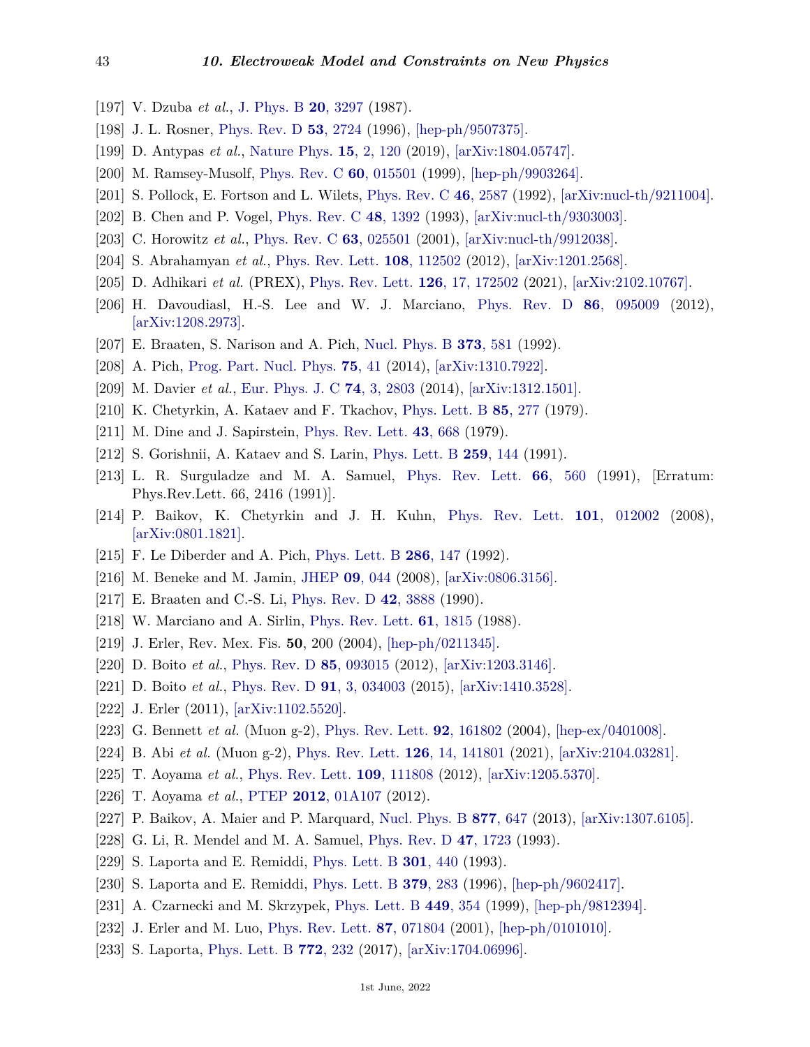[197] V. Dzuba *et al.*, J. Phys. B **20**, 3297 (1987).

[198] J. L. Rosner, Phys. Rev. D **53**, 2724 (1996), [hep-ph/9507375].

[199] D. Antypas *et al.*, Nature Phys. **15**, 2, 120 (2019), [arXiv:1804.05747].

[200] M. Ramsey-Musolf, Phys. Rev. C **60**, 015501 (1999), [hep-ph/9903264].

[201] S. Pollock, E. Fortson and L. Wilets, Phys. Rev. C **46**, 2587 (1992), [arXiv:nucl-th/9211004].

[202] B. Chen and P. Vogel, Phys. Rev. C **48**, 1392 (1993), [arXiv:nucl-th/9303003].

[203] C. Horowitz *et al.*, Phys. Rev. C **63**, 025501 (2001), [arXiv:nucl-th/9912038].

[204] S. Abrahamyan *et al.*, Phys. Rev. Lett. **108**, 112502 (2012), [arXiv:1201.2568].

[205] D. Adhikari *et al.* (PREX), Phys. Rev. Lett. **126**, 17, 172502 (2021), [arXiv:2102.10767].

[206] H. Davoudiasl, H.-S. Lee and W. J. Marciano, Phys. Rev. D **86**, 095009 (2012), [arXiv:1208.2973].

[207] E. Braaten, S. Narison and A. Pich, Nucl. Phys. B **373**, 581 (1992).

[208] A. Pich, Prog. Part. Nucl. Phys. **75**, 41 (2014), [arXiv:1310.7922].

[209] M. Davier *et al.*, Eur. Phys. J. C **74**, 3, 2803 (2014), [arXiv:1312.1501].

[210] K. Chetyrkin, A. Kataev and F. Tkachov, Phys. Lett. B **85**, 277 (1979).

[211] M. Dine and J. Sapirstein, Phys. Rev. Lett. **43**, 668 (1979).

[212] S. Gorishnii, A. Kataev and S. Larin, Phys. Lett. B **259**, 144 (1991).

[213] L. R. Surguladze and M. A. Samuel, Phys. Rev. Lett. **66**, 560 (1991), [Erratum: Phys.Rev.Lett. 66, 2416 (1991)].

[214] P. Baikov, K. Chetyrkin and J. H. Kuhn, Phys. Rev. Lett. **101**, 012002 (2008), [arXiv:0801.1821].

[215] F. Le Diberder and A. Pich, Phys. Lett. B **286**, 147 (1992).

[216] M. Beneke and M. Jamin, JHEP **09**, 044 (2008), [arXiv:0806.3156].

[217] E. Braaten and C.-S. Li, Phys. Rev. D **42**, 3888 (1990).

[218] W. Marciano and A. Sirlin, Phys. Rev. Lett. **61**, 1815 (1988).

[219] J. Erler, Rev. Mex. Fis. **50**, 200 (2004), [hep-ph/0211345].

[220] D. Boito *et al.*, Phys. Rev. D **85**, 093015 (2012), [arXiv:1203.3146].

[221] D. Boito *et al.*, Phys. Rev. D **91**, 3, 034003 (2015), [arXiv:1410.3528].

[222] J. Erler (2011), [arXiv:1102.5520].

[223] G. Bennett *et al.* (Muon g-2), Phys. Rev. Lett. **92**, 161802 (2004), [hep-ex/0401008].

[224] B. Abi *et al.* (Muon g-2), Phys. Rev. Lett. **126**, 14, 141801 (2021), [arXiv:2104.03281].

[225] T. Aoyama *et al.*, Phys. Rev. Lett. **109**, 111808 (2012), [arXiv:1205.5370].

[226] T. Aoyama *et al.*, PTEP **2012**, 01A107 (2012).

[227] P. Baikov, A. Maier and P. Marquard, Nucl. Phys. B **877**, 647 (2013), [arXiv:1307.6105].

[228] G. Li, R. Mendel and M. A. Samuel, Phys. Rev. D **47**, 1723 (1993).

[229] S. Laporta and E. Remiddi, Phys. Lett. B **301**, 440 (1993).

[230] S. Laporta and E. Remiddi, Phys. Lett. B **379**, 283 (1996), [hep-ph/9602417].

[231] A. Czarnecki and M. Skrzypek, Phys. Lett. B **449**, 354 (1999), [hep-ph/9812394].

[232] J. Erler and M. Luo, Phys. Rev. Lett. **87**, 071804 (2001), [hep-ph/0101010].

[233] S. Laporta, Phys. Lett. B **772**, 232 (2017), [arXiv:1704.06996].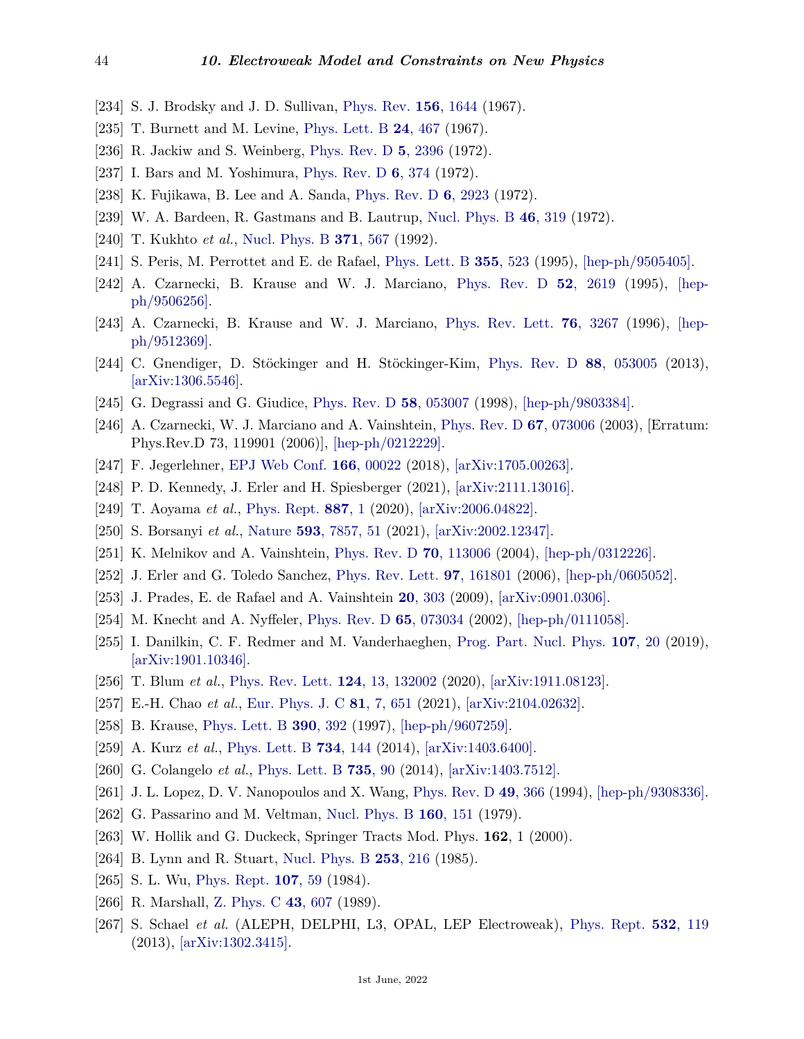[234] S. J. Brodsky and J. D. Sullivan, Phys. Rev. **156**, 1644 (1967).

[235] T. Burnett and M. Levine, Phys. Lett. B **24**, 467 (1967).

[236] R. Jackiw and S. Weinberg, Phys. Rev. D **5**, 2396 (1972).

[237] I. Bars and M. Yoshimura, Phys. Rev. D **6**, 374 (1972).

[238] K. Fujikawa, B. Lee and A. Sanda, Phys. Rev. D **6**, 2923 (1972).

[239] W. A. Bardeen, R. Gastmans and B. Lautrup, Nucl. Phys. B **46**, 319 (1972).

[240] T. Kukhto *et al.*, Nucl. Phys. B **371**, 567 (1992).

[241] S. Peris, M. Perrottet and E. de Rafael, Phys. Lett. B **355**, 523 (1995), [hep-ph/9505405].

[242] A. Czarnecki, B. Krause and W. J. Marciano, Phys. Rev. D **52**, 2619 (1995), [hep-ph/9506256].

[243] A. Czarnecki, B. Krause and W. J. Marciano, Phys. Rev. Lett. **76**, 3267 (1996), [hep-ph/9512369].

[244] C. Gnendiger, D. Stöckinger and H. Stöckinger-Kim, Phys. Rev. D **88**, 053005 (2013), [arXiv:1306.5546].

[245] G. Degrassi and G. Giudice, Phys. Rev. D **58**, 053007 (1998), [hep-ph/9803384].

[246] A. Czarnecki, W. J. Marciano and A. Vainshtein, Phys. Rev. D **67**, 073006 (2003), [Erratum: Phys.Rev.D 73, 119901 (2006)], [hep-ph/0212229].

[247] F. Jegerlehner, EPJ Web Conf. **166**, 00022 (2018), [arXiv:1705.00263].

[248] P. D. Kennedy, J. Erler and H. Spiesberger (2021), [arXiv:2111.13016].

[249] T. Aoyama *et al.*, Phys. Rept. **887**, 1 (2020), [arXiv:2006.04822].

[250] S. Borsanyi *et al.*, Nature **593**, 7857, 51 (2021), [arXiv:2002.12347].

[251] K. Melnikov and A. Vainshtein, Phys. Rev. D **70**, 113006 (2004), [hep-ph/0312226].

[252] J. Erler and G. Toledo Sanchez, Phys. Rev. Lett. **97**, 161801 (2006), [hep-ph/0605052].

[253] J. Prades, E. de Rafael and A. Vainshtein **20**, 303 (2009), [arXiv:0901.0306].

[254] M. Knecht and A. Nyffeler, Phys. Rev. D **65**, 073034 (2002), [hep-ph/0111058].

[255] I. Danilkin, C. F. Redmer and M. Vanderhaeghen, Prog. Part. Nucl. Phys. **107**, 20 (2019), [arXiv:1901.10346].

[256] T. Blum *et al.*, Phys. Rev. Lett. **124**, 13, 132002 (2020), [arXiv:1911.08123].

[257] E.-H. Chao *et al.*, Eur. Phys. J. C **81**, 7, 651 (2021), [arXiv:2104.02632].

[258] B. Krause, Phys. Lett. B **390**, 392 (1997), [hep-ph/9607259].

[259] A. Kurz *et al.*, Phys. Lett. B **734**, 144 (2014), [arXiv:1403.6400].

[260] G. Colangelo *et al.*, Phys. Lett. B **735**, 90 (2014), [arXiv:1403.7512].

[261] J. L. Lopez, D. V. Nanopoulos and X. Wang, Phys. Rev. D **49**, 366 (1994), [hep-ph/9308336].

[262] G. Passarino and M. Veltman, Nucl. Phys. B **160**, 151 (1979).

[263] W. Hollik and G. Duckeck, Springer Tracts Mod. Phys. **162**, 1 (2000).

[264] B. Lynn and R. Stuart, Nucl. Phys. B **253**, 216 (1985).

[265] S. L. Wu, Phys. Rept. **107**, 59 (1984).

[266] R. Marshall, Z. Phys. C **43**, 607 (1989).

[267] S. Schael *et al.* (ALEPH, DELPHI, L3, OPAL, LEP Electroweak), Phys. Rept. **532**, 119 (2013), [arXiv:1302.3415].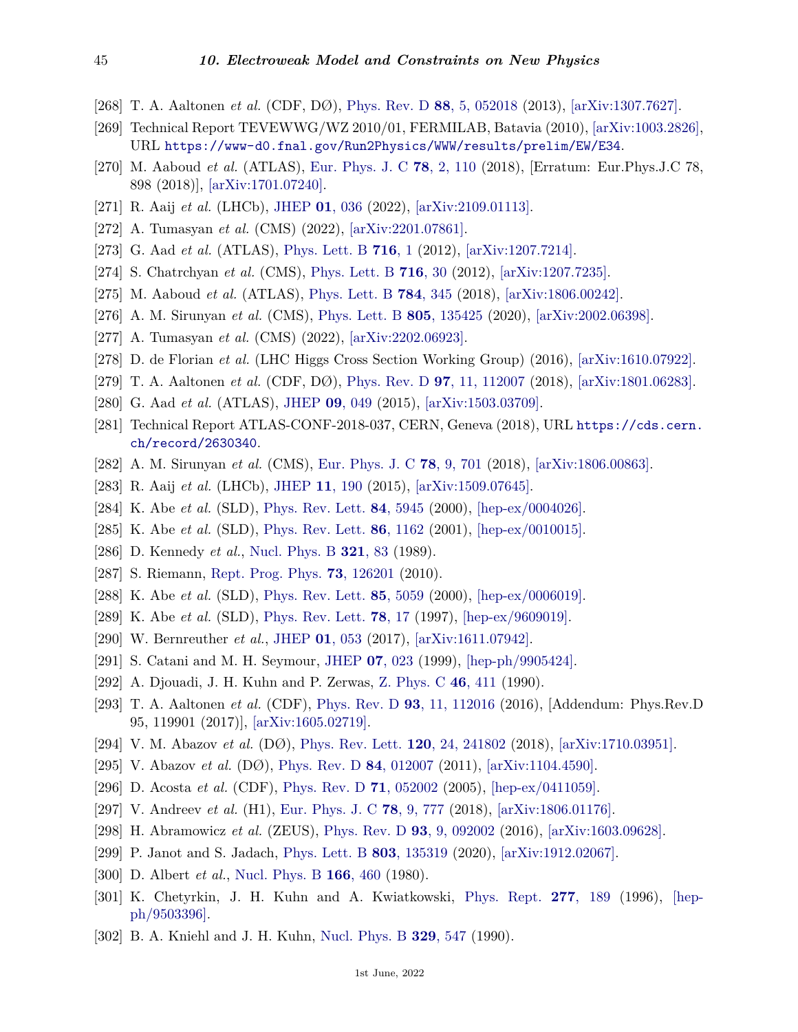[268] T. A. Aaltonen *et al.* (CDF, DØ), Phys. Rev. D **88**, 5, 052018 (2013), [arXiv:1307.7627].

[269] Technical Report TEVEWWG/WZ 2010/01, FERMILAB, Batavia (2010), [arXiv:1003.2826], URL https://www-d0.fnal.gov/Run2Physics/WWW/results/prelim/EW/E34.

[270] M. Aaboud *et al.* (ATLAS), Eur. Phys. J. C **78**, 2, 110 (2018), [Erratum: Eur.Phys.J.C 78, 898 (2018)], [arXiv:1701.07240].

[271] R. Aaij *et al.* (LHCb), JHEP **01**, 036 (2022), [arXiv:2109.01113].

[272] A. Tumasyan *et al.* (CMS) (2022), [arXiv:2201.07861].

[273] G. Aad *et al.* (ATLAS), Phys. Lett. B **716**, 1 (2012), [arXiv:1207.7214].

[274] S. Chatrchyan *et al.* (CMS), Phys. Lett. B **716**, 30 (2012), [arXiv:1207.7235].

[275] M. Aaboud *et al.* (ATLAS), Phys. Lett. B **784**, 345 (2018), [arXiv:1806.00242].

[276] A. M. Sirunyan *et al.* (CMS), Phys. Lett. B **805**, 135425 (2020), [arXiv:2002.06398].

[277] A. Tumasyan *et al.* (CMS) (2022), [arXiv:2202.06923].

[278] D. de Florian *et al.* (LHC Higgs Cross Section Working Group) (2016), [arXiv:1610.07922].

[279] T. A. Aaltonen *et al.* (CDF, DØ), Phys. Rev. D **97**, 11, 112007 (2018), [arXiv:1801.06283].

[280] G. Aad *et al.* (ATLAS), JHEP **09**, 049 (2015), [arXiv:1503.03709].

[281] Technical Report ATLAS-CONF-2018-037, CERN, Geneva (2018), URL https://cds.cern.ch/record/2630340.

[282] A. M. Sirunyan *et al.* (CMS), Eur. Phys. J. C **78**, 9, 701 (2018), [arXiv:1806.00863].

[283] R. Aaij *et al.* (LHCb), JHEP **11**, 190 (2015), [arXiv:1509.07645].

[284] K. Abe *et al.* (SLD), Phys. Rev. Lett. **84**, 5945 (2000), [hep-ex/0004026].

[285] K. Abe *et al.* (SLD), Phys. Rev. Lett. **86**, 1162 (2001), [hep-ex/0010015].

[286] D. Kennedy *et al.*, Nucl. Phys. B **321**, 83 (1989).

[287] S. Riemann, Rept. Prog. Phys. **73**, 126201 (2010).

[288] K. Abe *et al.* (SLD), Phys. Rev. Lett. **85**, 5059 (2000), [hep-ex/0006019].

[289] K. Abe *et al.* (SLD), Phys. Rev. Lett. **78**, 17 (1997), [hep-ex/9609019].

[290] W. Bernreuther *et al.*, JHEP **01**, 053 (2017), [arXiv:1611.07942].

[291] S. Catani and M. H. Seymour, JHEP **07**, 023 (1999), [hep-ph/9905424].

[292] A. Djouadi, J. H. Kuhn and P. Zerwas, Z. Phys. C **46**, 411 (1990).

[293] T. A. Aaltonen *et al.* (CDF), Phys. Rev. D **93**, 11, 112016 (2016), [Addendum: Phys.Rev.D 95, 119901 (2017)], [arXiv:1605.02719].

[294] V. M. Abazov *et al.* (DØ), Phys. Rev. Lett. **120**, 24, 241802 (2018), [arXiv:1710.03951].

[295] V. Abazov *et al.* (DØ), Phys. Rev. D **84**, 012007 (2011), [arXiv:1104.4590].

[296] D. Acosta *et al.* (CDF), Phys. Rev. D **71**, 052002 (2005), [hep-ex/0411059].

[297] V. Andreev *et al.* (H1), Eur. Phys. J. C **78**, 9, 777 (2018), [arXiv:1806.01176].

[298] H. Abramowicz *et al.* (ZEUS), Phys. Rev. D **93**, 9, 092002 (2016), [arXiv:1603.09628].

[299] P. Janot and S. Jadach, Phys. Lett. B **803**, 135319 (2020), [arXiv:1912.02067].

[300] D. Albert *et al.*, Nucl. Phys. B **166**, 460 (1980).

[301] K. Chetyrkin, J. H. Kuhn and A. Kwiatkowski, Phys. Rept. **277**, 189 (1996), [hep-ph/9503396].

[302] B. A. Kniehl and J. H. Kuhn, Nucl. Phys. B **329**, 547 (1990).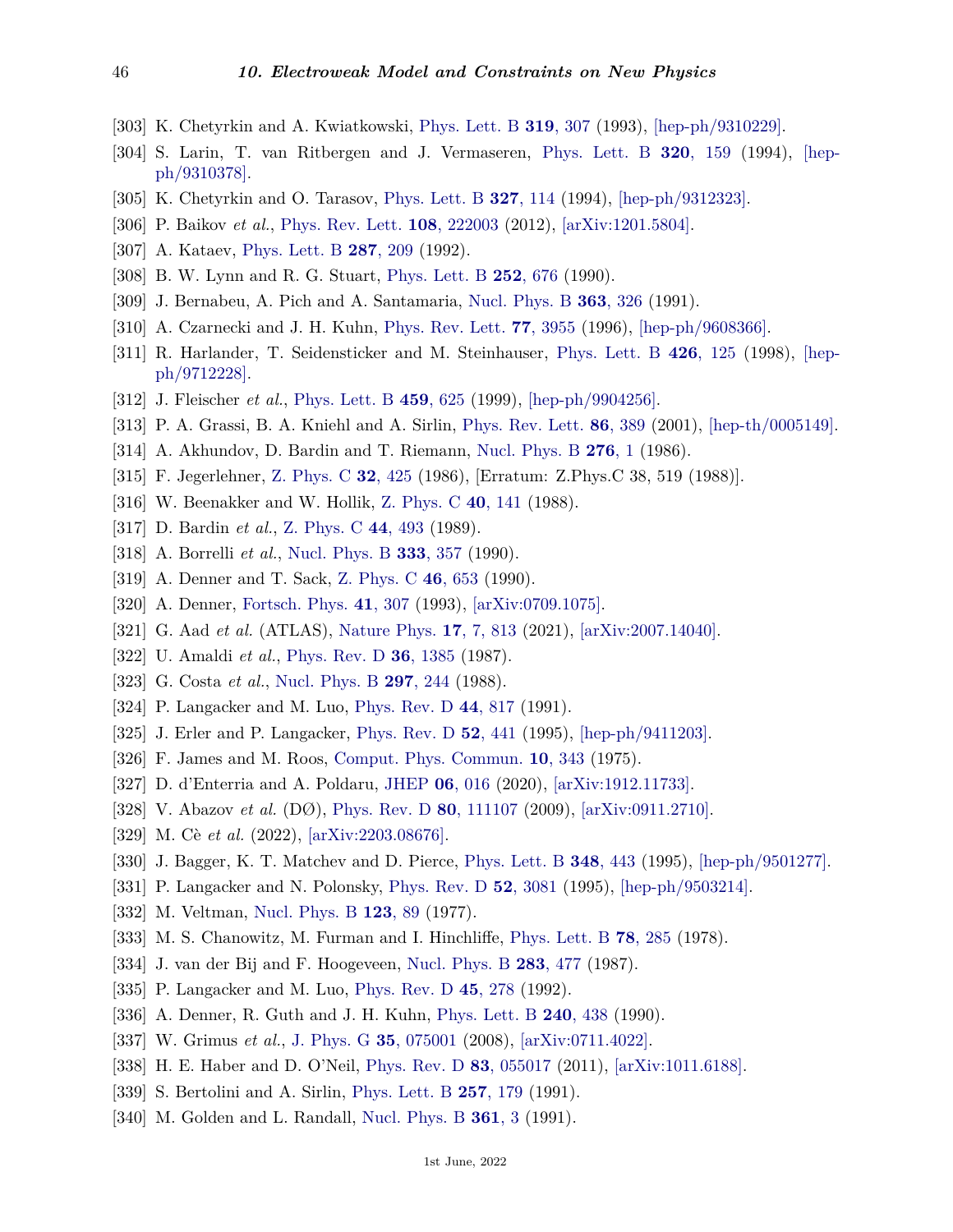[303] K. Chetyrkin and A. Kwiatkowski, Phys. Lett. B **319**, 307 (1993), [hep-ph/9310229].

[304] S. Larin, T. van Ritbergen and J. Vermaseren, Phys. Lett. B **320**, 159 (1994), [hep-ph/9310378].

[305] K. Chetyrkin and O. Tarasov, Phys. Lett. B **327**, 114 (1994), [hep-ph/9312323].

[306] P. Baikov *et al.*, Phys. Rev. Lett. **108**, 222003 (2012), [arXiv:1201.5804].

[307] A. Kataev, Phys. Lett. B **287**, 209 (1992).

[308] B. W. Lynn and R. G. Stuart, Phys. Lett. B **252**, 676 (1990).

[309] J. Bernabeu, A. Pich and A. Santamaria, Nucl. Phys. B **363**, 326 (1991).

[310] A. Czarnecki and J. H. Kuhn, Phys. Rev. Lett. **77**, 3955 (1996), [hep-ph/9608366].

[311] R. Harlander, T. Seidensticker and M. Steinhauser, Phys. Lett. B **426**, 125 (1998), [hep-ph/9712228].

[312] J. Fleischer *et al.*, Phys. Lett. B **459**, 625 (1999), [hep-ph/9904256].

[313] P. A. Grassi, B. A. Kniehl and A. Sirlin, Phys. Rev. Lett. **86**, 389 (2001), [hep-th/0005149].

[314] A. Akhundov, D. Bardin and T. Riemann, Nucl. Phys. B **276**, 1 (1986).

[315] F. Jegerlehner, Z. Phys. C **32**, 425 (1986), [Erratum: Z.Phys.C 38, 519 (1988)].

[316] W. Beenakker and W. Hollik, Z. Phys. C **40**, 141 (1988).

[317] D. Bardin *et al.*, Z. Phys. C **44**, 493 (1989).

[318] A. Borrelli *et al.*, Nucl. Phys. B **333**, 357 (1990).

[319] A. Denner and T. Sack, Z. Phys. C **46**, 653 (1990).

[320] A. Denner, Fortsch. Phys. **41**, 307 (1993), [arXiv:0709.1075].

[321] G. Aad *et al.* (ATLAS), Nature Phys. **17**, 7, 813 (2021), [arXiv:2007.14040].

[322] U. Amaldi *et al.*, Phys. Rev. D **36**, 1385 (1987).

[323] G. Costa *et al.*, Nucl. Phys. B **297**, 244 (1988).

[324] P. Langacker and M. Luo, Phys. Rev. D **44**, 817 (1991).

[325] J. Erler and P. Langacker, Phys. Rev. D **52**, 441 (1995), [hep-ph/9411203].

[326] F. James and M. Roos, Comput. Phys. Commun. **10**, 343 (1975).

[327] D. d'Enterria and A. Poldaru, JHEP **06**, 016 (2020), [arXiv:1912.11733].

[328] V. Abazov *et al.* (DØ), Phys. Rev. D **80**, 111107 (2009), [arXiv:0911.2710].

[329] M. Cè *et al.* (2022), [arXiv:2203.08676].

[330] J. Bagger, K. T. Matchev and D. Pierce, Phys. Lett. B **348**, 443 (1995), [hep-ph/9501277].

[331] P. Langacker and N. Polonsky, Phys. Rev. D **52**, 3081 (1995), [hep-ph/9503214].

[332] M. Veltman, Nucl. Phys. B **123**, 89 (1977).

[333] M. S. Chanowitz, M. Furman and I. Hinchliffe, Phys. Lett. B **78**, 285 (1978).

[334] J. van der Bij and F. Hoogeveen, Nucl. Phys. B **283**, 477 (1987).

[335] P. Langacker and M. Luo, Phys. Rev. D **45**, 278 (1992).

[336] A. Denner, R. Guth and J. H. Kuhn, Phys. Lett. B **240**, 438 (1990).

[337] W. Grimus *et al.*, J. Phys. G **35**, 075001 (2008), [arXiv:0711.4022].

[338] H. E. Haber and D. O'Neil, Phys. Rev. D **83**, 055017 (2011), [arXiv:1011.6188].

[339] S. Bertolini and A. Sirlin, Phys. Lett. B **257**, 179 (1991).

[340] M. Golden and L. Randall, Nucl. Phys. B **361**, 3 (1991).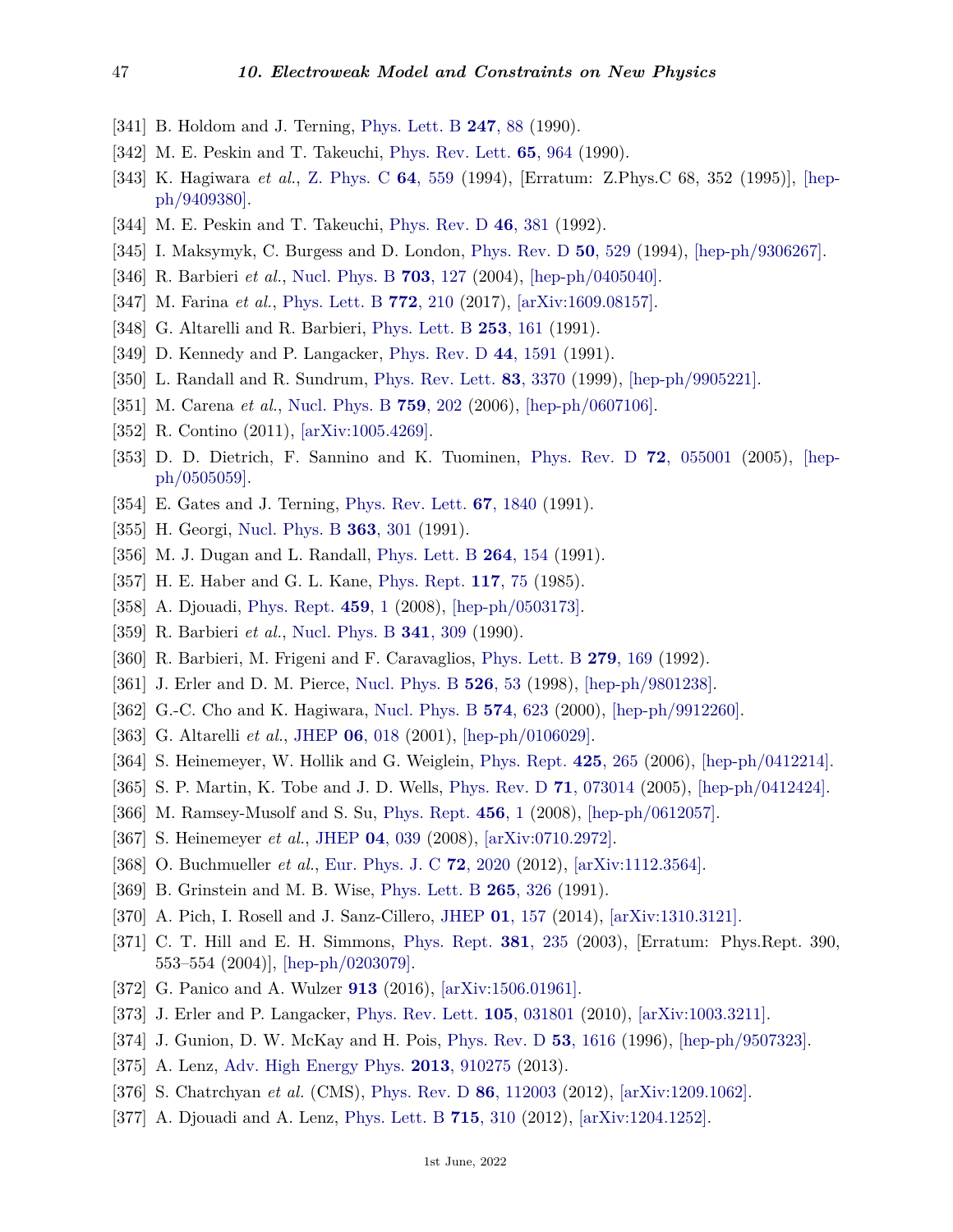[341] B. Holdom and J. Terning, Phys. Lett. B **247**, 88 (1990).

[342] M. E. Peskin and T. Takeuchi, Phys. Rev. Lett. **65**, 964 (1990).

[343] K. Hagiwara *et al.*, Z. Phys. C **64**, 559 (1994), [Erratum: Z.Phys.C 68, 352 (1995)], [hep-ph/9409380].

[344] M. E. Peskin and T. Takeuchi, Phys. Rev. D **46**, 381 (1992).

[345] I. Maksymyk, C. Burgess and D. London, Phys. Rev. D **50**, 529 (1994), [hep-ph/9306267].

[346] R. Barbieri *et al.*, Nucl. Phys. B **703**, 127 (2004), [hep-ph/0405040].

[347] M. Farina *et al.*, Phys. Lett. B **772**, 210 (2017), [arXiv:1609.08157].

[348] G. Altarelli and R. Barbieri, Phys. Lett. B **253**, 161 (1991).

[349] D. Kennedy and P. Langacker, Phys. Rev. D **44**, 1591 (1991).

[350] L. Randall and R. Sundrum, Phys. Rev. Lett. **83**, 3370 (1999), [hep-ph/9905221].

[351] M. Carena *et al.*, Nucl. Phys. B **759**, 202 (2006), [hep-ph/0607106].

[352] R. Contino (2011), [arXiv:1005.4269].

[353] D. D. Dietrich, F. Sannino and K. Tuominen, Phys. Rev. D **72**, 055001 (2005), [hep-ph/0505059].

[354] E. Gates and J. Terning, Phys. Rev. Lett. **67**, 1840 (1991).

[355] H. Georgi, Nucl. Phys. B **363**, 301 (1991).

[356] M. J. Dugan and L. Randall, Phys. Lett. B **264**, 154 (1991).

[357] H. E. Haber and G. L. Kane, Phys. Rept. **117**, 75 (1985).

[358] A. Djouadi, Phys. Rept. **459**, 1 (2008), [hep-ph/0503173].

[359] R. Barbieri *et al.*, Nucl. Phys. B **341**, 309 (1990).

[360] R. Barbieri, M. Frigeni and F. Caravaglios, Phys. Lett. B **279**, 169 (1992).

[361] J. Erler and D. M. Pierce, Nucl. Phys. B **526**, 53 (1998), [hep-ph/9801238].

[362] G.-C. Cho and K. Hagiwara, Nucl. Phys. B **574**, 623 (2000), [hep-ph/9912260].

[363] G. Altarelli *et al.*, JHEP **06**, 018 (2001), [hep-ph/0106029].

[364] S. Heinemeyer, W. Hollik and G. Weiglein, Phys. Rept. **425**, 265 (2006), [hep-ph/0412214].

[365] S. P. Martin, K. Tobe and J. D. Wells, Phys. Rev. D **71**, 073014 (2005), [hep-ph/0412424].

[366] M. Ramsey-Musolf and S. Su, Phys. Rept. **456**, 1 (2008), [hep-ph/0612057].

[367] S. Heinemeyer *et al.*, JHEP **04**, 039 (2008), [arXiv:0710.2972].

[368] O. Buchmueller *et al.*, Eur. Phys. J. C **72**, 2020 (2012), [arXiv:1112.3564].

[369] B. Grinstein and M. B. Wise, Phys. Lett. B **265**, 326 (1991).

[370] A. Pich, I. Rosell and J. Sanz-Cillero, JHEP **01**, 157 (2014), [arXiv:1310.3121].

[371] C. T. Hill and E. H. Simmons, Phys. Rept. **381**, 235 (2003), [Erratum: Phys.Rept. 390, 553–554 (2004)], [hep-ph/0203079].

[372] G. Panico and A. Wulzer **913** (2016), [arXiv:1506.01961].

[373] J. Erler and P. Langacker, Phys. Rev. Lett. **105**, 031801 (2010), [arXiv:1003.3211].

[374] J. Gunion, D. W. McKay and H. Pois, Phys. Rev. D **53**, 1616 (1996), [hep-ph/9507323].

[375] A. Lenz, Adv. High Energy Phys. **2013**, 910275 (2013).

[376] S. Chatrchyan *et al.* (CMS), Phys. Rev. D **86**, 112003 (2012), [arXiv:1209.1062].

[377] A. Djouadi and A. Lenz, Phys. Lett. B **715**, 310 (2012), [arXiv:1204.1252].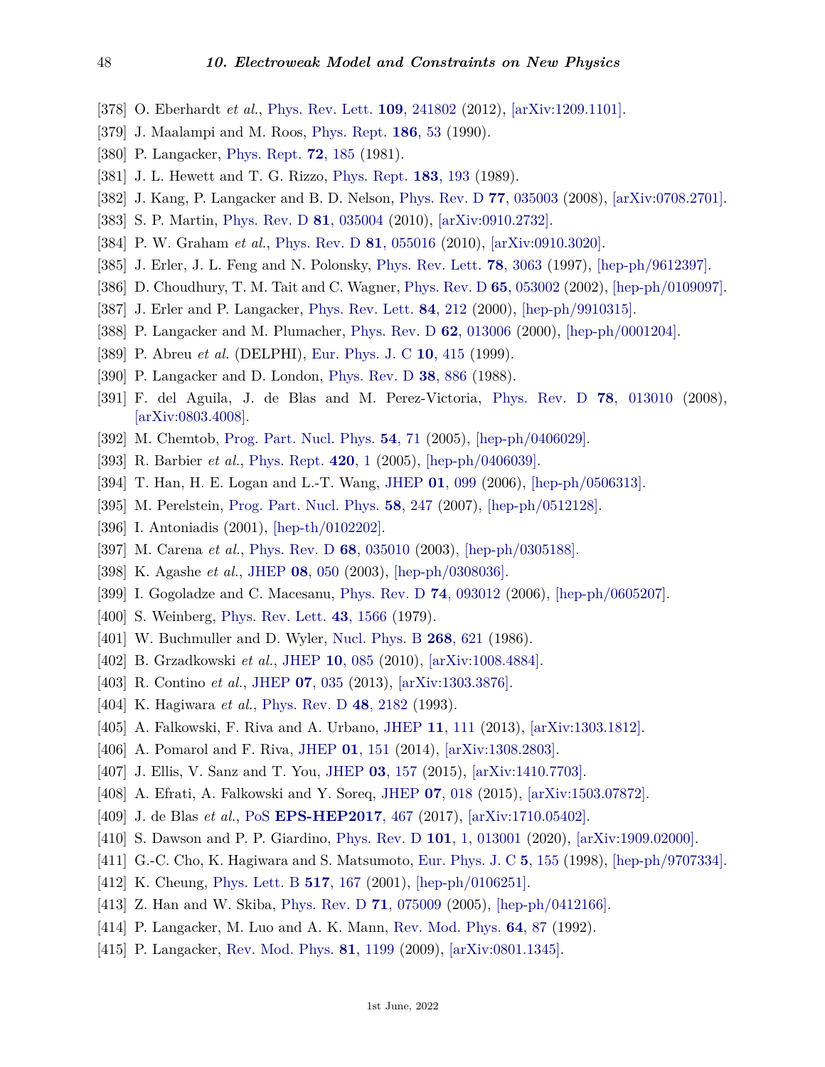[378] O. Eberhardt *et al.*, Phys. Rev. Lett. **109**, 241802 (2012), [arXiv:1209.1101].

[379] J. Maalampi and M. Roos, Phys. Rept. **186**, 53 (1990).

[380] P. Langacker, Phys. Rept. **72**, 185 (1981).

[381] J. L. Hewett and T. G. Rizzo, Phys. Rept. **183**, 193 (1989).

[382] J. Kang, P. Langacker and B. D. Nelson, Phys. Rev. D **77**, 035003 (2008), [arXiv:0708.2701].

[383] S. P. Martin, Phys. Rev. D **81**, 035004 (2010), [arXiv:0910.2732].

[384] P. W. Graham *et al.*, Phys. Rev. D **81**, 055016 (2010), [arXiv:0910.3020].

[385] J. Erler, J. L. Feng and N. Polonsky, Phys. Rev. Lett. **78**, 3063 (1997), [hep-ph/9612397].

[386] D. Choudhury, T. M. Tait and C. Wagner, Phys. Rev. D **65**, 053002 (2002), [hep-ph/0109097].

[387] J. Erler and P. Langacker, Phys. Rev. Lett. **84**, 212 (2000), [hep-ph/9910315].

[388] P. Langacker and M. Plumacher, Phys. Rev. D **62**, 013006 (2000), [hep-ph/0001204].

[389] P. Abreu *et al.* (DELPHI), Eur. Phys. J. C **10**, 415 (1999).

[390] P. Langacker and D. London, Phys. Rev. D **38**, 886 (1988).

[391] F. del Aguila, J. de Blas and M. Perez-Victoria, Phys. Rev. D **78**, 013010 (2008), [arXiv:0803.4008].

[392] M. Chemtob, Prog. Part. Nucl. Phys. **54**, 71 (2005), [hep-ph/0406029].

[393] R. Barbier *et al.*, Phys. Rept. **420**, 1 (2005), [hep-ph/0406039].

[394] T. Han, H. E. Logan and L.-T. Wang, JHEP **01**, 099 (2006), [hep-ph/0506313].

[395] M. Perelstein, Prog. Part. Nucl. Phys. **58**, 247 (2007), [hep-ph/0512128].

[396] I. Antoniadis (2001), [hep-th/0102202].

[397] M. Carena *et al.*, Phys. Rev. D **68**, 035010 (2003), [hep-ph/0305188].

[398] K. Agashe *et al.*, JHEP **08**, 050 (2003), [hep-ph/0308036].

[399] I. Gogoladze and C. Macesanu, Phys. Rev. D **74**, 093012 (2006), [hep-ph/0605207].

[400] S. Weinberg, Phys. Rev. Lett. **43**, 1566 (1979).

[401] W. Buchmuller and D. Wyler, Nucl. Phys. B **268**, 621 (1986).

[402] B. Grzadkowski *et al.*, JHEP **10**, 085 (2010), [arXiv:1008.4884].

[403] R. Contino *et al.*, JHEP **07**, 035 (2013), [arXiv:1303.3876].

[404] K. Hagiwara *et al.*, Phys. Rev. D **48**, 2182 (1993).

[405] A. Falkowski, F. Riva and A. Urbano, JHEP **11**, 111 (2013), [arXiv:1303.1812].

[406] A. Pomarol and F. Riva, JHEP **01**, 151 (2014), [arXiv:1308.2803].

[407] J. Ellis, V. Sanz and T. You, JHEP **03**, 157 (2015), [arXiv:1410.7703].

[408] A. Efrati, A. Falkowski and Y. Soreq, JHEP **07**, 018 (2015), [arXiv:1503.07872].

[409] J. de Blas *et al.*, PoS **EPS-HEP2017**, 467 (2017), [arXiv:1710.05402].

[410] S. Dawson and P. P. Giardino, Phys. Rev. D **101**, 1, 013001 (2020), [arXiv:1909.02000].

[411] G.-C. Cho, K. Hagiwara and S. Matsumoto, Eur. Phys. J. C **5**, 155 (1998), [hep-ph/9707334].

[412] K. Cheung, Phys. Lett. B **517**, 167 (2001), [hep-ph/0106251].

[413] Z. Han and W. Skiba, Phys. Rev. D **71**, 075009 (2005), [hep-ph/0412166].

[414] P. Langacker, M. Luo and A. K. Mann, Rev. Mod. Phys. **64**, 87 (1992).

[415] P. Langacker, Rev. Mod. Phys. **81**, 1199 (2009), [arXiv:0801.1345].